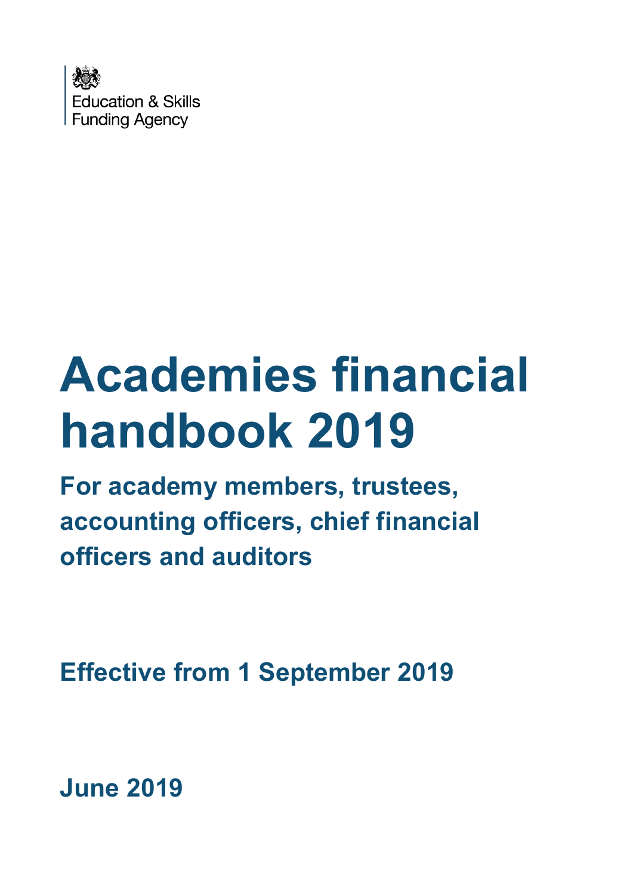Education & Skills
Funding Agency

# Academies financial handbook 2019

## For academy members, trustees, accounting officers, chief financial officers and auditors

## Effective from 1 September 2019

## June 2019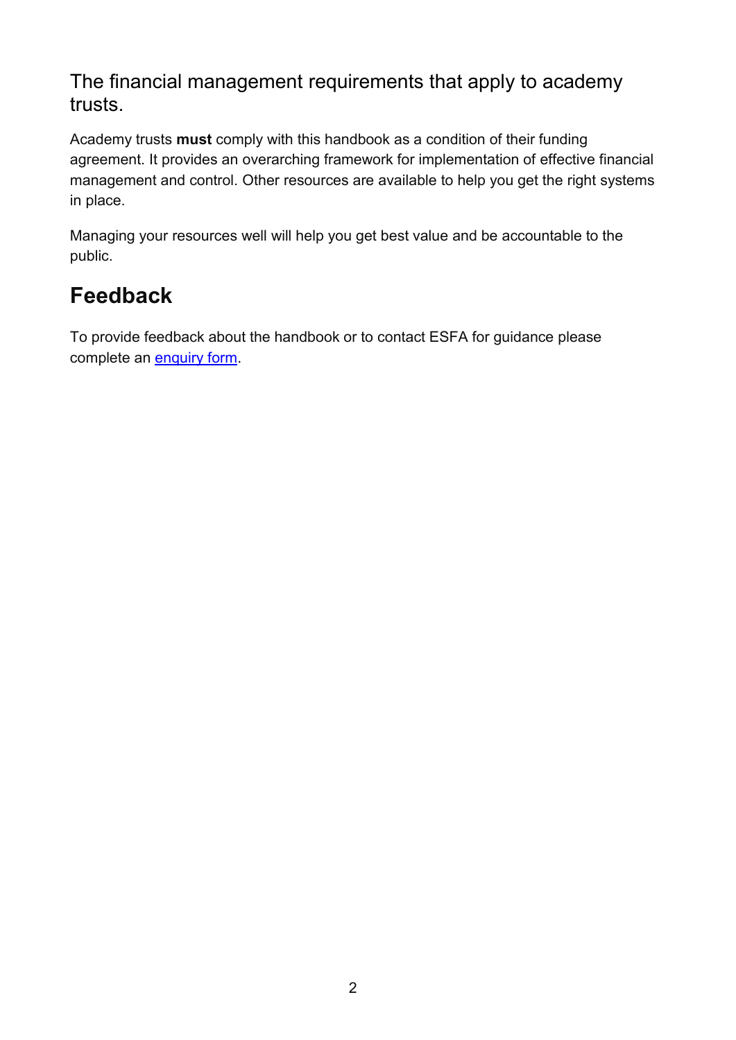The financial management requirements that apply to academy trusts.

Academy trusts **must** comply with this handbook as a condition of their funding agreement. It provides an overarching framework for implementation of effective financial management and control. Other resources are available to help you get the right systems in place.

Managing your resources well will help you get best value and be accountable to the public.

# Feedback

To provide feedback about the handbook or to contact ESFA for guidance please complete an enquiry form.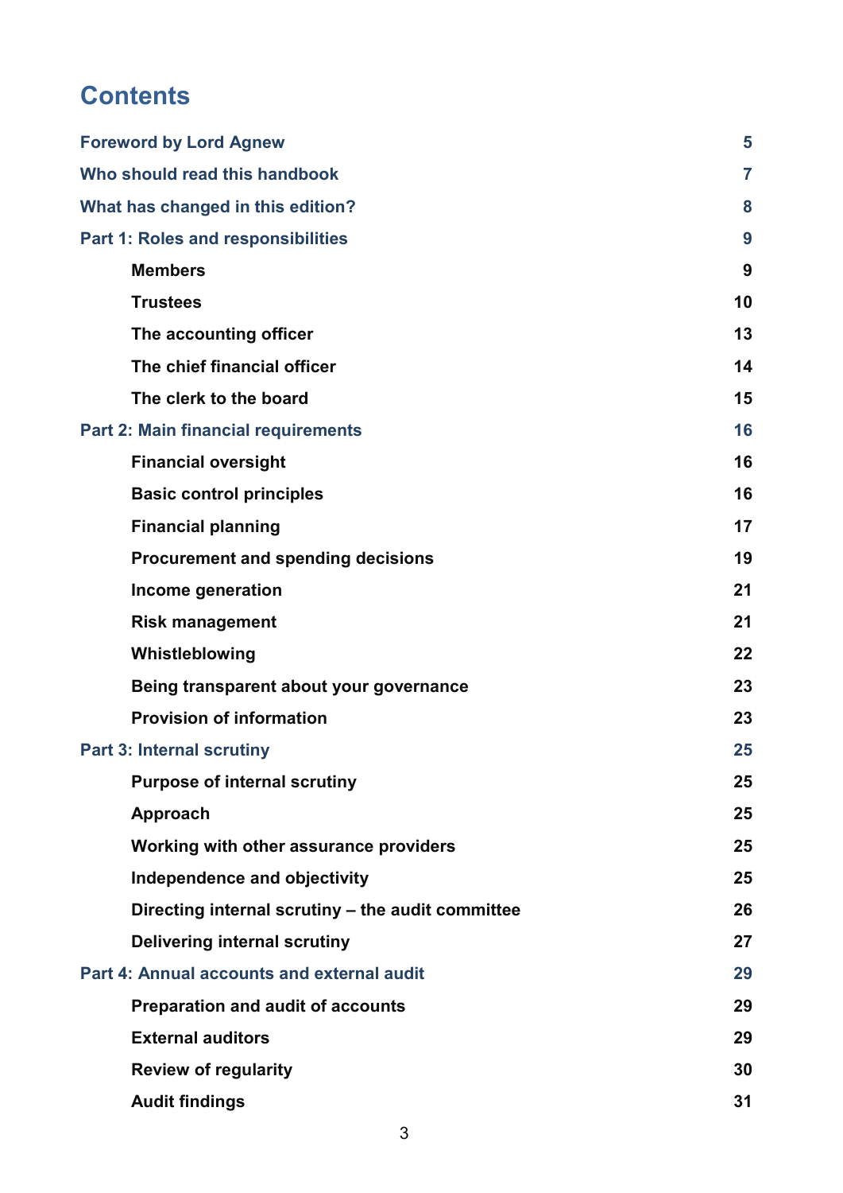# Contents

| | |
|---|---|
| **Foreword by Lord Agnew** | 5 |
| **Who should read this handbook** | 7 |
| **What has changed in this edition?** | 8 |
| **Part 1: Roles and responsibilities** | 9 |
| &nbsp;&nbsp;&nbsp;&nbsp;**Members** | 9 |
| &nbsp;&nbsp;&nbsp;&nbsp;**Trustees** | 10 |
| &nbsp;&nbsp;&nbsp;&nbsp;**The accounting officer** | 13 |
| &nbsp;&nbsp;&nbsp;&nbsp;**The chief financial officer** | 14 |
| &nbsp;&nbsp;&nbsp;&nbsp;**The clerk to the board** | 15 |
| **Part 2: Main financial requirements** | 16 |
| &nbsp;&nbsp;&nbsp;&nbsp;**Financial oversight** | 16 |
| &nbsp;&nbsp;&nbsp;&nbsp;**Basic control principles** | 16 |
| &nbsp;&nbsp;&nbsp;&nbsp;**Financial planning** | 17 |
| &nbsp;&nbsp;&nbsp;&nbsp;**Procurement and spending decisions** | 19 |
| &nbsp;&nbsp;&nbsp;&nbsp;**Income generation** | 21 |
| &nbsp;&nbsp;&nbsp;&nbsp;**Risk management** | 21 |
| &nbsp;&nbsp;&nbsp;&nbsp;**Whistleblowing** | 22 |
| &nbsp;&nbsp;&nbsp;&nbsp;**Being transparent about your governance** | 23 |
| &nbsp;&nbsp;&nbsp;&nbsp;**Provision of information** | 23 |
| **Part 3: Internal scrutiny** | 25 |
| &nbsp;&nbsp;&nbsp;&nbsp;**Purpose of internal scrutiny** | 25 |
| &nbsp;&nbsp;&nbsp;&nbsp;**Approach** | 25 |
| &nbsp;&nbsp;&nbsp;&nbsp;**Working with other assurance providers** | 25 |
| &nbsp;&nbsp;&nbsp;&nbsp;**Independence and objectivity** | 25 |
| &nbsp;&nbsp;&nbsp;&nbsp;**Directing internal scrutiny – the audit committee** | 26 |
| &nbsp;&nbsp;&nbsp;&nbsp;**Delivering internal scrutiny** | 27 |
| **Part 4: Annual accounts and external audit** | 29 |
| &nbsp;&nbsp;&nbsp;&nbsp;**Preparation and audit of accounts** | 29 |
| &nbsp;&nbsp;&nbsp;&nbsp;**External auditors** | 29 |
| &nbsp;&nbsp;&nbsp;&nbsp;**Review of regularity** | 30 |
| &nbsp;&nbsp;&nbsp;&nbsp;**Audit findings** | 31 |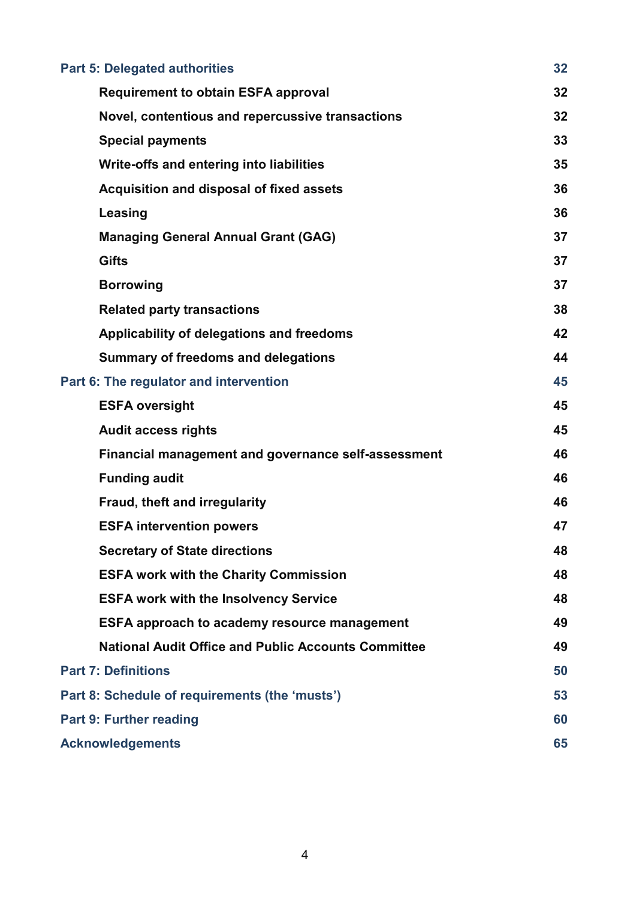Part 5: Delegated authorities 32

- Requirement to obtain ESFA approval 32
- Novel, contentious and repercussive transactions 32
- Special payments 33
- Write-offs and entering into liabilities 35
- Acquisition and disposal of fixed assets 36
- Leasing 36
- Managing General Annual Grant (GAG) 37
- Gifts 37
- Borrowing 37
- Related party transactions 38
- Applicability of delegations and freedoms 42
- Summary of freedoms and delegations 44

Part 6: The regulator and intervention 45

- ESFA oversight 45
- Audit access rights 45
- Financial management and governance self-assessment 46
- Funding audit 46
- Fraud, theft and irregularity 46
- ESFA intervention powers 47
- Secretary of State directions 48
- ESFA work with the Charity Commission 48
- ESFA work with the Insolvency Service 48
- ESFA approach to academy resource management 49
- National Audit Office and Public Accounts Committee 49

Part 7: Definitions 50

Part 8: Schedule of requirements (the 'musts') 53

Part 9: Further reading 60

Acknowledgements 65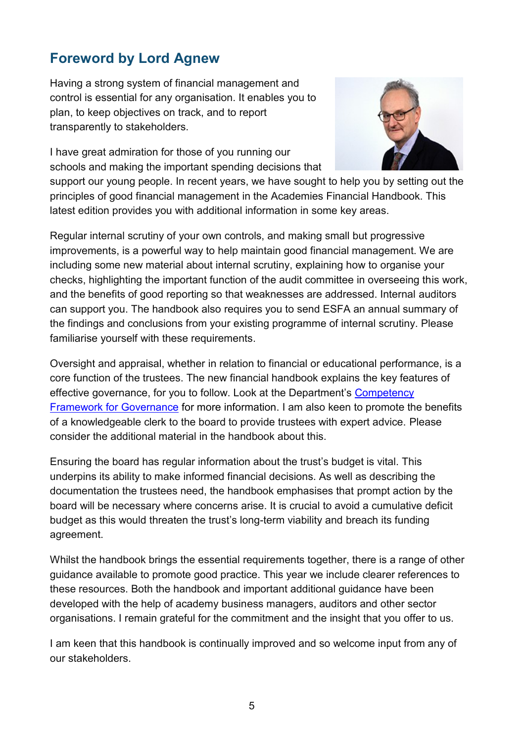## Foreword by Lord Agnew

Having a strong system of financial management and control is essential for any organisation. It enables you to plan, to keep objectives on track, and to report transparently to stakeholders.

I have great admiration for those of you running our schools and making the important spending decisions that support our young people. In recent years, we have sought to help you by setting out the principles of good financial management in the Academies Financial Handbook. This latest edition provides you with additional information in some key areas.

Regular internal scrutiny of your own controls, and making small but progressive improvements, is a powerful way to help maintain good financial management. We are including some new material about internal scrutiny, explaining how to organise your checks, highlighting the important function of the audit committee in overseeing this work, and the benefits of good reporting so that weaknesses are addressed. Internal auditors can support you. The handbook also requires you to send ESFA an annual summary of the findings and conclusions from your existing programme of internal scrutiny. Please familiarise yourself with these requirements.

Oversight and appraisal, whether in relation to financial or educational performance, is a core function of the trustees. The new financial handbook explains the key features of effective governance, for you to follow. Look at the Department's Competency Framework for Governance for more information. I am also keen to promote the benefits of a knowledgeable clerk to the board to provide trustees with expert advice. Please consider the additional material in the handbook about this.

Ensuring the board has regular information about the trust's budget is vital. This underpins its ability to make informed financial decisions. As well as describing the documentation the trustees need, the handbook emphasises that prompt action by the board will be necessary where concerns arise. It is crucial to avoid a cumulative deficit budget as this would threaten the trust's long-term viability and breach its funding agreement.

Whilst the handbook brings the essential requirements together, there is a range of other guidance available to promote good practice. This year we include clearer references to these resources. Both the handbook and important additional guidance have been developed with the help of academy business managers, auditors and other sector organisations. I remain grateful for the commitment and the insight that you offer to us.

I am keen that this handbook is continually improved and so welcome input from any of our stakeholders.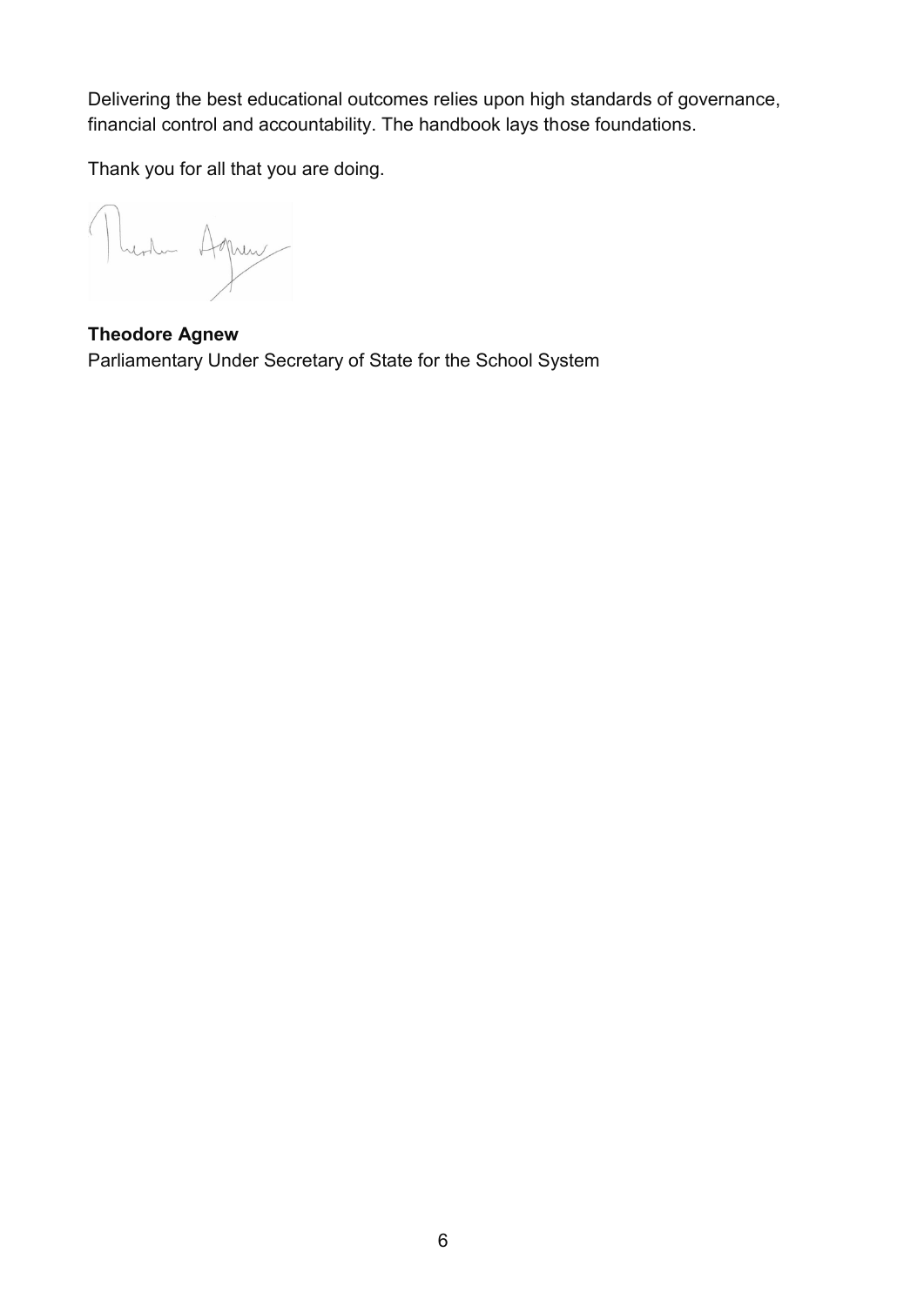Delivering the best educational outcomes relies upon high standards of governance, financial control and accountability. The handbook lays those foundations.

Thank you for all that you are doing.

**Theodore Agnew**
Parliamentary Under Secretary of State for the School System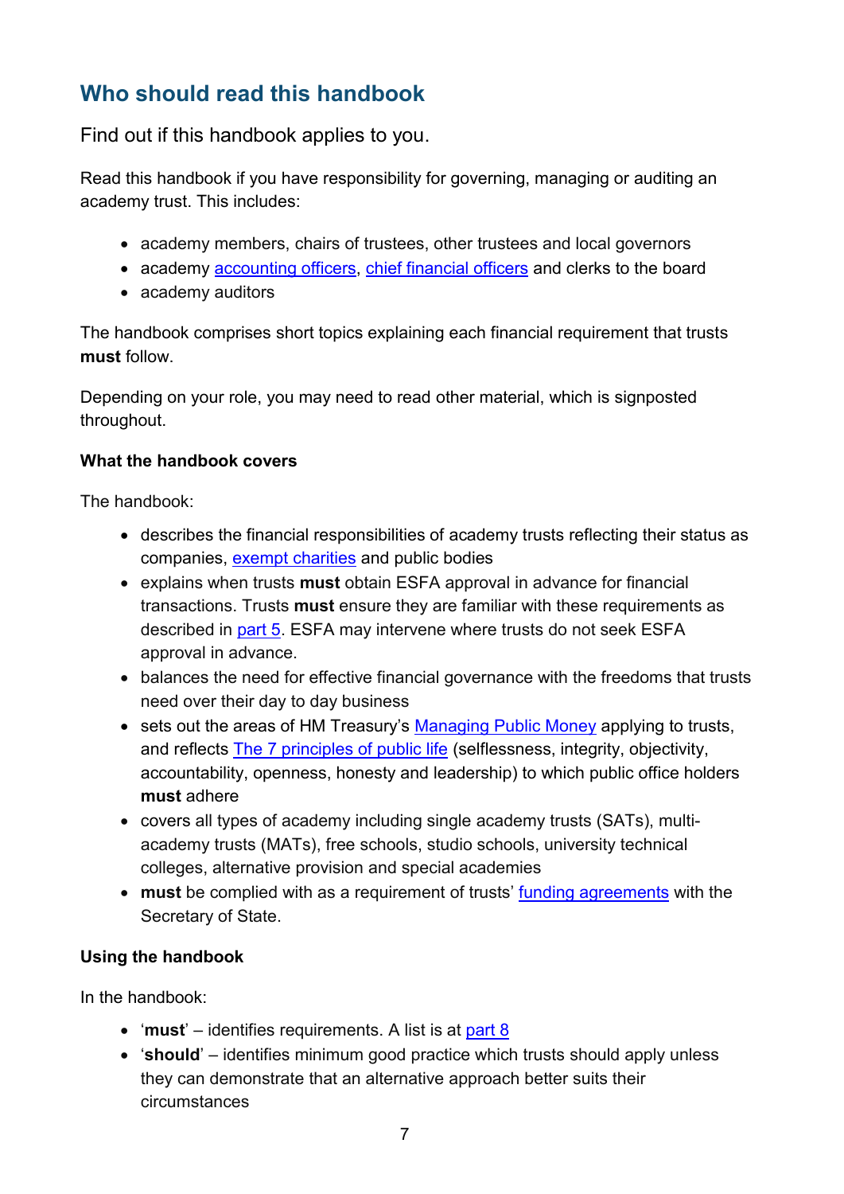## Who should read this handbook

Find out if this handbook applies to you.

Read this handbook if you have responsibility for governing, managing or auditing an academy trust. This includes:

- academy members, chairs of trustees, other trustees and local governors
- academy accounting officers, chief financial officers and clerks to the board
- academy auditors

The handbook comprises short topics explaining each financial requirement that trusts **must** follow.

Depending on your role, you may need to read other material, which is signposted throughout.

**What the handbook covers**

The handbook:

- describes the financial responsibilities of academy trusts reflecting their status as companies, exempt charities and public bodies
- explains when trusts **must** obtain ESFA approval in advance for financial transactions. Trusts **must** ensure they are familiar with these requirements as described in part 5. ESFA may intervene where trusts do not seek ESFA approval in advance.
- balances the need for effective financial governance with the freedoms that trusts need over their day to day business
- sets out the areas of HM Treasury's Managing Public Money applying to trusts, and reflects The 7 principles of public life (selflessness, integrity, objectivity, accountability, openness, honesty and leadership) to which public office holders **must** adhere
- covers all types of academy including single academy trusts (SATs), multi-academy trusts (MATs), free schools, studio schools, university technical colleges, alternative provision and special academies
- **must** be complied with as a requirement of trusts' funding agreements with the Secretary of State.

**Using the handbook**

In the handbook:

- '**must**' – identifies requirements. A list is at part 8
- '**should**' – identifies minimum good practice which trusts should apply unless they can demonstrate that an alternative approach better suits their circumstances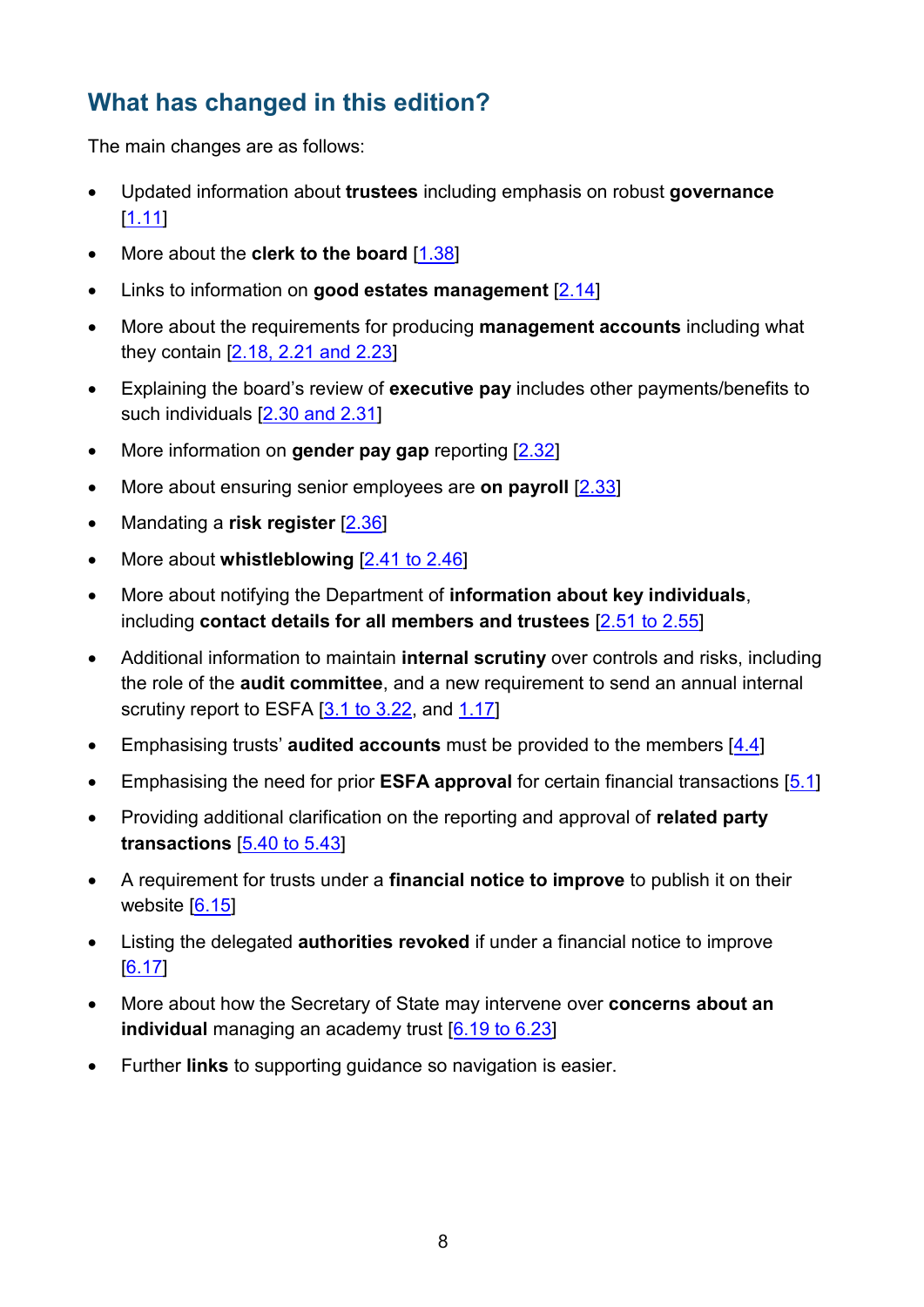## What has changed in this edition?

The main changes are as follows:

- Updated information about **trustees** including emphasis on robust **governance** [1.11]
- More about the **clerk to the board** [1.38]
- Links to information on **good estates management** [2.14]
- More about the requirements for producing **management accounts** including what they contain [2.18, 2.21 and 2.23]
- Explaining the board's review of **executive pay** includes other payments/benefits to such individuals [2.30 and 2.31]
- More information on **gender pay gap** reporting [2.32]
- More about ensuring senior employees are **on payroll** [2.33]
- Mandating a **risk register** [2.36]
- More about **whistleblowing** [2.41 to 2.46]
- More about notifying the Department of **information about key individuals**, including **contact details for all members and trustees** [2.51 to 2.55]
- Additional information to maintain **internal scrutiny** over controls and risks, including the role of the **audit committee**, and a new requirement to send an annual internal scrutiny report to ESFA [3.1 to 3.22, and 1.17]
- Emphasising trusts' **audited accounts** must be provided to the members [4.4]
- Emphasising the need for prior **ESFA approval** for certain financial transactions [5.1]
- Providing additional clarification on the reporting and approval of **related party transactions** [5.40 to 5.43]
- A requirement for trusts under a **financial notice to improve** to publish it on their website [6.15]
- Listing the delegated **authorities revoked** if under a financial notice to improve [6.17]
- More about how the Secretary of State may intervene over **concerns about an individual** managing an academy trust [6.19 to 6.23]
- Further **links** to supporting guidance so navigation is easier.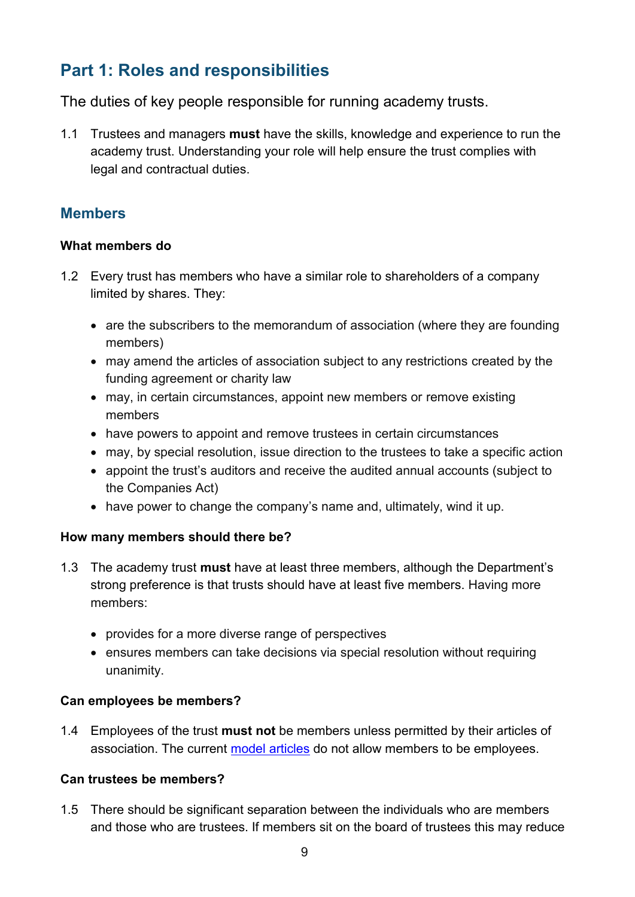## Part 1: Roles and responsibilities

The duties of key people responsible for running academy trusts.

1.1 Trustees and managers **must** have the skills, knowledge and experience to run the academy trust. Understanding your role will help ensure the trust complies with legal and contractual duties.

### Members

#### What members do

1.2 Every trust has members who have a similar role to shareholders of a company limited by shares. They:

- are the subscribers to the memorandum of association (where they are founding members)
- may amend the articles of association subject to any restrictions created by the funding agreement or charity law
- may, in certain circumstances, appoint new members or remove existing members
- have powers to appoint and remove trustees in certain circumstances
- may, by special resolution, issue direction to the trustees to take a specific action
- appoint the trust's auditors and receive the audited annual accounts (subject to the Companies Act)
- have power to change the company's name and, ultimately, wind it up.

#### How many members should there be?

1.3 The academy trust **must** have at least three members, although the Department's strong preference is that trusts should have at least five members. Having more members:

- provides for a more diverse range of perspectives
- ensures members can take decisions via special resolution without requiring unanimity.

#### Can employees be members?

1.4 Employees of the trust **must not** be members unless permitted by their articles of association. The current model articles do not allow members to be employees.

#### Can trustees be members?

1.5 There should be significant separation between the individuals who are members and those who are trustees. If members sit on the board of trustees this may reduce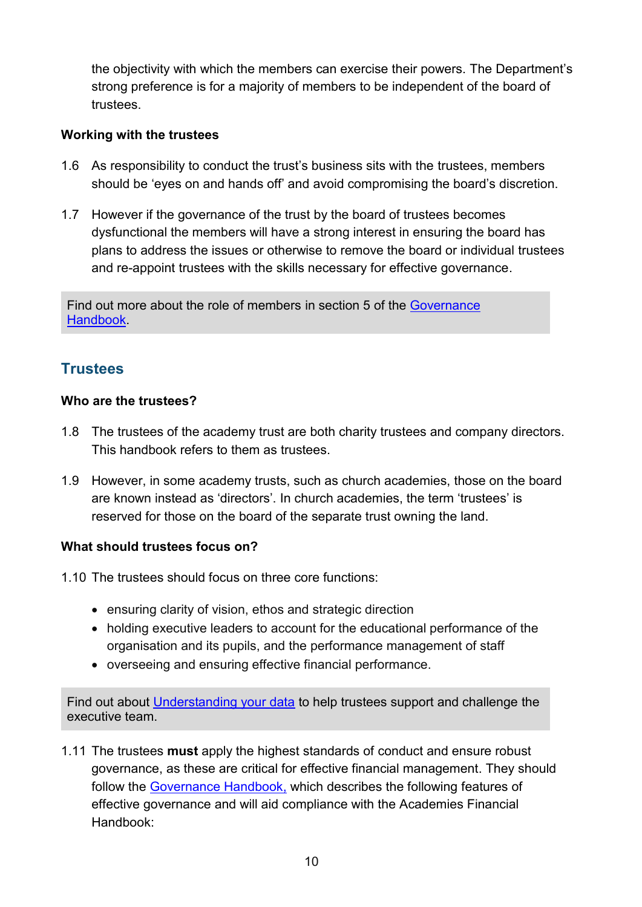the objectivity with which the members can exercise their powers. The Department's strong preference is for a majority of members to be independent of the board of trustees.

**Working with the trustees**

1.6 As responsibility to conduct the trust's business sits with the trustees, members should be 'eyes on and hands off' and avoid compromising the board's discretion.

1.7 However if the governance of the trust by the board of trustees becomes dysfunctional the members will have a strong interest in ensuring the board has plans to address the issues or otherwise to remove the board or individual trustees and re-appoint trustees with the skills necessary for effective governance.

> Find out more about the role of members in section 5 of the Governance Handbook.

## Trustees

**Who are the trustees?**

1.8 The trustees of the academy trust are both charity trustees and company directors. This handbook refers to them as trustees.

1.9 However, in some academy trusts, such as church academies, those on the board are known instead as 'directors'. In church academies, the term 'trustees' is reserved for those on the board of the separate trust owning the land.

**What should trustees focus on?**

1.10 The trustees should focus on three core functions:

- ensuring clarity of vision, ethos and strategic direction
- holding executive leaders to account for the educational performance of the organisation and its pupils, and the performance management of staff
- overseeing and ensuring effective financial performance.

> Find out about Understanding your data to help trustees support and challenge the executive team.

1.11 The trustees **must** apply the highest standards of conduct and ensure robust governance, as these are critical for effective financial management. They should follow the Governance Handbook, which describes the following features of effective governance and will aid compliance with the Academies Financial Handbook: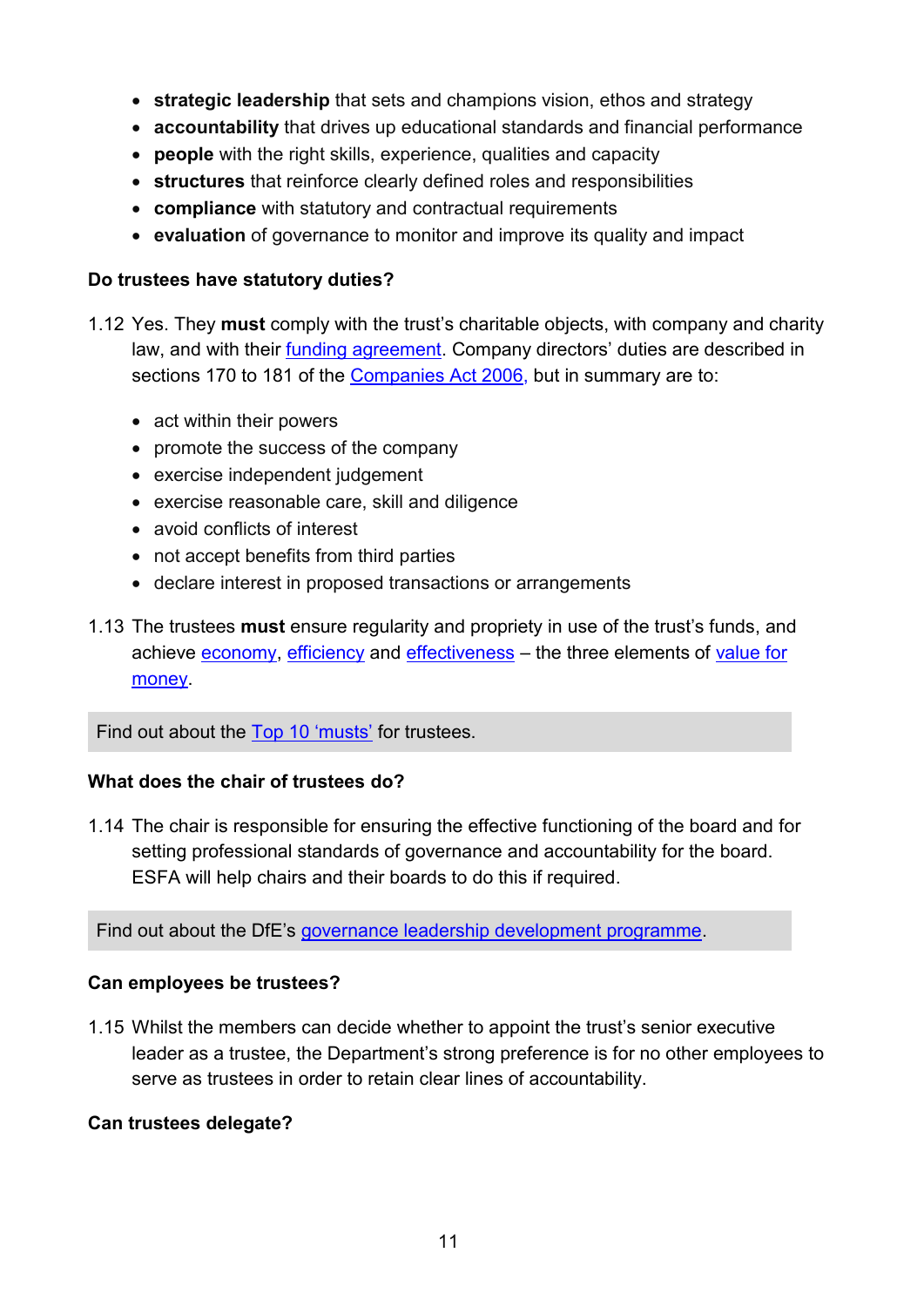- **strategic leadership** that sets and champions vision, ethos and strategy
- **accountability** that drives up educational standards and financial performance
- **people** with the right skills, experience, qualities and capacity
- **structures** that reinforce clearly defined roles and responsibilities
- **compliance** with statutory and contractual requirements
- **evaluation** of governance to monitor and improve its quality and impact

**Do trustees have statutory duties?**

1.12 Yes. They **must** comply with the trust's charitable objects, with company and charity law, and with their funding agreement. Company directors' duties are described in sections 170 to 181 of the Companies Act 2006, but in summary are to:

- act within their powers
- promote the success of the company
- exercise independent judgement
- exercise reasonable care, skill and diligence
- avoid conflicts of interest
- not accept benefits from third parties
- declare interest in proposed transactions or arrangements

1.13 The trustees **must** ensure regularity and propriety in use of the trust's funds, and achieve economy, efficiency and effectiveness – the three elements of value for money.

> Find out about the Top 10 'musts' for trustees.

**What does the chair of trustees do?**

1.14 The chair is responsible for ensuring the effective functioning of the board and for setting professional standards of governance and accountability for the board. ESFA will help chairs and their boards to do this if required.

> Find out about the DfE's governance leadership development programme.

**Can employees be trustees?**

1.15 Whilst the members can decide whether to appoint the trust's senior executive leader as a trustee, the Department's strong preference is for no other employees to serve as trustees in order to retain clear lines of accountability.

**Can trustees delegate?**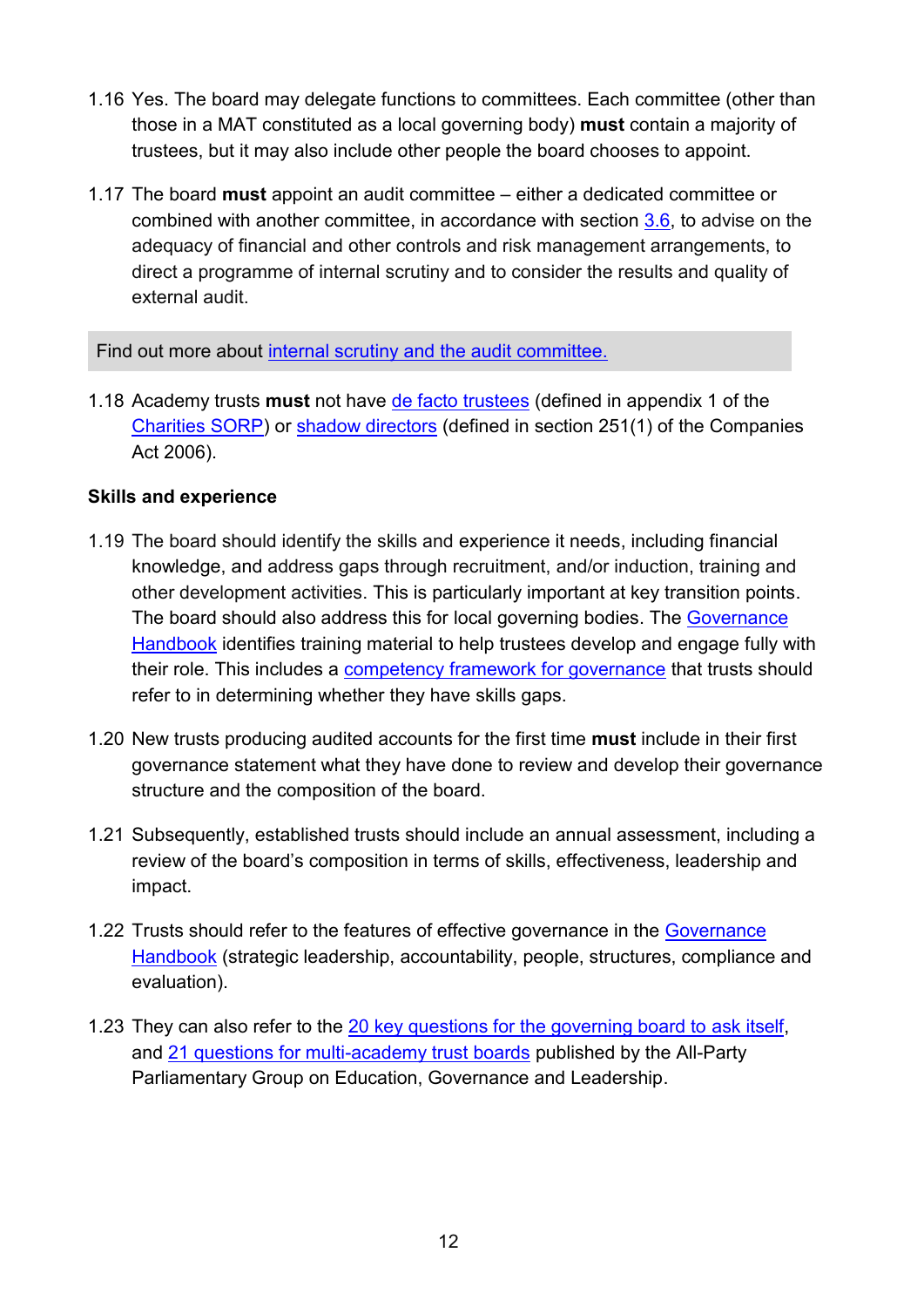1.16 Yes. The board may delegate functions to committees. Each committee (other than those in a MAT constituted as a local governing body) **must** contain a majority of trustees, but it may also include other people the board chooses to appoint.

1.17 The board **must** appoint an audit committee – either a dedicated committee or combined with another committee, in accordance with section 3.6, to advise on the adequacy of financial and other controls and risk management arrangements, to direct a programme of internal scrutiny and to consider the results and quality of external audit.

Find out more about internal scrutiny and the audit committee.

1.18 Academy trusts **must** not have de facto trustees (defined in appendix 1 of the Charities SORP) or shadow directors (defined in section 251(1) of the Companies Act 2006).

**Skills and experience**

1.19 The board should identify the skills and experience it needs, including financial knowledge, and address gaps through recruitment, and/or induction, training and other development activities. This is particularly important at key transition points. The board should also address this for local governing bodies. The Governance Handbook identifies training material to help trustees develop and engage fully with their role. This includes a competency framework for governance that trusts should refer to in determining whether they have skills gaps.

1.20 New trusts producing audited accounts for the first time **must** include in their first governance statement what they have done to review and develop their governance structure and the composition of the board.

1.21 Subsequently, established trusts should include an annual assessment, including a review of the board's composition in terms of skills, effectiveness, leadership and impact.

1.22 Trusts should refer to the features of effective governance in the Governance Handbook (strategic leadership, accountability, people, structures, compliance and evaluation).

1.23 They can also refer to the 20 key questions for the governing board to ask itself, and 21 questions for multi-academy trust boards published by the All-Party Parliamentary Group on Education, Governance and Leadership.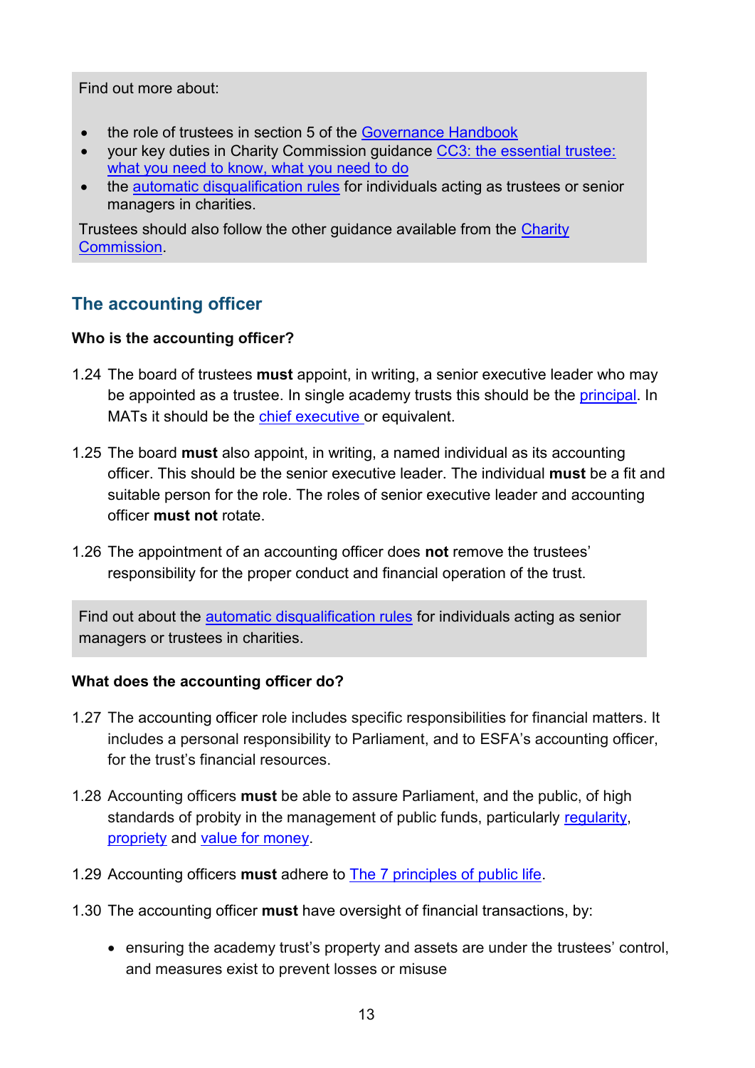Find out more about:

- the role of trustees in section 5 of the Governance Handbook
- your key duties in Charity Commission guidance CC3: the essential trustee: what you need to know, what you need to do
- the automatic disqualification rules for individuals acting as trustees or senior managers in charities.

Trustees should also follow the other guidance available from the Charity Commission.

## The accounting officer

### Who is the accounting officer?

1.24 The board of trustees **must** appoint, in writing, a senior executive leader who may be appointed as a trustee. In single academy trusts this should be the principal. In MATs it should be the chief executive or equivalent.

1.25 The board **must** also appoint, in writing, a named individual as its accounting officer. This should be the senior executive leader. The individual **must** be a fit and suitable person for the role. The roles of senior executive leader and accounting officer **must not** rotate.

1.26 The appointment of an accounting officer does **not** remove the trustees' responsibility for the proper conduct and financial operation of the trust.

Find out about the automatic disqualification rules for individuals acting as senior managers or trustees in charities.

### What does the accounting officer do?

1.27 The accounting officer role includes specific responsibilities for financial matters. It includes a personal responsibility to Parliament, and to ESFA's accounting officer, for the trust's financial resources.

1.28 Accounting officers **must** be able to assure Parliament, and the public, of high standards of probity in the management of public funds, particularly regularity, propriety and value for money.

1.29 Accounting officers **must** adhere to The 7 principles of public life.

1.30 The accounting officer **must** have oversight of financial transactions, by:

- ensuring the academy trust's property and assets are under the trustees' control, and measures exist to prevent losses or misuse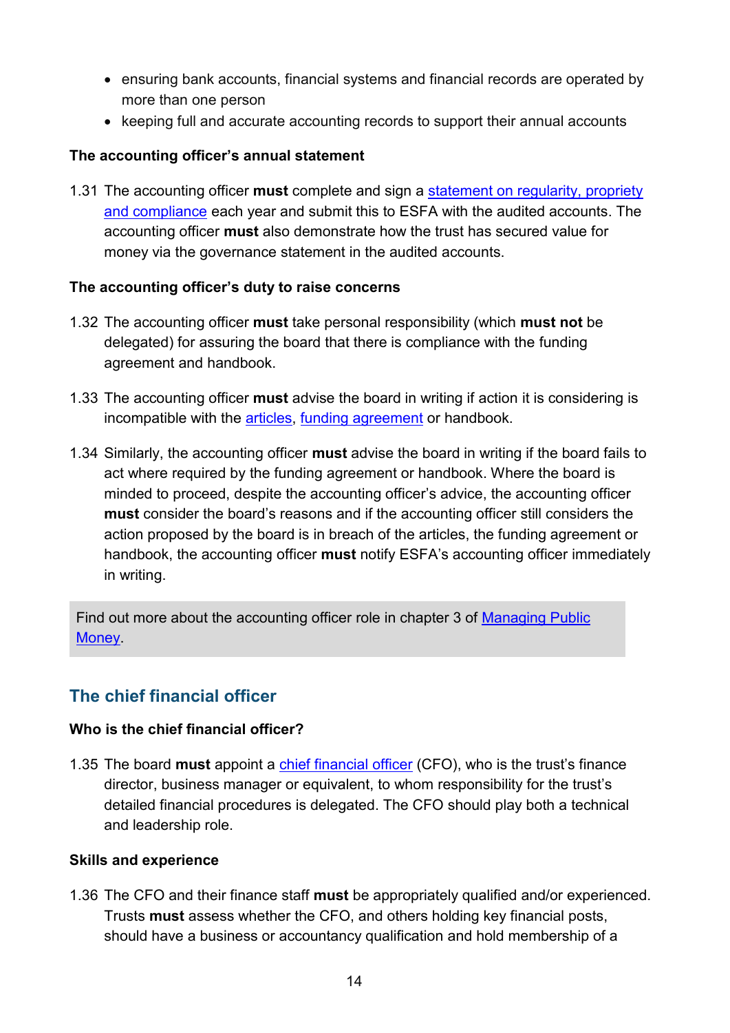- ensuring bank accounts, financial systems and financial records are operated by more than one person
- keeping full and accurate accounting records to support their annual accounts

**The accounting officer's annual statement**

1.31 The accounting officer **must** complete and sign a statement on regularity, propriety and compliance each year and submit this to ESFA with the audited accounts. The accounting officer **must** also demonstrate how the trust has secured value for money via the governance statement in the audited accounts.

**The accounting officer's duty to raise concerns**

1.32 The accounting officer **must** take personal responsibility (which **must not** be delegated) for assuring the board that there is compliance with the funding agreement and handbook.

1.33 The accounting officer **must** advise the board in writing if action it is considering is incompatible with the articles, funding agreement or handbook.

1.34 Similarly, the accounting officer **must** advise the board in writing if the board fails to act where required by the funding agreement or handbook. Where the board is minded to proceed, despite the accounting officer's advice, the accounting officer **must** consider the board's reasons and if the accounting officer still considers the action proposed by the board is in breach of the articles, the funding agreement or handbook, the accounting officer **must** notify ESFA's accounting officer immediately in writing.

> Find out more about the accounting officer role in chapter 3 of Managing Public Money.

## The chief financial officer

**Who is the chief financial officer?**

1.35 The board **must** appoint a chief financial officer (CFO), who is the trust's finance director, business manager or equivalent, to whom responsibility for the trust's detailed financial procedures is delegated. The CFO should play both a technical and leadership role.

**Skills and experience**

1.36 The CFO and their finance staff **must** be appropriately qualified and/or experienced. Trusts **must** assess whether the CFO, and others holding key financial posts, should have a business or accountancy qualification and hold membership of a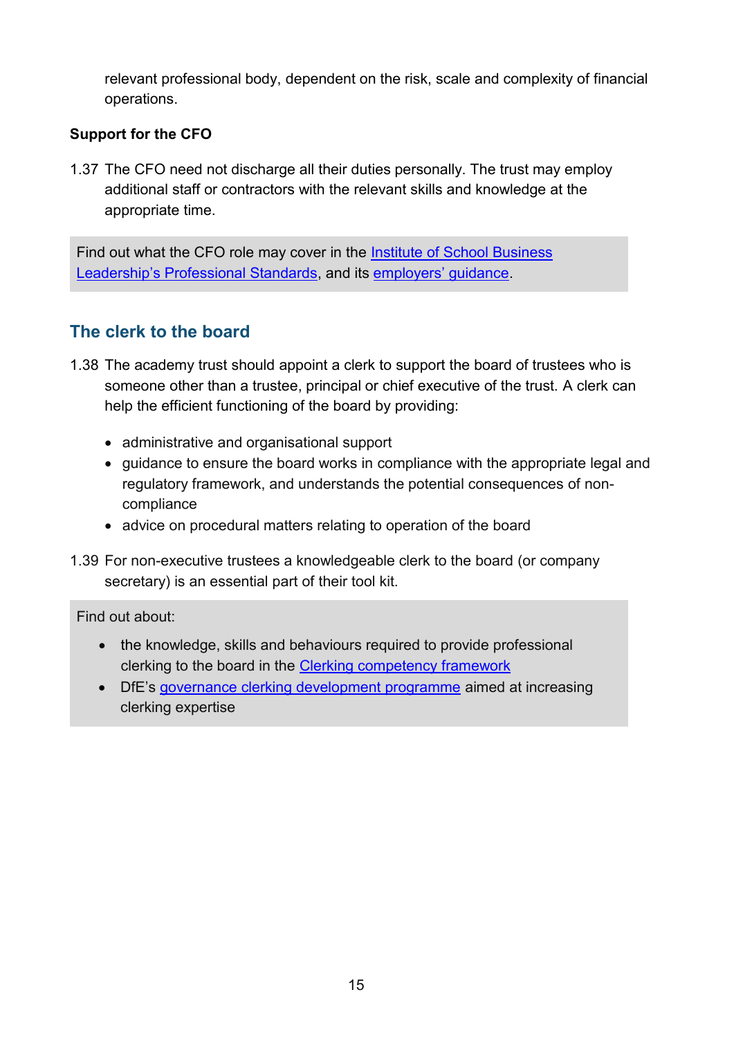relevant professional body, dependent on the risk, scale and complexity of financial operations.

**Support for the CFO**

1.37 The CFO need not discharge all their duties personally. The trust may employ additional staff or contractors with the relevant skills and knowledge at the appropriate time.

> Find out what the CFO role may cover in the Institute of School Business Leadership's Professional Standards, and its employers' guidance.

## The clerk to the board

1.38 The academy trust should appoint a clerk to support the board of trustees who is someone other than a trustee, principal or chief executive of the trust. A clerk can help the efficient functioning of the board by providing:

- administrative and organisational support
- guidance to ensure the board works in compliance with the appropriate legal and regulatory framework, and understands the potential consequences of non-compliance
- advice on procedural matters relating to operation of the board

1.39 For non-executive trustees a knowledgeable clerk to the board (or company secretary) is an essential part of their tool kit.

> Find out about:
>
> - the knowledge, skills and behaviours required to provide professional clerking to the board in the Clerking competency framework
> - DfE's governance clerking development programme aimed at increasing clerking expertise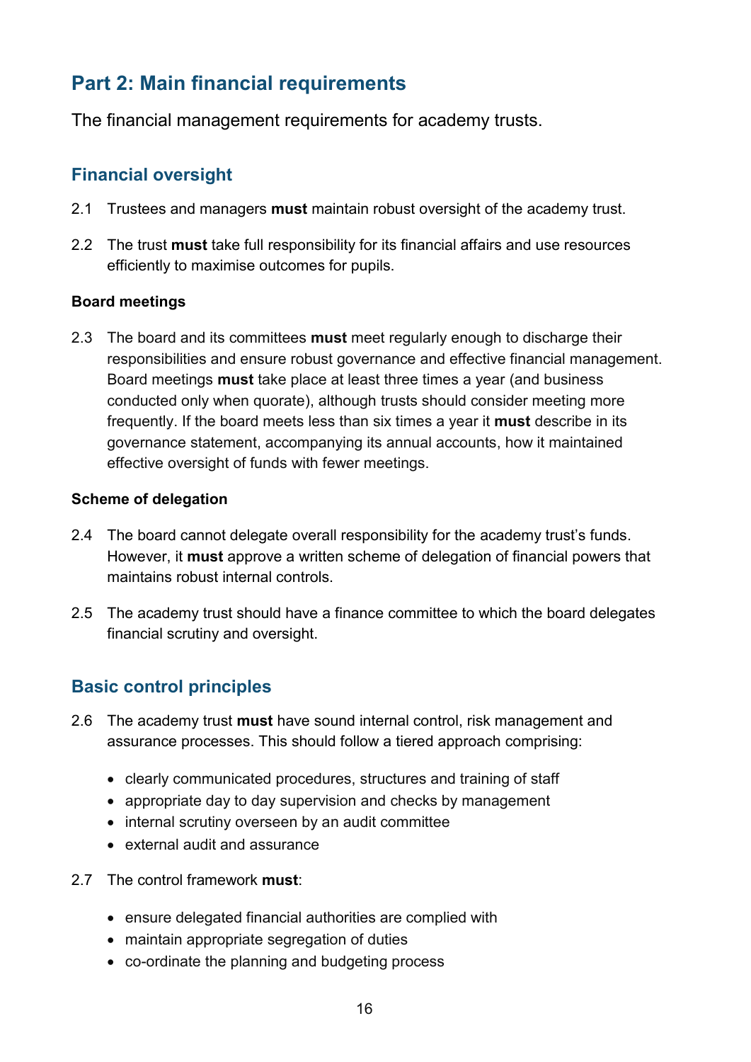## Part 2: Main financial requirements

The financial management requirements for academy trusts.

### Financial oversight

2.1 Trustees and managers **must** maintain robust oversight of the academy trust.

2.2 The trust **must** take full responsibility for its financial affairs and use resources efficiently to maximise outcomes for pupils.

#### Board meetings

2.3 The board and its committees **must** meet regularly enough to discharge their responsibilities and ensure robust governance and effective financial management. Board meetings **must** take place at least three times a year (and business conducted only when quorate), although trusts should consider meeting more frequently. If the board meets less than six times a year it **must** describe in its governance statement, accompanying its annual accounts, how it maintained effective oversight of funds with fewer meetings.

#### Scheme of delegation

2.4 The board cannot delegate overall responsibility for the academy trust's funds. However, it **must** approve a written scheme of delegation of financial powers that maintains robust internal controls.

2.5 The academy trust should have a finance committee to which the board delegates financial scrutiny and oversight.

### Basic control principles

2.6 The academy trust **must** have sound internal control, risk management and assurance processes. This should follow a tiered approach comprising:

- clearly communicated procedures, structures and training of staff
- appropriate day to day supervision and checks by management
- internal scrutiny overseen by an audit committee
- external audit and assurance

2.7 The control framework **must**:

- ensure delegated financial authorities are complied with
- maintain appropriate segregation of duties
- co-ordinate the planning and budgeting process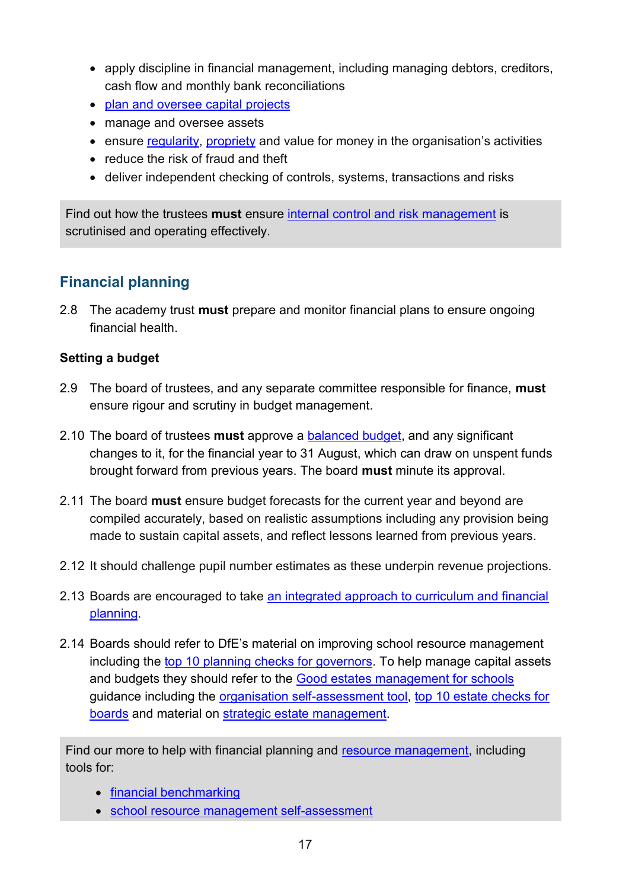- apply discipline in financial management, including managing debtors, creditors, cash flow and monthly bank reconciliations
- plan and oversee capital projects
- manage and oversee assets
- ensure regularity, propriety and value for money in the organisation's activities
- reduce the risk of fraud and theft
- deliver independent checking of controls, systems, transactions and risks

Find out how the trustees **must** ensure internal control and risk management is scrutinised and operating effectively.

## Financial planning

2.8 The academy trust **must** prepare and monitor financial plans to ensure ongoing financial health.

**Setting a budget**

2.9 The board of trustees, and any separate committee responsible for finance, **must** ensure rigour and scrutiny in budget management.

2.10 The board of trustees **must** approve a balanced budget, and any significant changes to it, for the financial year to 31 August, which can draw on unspent funds brought forward from previous years. The board **must** minute its approval.

2.11 The board **must** ensure budget forecasts for the current year and beyond are compiled accurately, based on realistic assumptions including any provision being made to sustain capital assets, and reflect lessons learned from previous years.

2.12 It should challenge pupil number estimates as these underpin revenue projections.

2.13 Boards are encouraged to take an integrated approach to curriculum and financial planning.

2.14 Boards should refer to DfE's material on improving school resource management including the top 10 planning checks for governors. To help manage capital assets and budgets they should refer to the Good estates management for schools guidance including the organisation self-assessment tool, top 10 estate checks for boards and material on strategic estate management.

Find our more to help with financial planning and resource management, including tools for:

- financial benchmarking
- school resource management self-assessment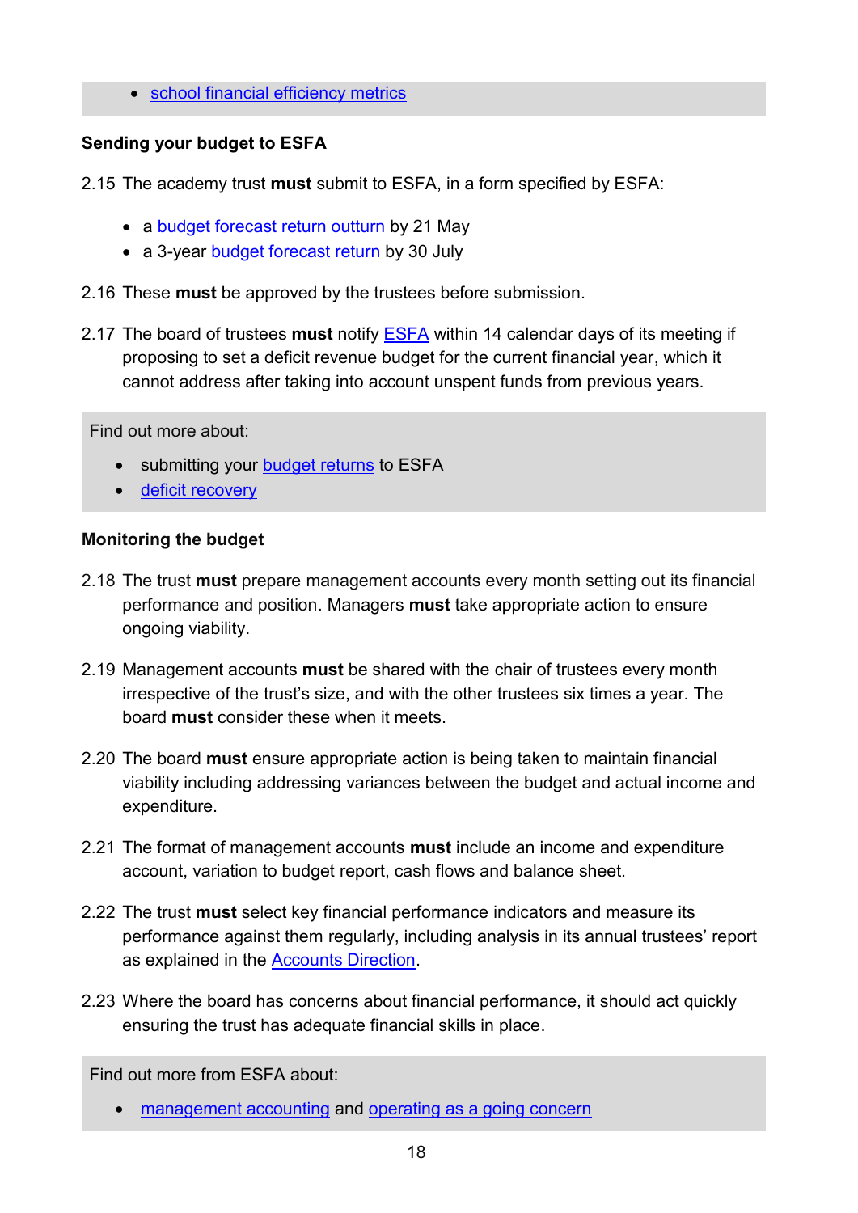- school financial efficiency metrics

**Sending your budget to ESFA**

2.15 The academy trust **must** submit to ESFA, in a form specified by ESFA:

- a budget forecast return outturn by 21 May
- a 3-year budget forecast return by 30 July

2.16 These **must** be approved by the trustees before submission.

2.17 The board of trustees **must** notify ESFA within 14 calendar days of its meeting if proposing to set a deficit revenue budget for the current financial year, which it cannot address after taking into account unspent funds from previous years.

Find out more about:

- submitting your budget returns to ESFA
- deficit recovery

**Monitoring the budget**

2.18 The trust **must** prepare management accounts every month setting out its financial performance and position. Managers **must** take appropriate action to ensure ongoing viability.

2.19 Management accounts **must** be shared with the chair of trustees every month irrespective of the trust's size, and with the other trustees six times a year. The board **must** consider these when it meets.

2.20 The board **must** ensure appropriate action is being taken to maintain financial viability including addressing variances between the budget and actual income and expenditure.

2.21 The format of management accounts **must** include an income and expenditure account, variation to budget report, cash flows and balance sheet.

2.22 The trust **must** select key financial performance indicators and measure its performance against them regularly, including analysis in its annual trustees' report as explained in the Accounts Direction.

2.23 Where the board has concerns about financial performance, it should act quickly ensuring the trust has adequate financial skills in place.

Find out more from ESFA about:

- management accounting and operating as a going concern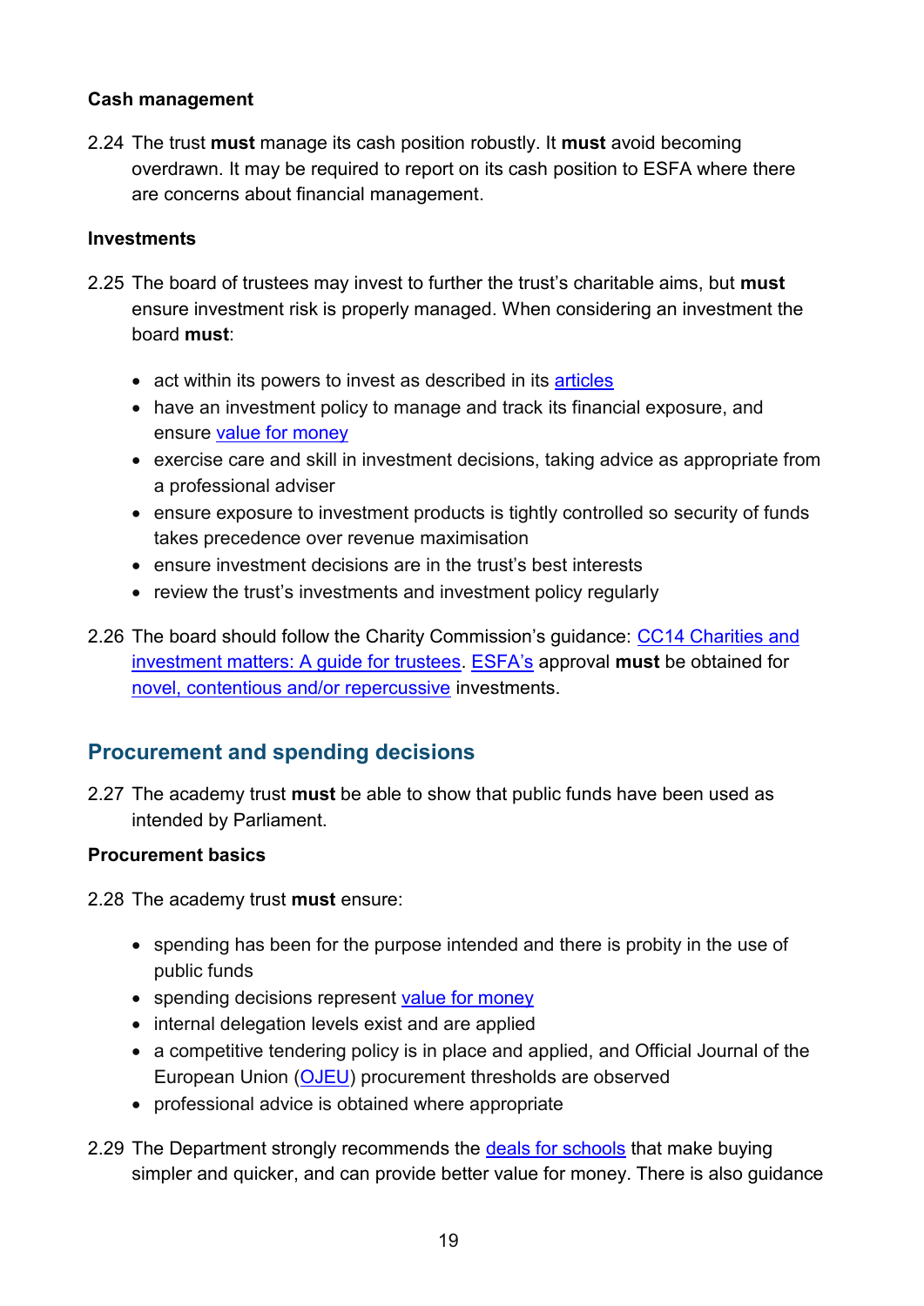### Cash management

2.24 The trust **must** manage its cash position robustly. It **must** avoid becoming overdrawn. It may be required to report on its cash position to ESFA where there are concerns about financial management.

### Investments

2.25 The board of trustees may invest to further the trust's charitable aims, but **must** ensure investment risk is properly managed. When considering an investment the board **must**:

- act within its powers to invest as described in its articles
- have an investment policy to manage and track its financial exposure, and ensure value for money
- exercise care and skill in investment decisions, taking advice as appropriate from a professional adviser
- ensure exposure to investment products is tightly controlled so security of funds takes precedence over revenue maximisation
- ensure investment decisions are in the trust's best interests
- review the trust's investments and investment policy regularly

2.26 The board should follow the Charity Commission's guidance: CC14 Charities and investment matters: A guide for trustees. ESFA's approval **must** be obtained for novel, contentious and/or repercussive investments.

## Procurement and spending decisions

2.27 The academy trust **must** be able to show that public funds have been used as intended by Parliament.

### Procurement basics

2.28 The academy trust **must** ensure:

- spending has been for the purpose intended and there is probity in the use of public funds
- spending decisions represent value for money
- internal delegation levels exist and are applied
- a competitive tendering policy is in place and applied, and Official Journal of the European Union (OJEU) procurement thresholds are observed
- professional advice is obtained where appropriate

2.29 The Department strongly recommends the deals for schools that make buying simpler and quicker, and can provide better value for money. There is also guidance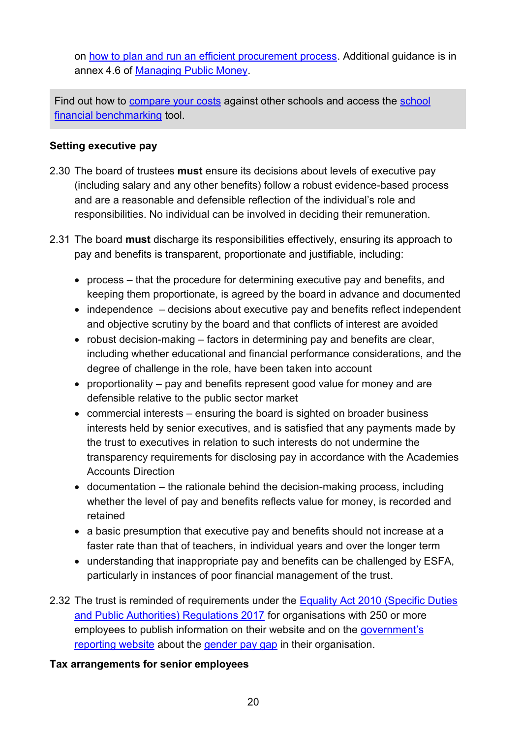on [how to plan and run an efficient procurement process](). Additional guidance is in annex 4.6 of [Managing Public Money]().

> Find out how to [compare your costs]() against other schools and access the [school financial benchmarking]() tool.

**Setting executive pay**

2.30 The board of trustees **must** ensure its decisions about levels of executive pay (including salary and any other benefits) follow a robust evidence-based process and are a reasonable and defensible reflection of the individual's role and responsibilities. No individual can be involved in deciding their remuneration.

2.31 The board **must** discharge its responsibilities effectively, ensuring its approach to pay and benefits is transparent, proportionate and justifiable, including:

- process – that the procedure for determining executive pay and benefits, and keeping them proportionate, is agreed by the board in advance and documented
- independence – decisions about executive pay and benefits reflect independent and objective scrutiny by the board and that conflicts of interest are avoided
- robust decision-making – factors in determining pay and benefits are clear, including whether educational and financial performance considerations, and the degree of challenge in the role, have been taken into account
- proportionality – pay and benefits represent good value for money and are defensible relative to the public sector market
- commercial interests – ensuring the board is sighted on broader business interests held by senior executives, and is satisfied that any payments made by the trust to executives in relation to such interests do not undermine the transparency requirements for disclosing pay in accordance with the Academies Accounts Direction
- documentation – the rationale behind the decision-making process, including whether the level of pay and benefits reflects value for money, is recorded and retained
- a basic presumption that executive pay and benefits should not increase at a faster rate than that of teachers, in individual years and over the longer term
- understanding that inappropriate pay and benefits can be challenged by ESFA, particularly in instances of poor financial management of the trust.

2.32 The trust is reminded of requirements under the [Equality Act 2010 (Specific Duties and Public Authorities) Regulations 2017]() for organisations with 250 or more employees to publish information on their website and on the [government's reporting website]() about the [gender pay gap]() in their organisation.

**Tax arrangements for senior employees**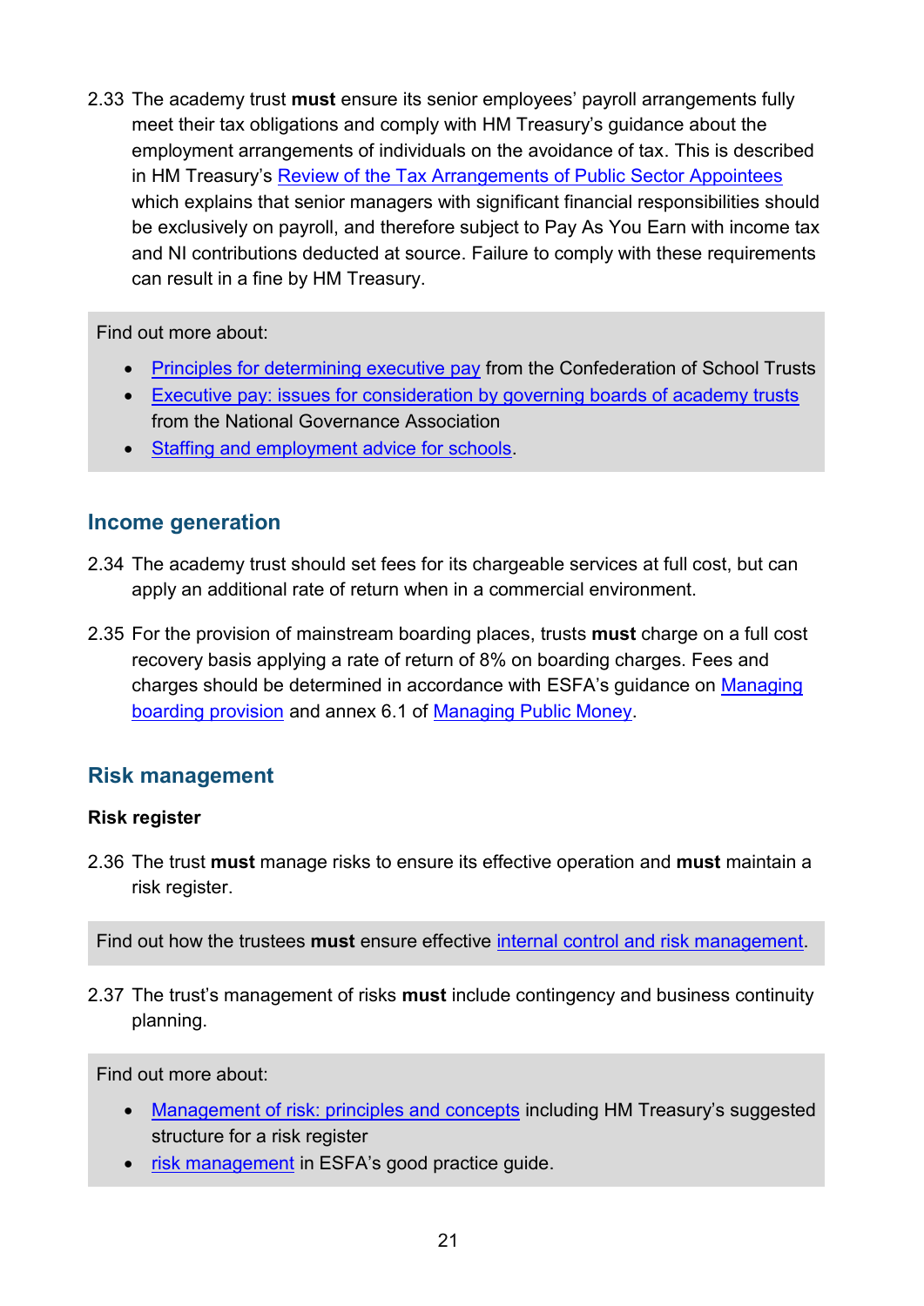2.33 The academy trust **must** ensure its senior employees' payroll arrangements fully meet their tax obligations and comply with HM Treasury's guidance about the employment arrangements of individuals on the avoidance of tax. This is described in HM Treasury's Review of the Tax Arrangements of Public Sector Appointees which explains that senior managers with significant financial responsibilities should be exclusively on payroll, and therefore subject to Pay As You Earn with income tax and NI contributions deducted at source. Failure to comply with these requirements can result in a fine by HM Treasury.

> Find out more about:
>
> - Principles for determining executive pay from the Confederation of School Trusts
> - Executive pay: issues for consideration by governing boards of academy trusts from the National Governance Association
> - Staffing and employment advice for schools.

## Income generation

2.34 The academy trust should set fees for its chargeable services at full cost, but can apply an additional rate of return when in a commercial environment.

2.35 For the provision of mainstream boarding places, trusts **must** charge on a full cost recovery basis applying a rate of return of 8% on boarding charges. Fees and charges should be determined in accordance with ESFA's guidance on Managing boarding provision and annex 6.1 of Managing Public Money.

## Risk management

### Risk register

2.36 The trust **must** manage risks to ensure its effective operation and **must** maintain a risk register.

> Find out how the trustees **must** ensure effective internal control and risk management.

2.37 The trust's management of risks **must** include contingency and business continuity planning.

> Find out more about:
>
> - Management of risk: principles and concepts including HM Treasury's suggested structure for a risk register
> - risk management in ESFA's good practice guide.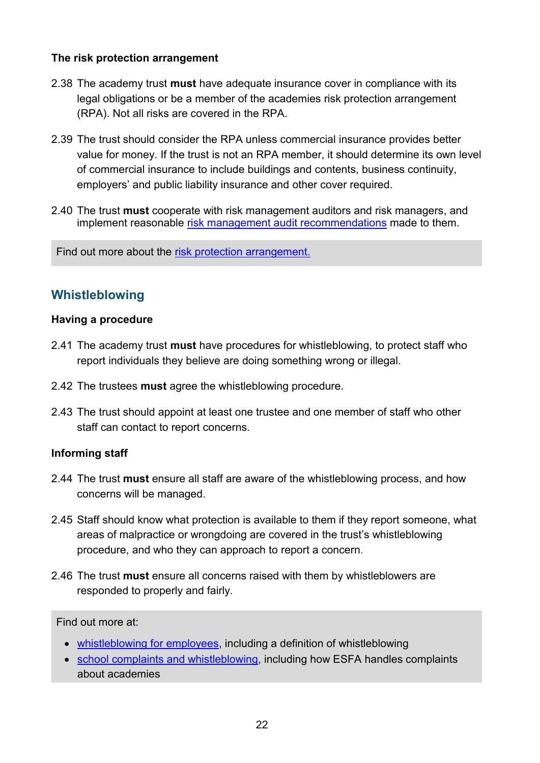**The risk protection arrangement**

2.38 The academy trust **must** have adequate insurance cover in compliance with its legal obligations or be a member of the academies risk protection arrangement (RPA). Not all risks are covered in the RPA.

2.39 The trust should consider the RPA unless commercial insurance provides better value for money. If the trust is not an RPA member, it should determine its own level of commercial insurance to include buildings and contents, business continuity, employers' and public liability insurance and other cover required.

2.40 The trust **must** cooperate with risk management auditors and risk managers, and implement reasonable risk management audit recommendations made to them.

> Find out more about the risk protection arrangement.

## Whistleblowing

**Having a procedure**

2.41 The academy trust **must** have procedures for whistleblowing, to protect staff who report individuals they believe are doing something wrong or illegal.

2.42 The trustees **must** agree the whistleblowing procedure.

2.43 The trust should appoint at least one trustee and one member of staff who other staff can contact to report concerns.

**Informing staff**

2.44 The trust **must** ensure all staff are aware of the whistleblowing process, and how concerns will be managed.

2.45 Staff should know what protection is available to them if they report someone, what areas of malpractice or wrongdoing are covered in the trust's whistleblowing procedure, and who they can approach to report a concern.

2.46 The trust **must** ensure all concerns raised with them by whistleblowers are responded to properly and fairly.

> Find out more at:
>
> - whistleblowing for employees, including a definition of whistleblowing
> - school complaints and whistleblowing, including how ESFA handles complaints about academies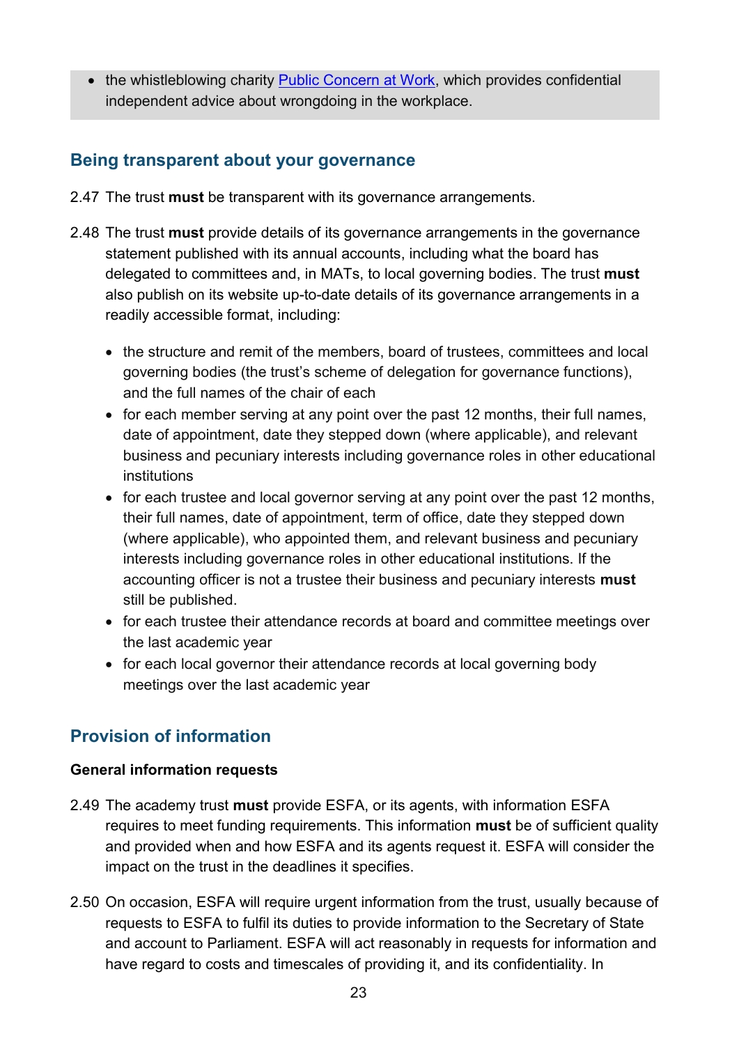- the whistleblowing charity [Public Concern at Work](), which provides confidential independent advice about wrongdoing in the workplace.

## Being transparent about your governance

2.47 The trust **must** be transparent with its governance arrangements.

2.48 The trust **must** provide details of its governance arrangements in the governance statement published with its annual accounts, including what the board has delegated to committees and, in MATs, to local governing bodies. The trust **must** also publish on its website up-to-date details of its governance arrangements in a readily accessible format, including:

- the structure and remit of the members, board of trustees, committees and local governing bodies (the trust's scheme of delegation for governance functions), and the full names of the chair of each
- for each member serving at any point over the past 12 months, their full names, date of appointment, date they stepped down (where applicable), and relevant business and pecuniary interests including governance roles in other educational institutions
- for each trustee and local governor serving at any point over the past 12 months, their full names, date of appointment, term of office, date they stepped down (where applicable), who appointed them, and relevant business and pecuniary interests including governance roles in other educational institutions. If the accounting officer is not a trustee their business and pecuniary interests **must** still be published.
- for each trustee their attendance records at board and committee meetings over the last academic year
- for each local governor their attendance records at local governing body meetings over the last academic year

## Provision of information

### General information requests

2.49 The academy trust **must** provide ESFA, or its agents, with information ESFA requires to meet funding requirements. This information **must** be of sufficient quality and provided when and how ESFA and its agents request it. ESFA will consider the impact on the trust in the deadlines it specifies.

2.50 On occasion, ESFA will require urgent information from the trust, usually because of requests to ESFA to fulfil its duties to provide information to the Secretary of State and account to Parliament. ESFA will act reasonably in requests for information and have regard to costs and timescales of providing it, and its confidentiality. In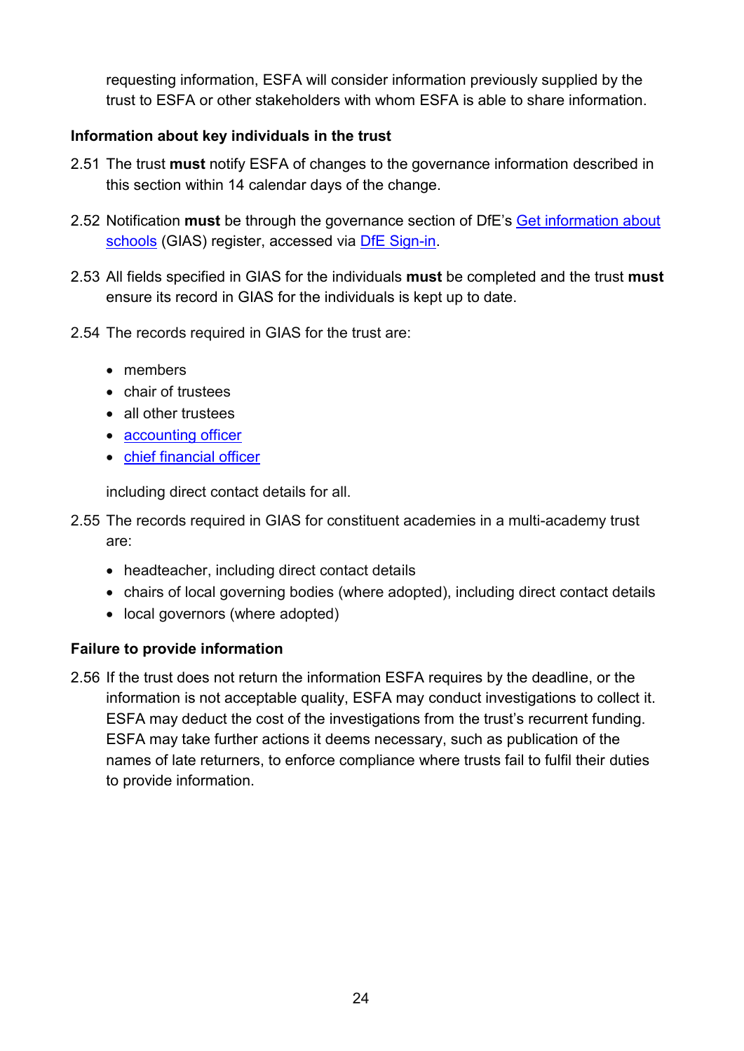requesting information, ESFA will consider information previously supplied by the trust to ESFA or other stakeholders with whom ESFA is able to share information.

### Information about key individuals in the trust

2.51 The trust **must** notify ESFA of changes to the governance information described in this section within 14 calendar days of the change.

2.52 Notification **must** be through the governance section of DfE's [Get information about schools]() (GIAS) register, accessed via [DfE Sign-in]().

2.53 All fields specified in GIAS for the individuals **must** be completed and the trust **must** ensure its record in GIAS for the individuals is kept up to date.

2.54 The records required in GIAS for the trust are:

- members
- chair of trustees
- all other trustees
- [accounting officer]()
- [chief financial officer]()

including direct contact details for all.

2.55 The records required in GIAS for constituent academies in a multi-academy trust are:

- headteacher, including direct contact details
- chairs of local governing bodies (where adopted), including direct contact details
- local governors (where adopted)

### Failure to provide information

2.56 If the trust does not return the information ESFA requires by the deadline, or the information is not acceptable quality, ESFA may conduct investigations to collect it. ESFA may deduct the cost of the investigations from the trust's recurrent funding. ESFA may take further actions it deems necessary, such as publication of the names of late returners, to enforce compliance where trusts fail to fulfil their duties to provide information.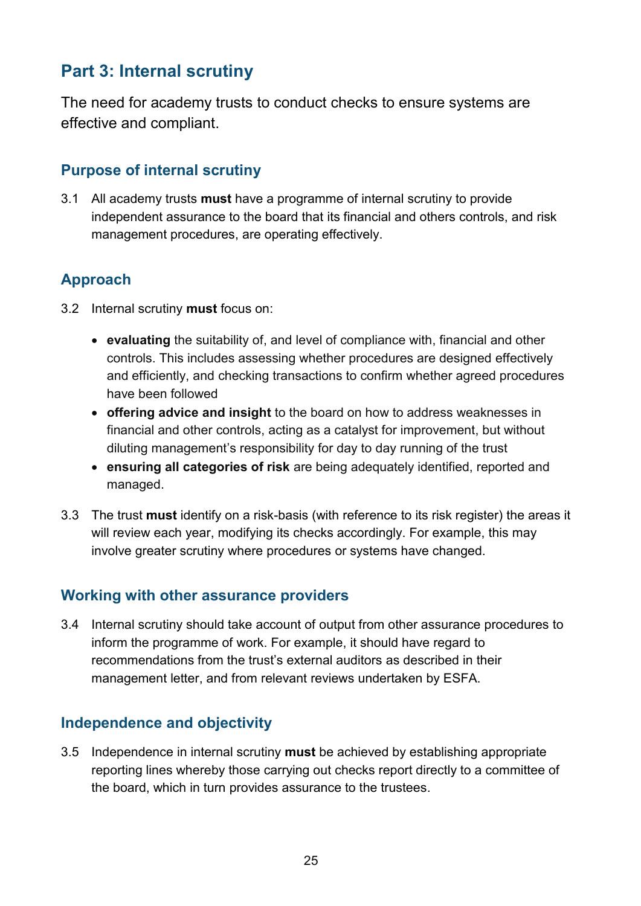## Part 3: Internal scrutiny

The need for academy trusts to conduct checks to ensure systems are effective and compliant.

### Purpose of internal scrutiny

3.1 All academy trusts **must** have a programme of internal scrutiny to provide independent assurance to the board that its financial and others controls, and risk management procedures, are operating effectively.

### Approach

3.2 Internal scrutiny **must** focus on:

- **evaluating** the suitability of, and level of compliance with, financial and other controls. This includes assessing whether procedures are designed effectively and efficiently, and checking transactions to confirm whether agreed procedures have been followed
- **offering advice and insight** to the board on how to address weaknesses in financial and other controls, acting as a catalyst for improvement, but without diluting management's responsibility for day to day running of the trust
- **ensuring all categories of risk** are being adequately identified, reported and managed.

3.3 The trust **must** identify on a risk-basis (with reference to its risk register) the areas it will review each year, modifying its checks accordingly. For example, this may involve greater scrutiny where procedures or systems have changed.

### Working with other assurance providers

3.4 Internal scrutiny should take account of output from other assurance procedures to inform the programme of work. For example, it should have regard to recommendations from the trust's external auditors as described in their management letter, and from relevant reviews undertaken by ESFA.

### Independence and objectivity

3.5 Independence in internal scrutiny **must** be achieved by establishing appropriate reporting lines whereby those carrying out checks report directly to a committee of the board, which in turn provides assurance to the trustees.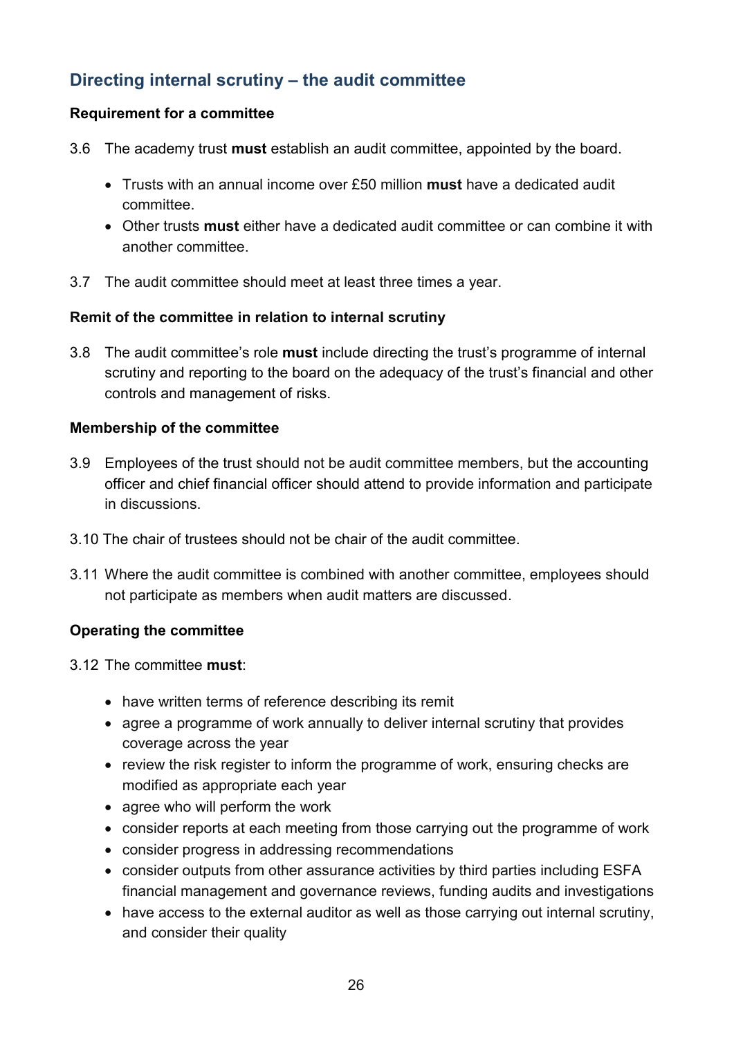## Directing internal scrutiny – the audit committee

**Requirement for a committee**

3.6 The academy trust **must** establish an audit committee, appointed by the board.

- Trusts with an annual income over £50 million **must** have a dedicated audit committee.
- Other trusts **must** either have a dedicated audit committee or can combine it with another committee.

3.7 The audit committee should meet at least three times a year.

**Remit of the committee in relation to internal scrutiny**

3.8 The audit committee's role **must** include directing the trust's programme of internal scrutiny and reporting to the board on the adequacy of the trust's financial and other controls and management of risks.

**Membership of the committee**

3.9 Employees of the trust should not be audit committee members, but the accounting officer and chief financial officer should attend to provide information and participate in discussions.

3.10 The chair of trustees should not be chair of the audit committee.

3.11 Where the audit committee is combined with another committee, employees should not participate as members when audit matters are discussed.

**Operating the committee**

3.12 The committee **must**:

- have written terms of reference describing its remit
- agree a programme of work annually to deliver internal scrutiny that provides coverage across the year
- review the risk register to inform the programme of work, ensuring checks are modified as appropriate each year
- agree who will perform the work
- consider reports at each meeting from those carrying out the programme of work
- consider progress in addressing recommendations
- consider outputs from other assurance activities by third parties including ESFA financial management and governance reviews, funding audits and investigations
- have access to the external auditor as well as those carrying out internal scrutiny, and consider their quality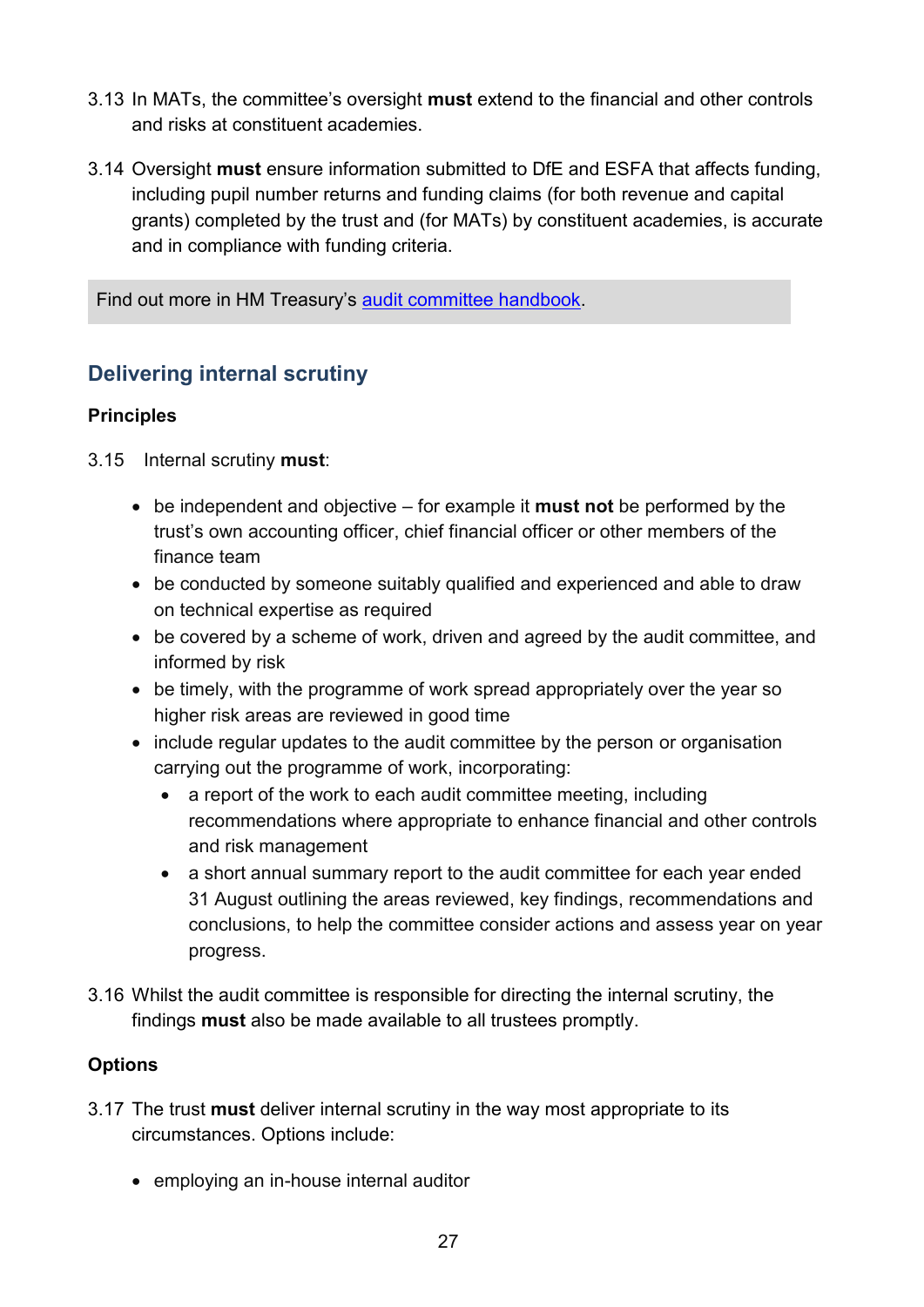3.13 In MATs, the committee's oversight **must** extend to the financial and other controls and risks at constituent academies.

3.14 Oversight **must** ensure information submitted to DfE and ESFA that affects funding, including pupil number returns and funding claims (for both revenue and capital grants) completed by the trust and (for MATs) by constituent academies, is accurate and in compliance with funding criteria.

> Find out more in HM Treasury's [audit committee handbook](audit committee handbook).

## Delivering internal scrutiny

### Principles

3.15 Internal scrutiny **must**:

- be independent and objective – for example it **must not** be performed by the trust's own accounting officer, chief financial officer or other members of the finance team
- be conducted by someone suitably qualified and experienced and able to draw on technical expertise as required
- be covered by a scheme of work, driven and agreed by the audit committee, and informed by risk
- be timely, with the programme of work spread appropriately over the year so higher risk areas are reviewed in good time
- include regular updates to the audit committee by the person or organisation carrying out the programme of work, incorporating:
  - a report of the work to each audit committee meeting, including recommendations where appropriate to enhance financial and other controls and risk management
  - a short annual summary report to the audit committee for each year ended 31 August outlining the areas reviewed, key findings, recommendations and conclusions, to help the committee consider actions and assess year on year progress.

3.16 Whilst the audit committee is responsible for directing the internal scrutiny, the findings **must** also be made available to all trustees promptly.

### Options

3.17 The trust **must** deliver internal scrutiny in the way most appropriate to its circumstances. Options include:

- employing an in-house internal auditor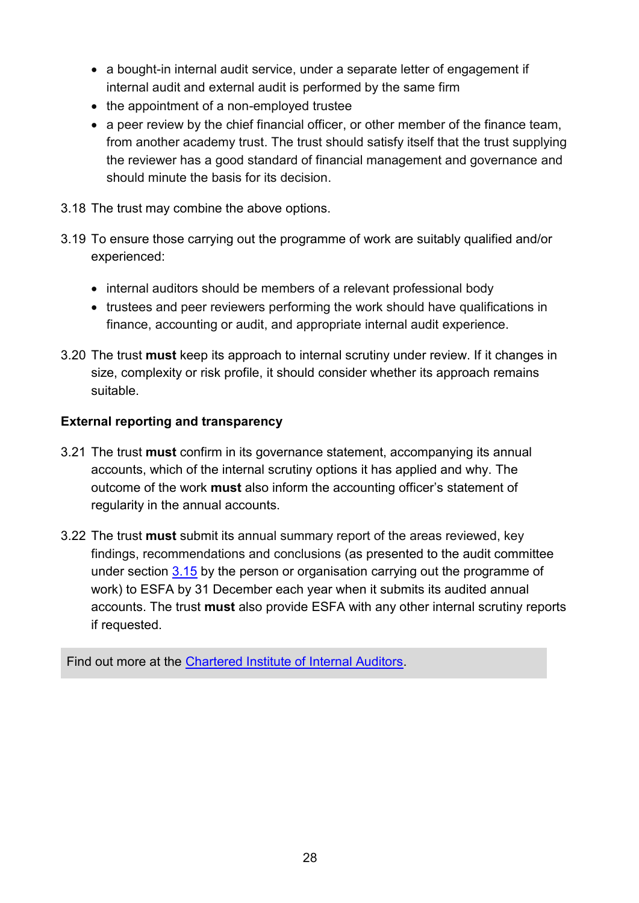- a bought-in internal audit service, under a separate letter of engagement if internal audit and external audit is performed by the same firm
- the appointment of a non-employed trustee
- a peer review by the chief financial officer, or other member of the finance team, from another academy trust. The trust should satisfy itself that the trust supplying the reviewer has a good standard of financial management and governance and should minute the basis for its decision.

3.18 The trust may combine the above options.

3.19 To ensure those carrying out the programme of work are suitably qualified and/or experienced:

- internal auditors should be members of a relevant professional body
- trustees and peer reviewers performing the work should have qualifications in finance, accounting or audit, and appropriate internal audit experience.

3.20 The trust **must** keep its approach to internal scrutiny under review. If it changes in size, complexity or risk profile, it should consider whether its approach remains suitable.

**External reporting and transparency**

3.21 The trust **must** confirm in its governance statement, accompanying its annual accounts, which of the internal scrutiny options it has applied and why. The outcome of the work **must** also inform the accounting officer's statement of regularity in the annual accounts.

3.22 The trust **must** submit its annual summary report of the areas reviewed, key findings, recommendations and conclusions (as presented to the audit committee under section 3.15 by the person or organisation carrying out the programme of work) to ESFA by 31 December each year when it submits its audited annual accounts. The trust **must** also provide ESFA with any other internal scrutiny reports if requested.

Find out more at the Chartered Institute of Internal Auditors.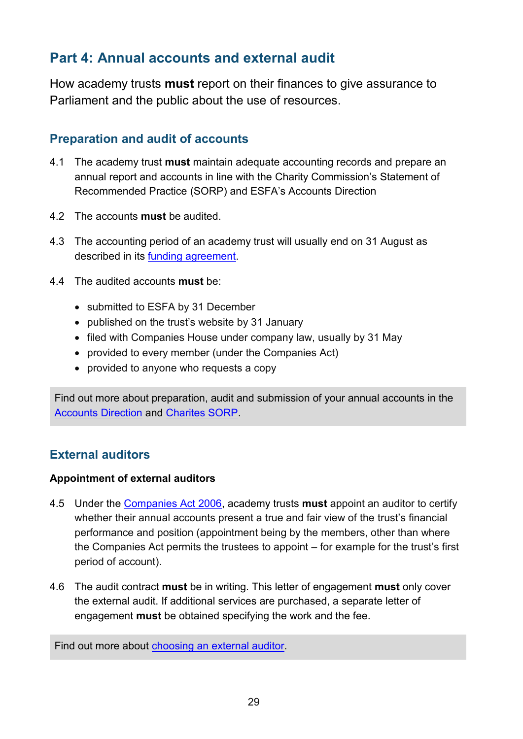## Part 4: Annual accounts and external audit

How academy trusts **must** report on their finances to give assurance to Parliament and the public about the use of resources.

### Preparation and audit of accounts

4.1 The academy trust **must** maintain adequate accounting records and prepare an annual report and accounts in line with the Charity Commission's Statement of Recommended Practice (SORP) and ESFA's Accounts Direction

4.2 The accounts **must** be audited.

4.3 The accounting period of an academy trust will usually end on 31 August as described in its funding agreement.

4.4 The audited accounts **must** be:

- submitted to ESFA by 31 December
- published on the trust's website by 31 January
- filed with Companies House under company law, usually by 31 May
- provided to every member (under the Companies Act)
- provided to anyone who requests a copy

> Find out more about preparation, audit and submission of your annual accounts in the Accounts Direction and Charites SORP.

### External auditors

#### Appointment of external auditors

4.5 Under the Companies Act 2006, academy trusts **must** appoint an auditor to certify whether their annual accounts present a true and fair view of the trust's financial performance and position (appointment being by the members, other than where the Companies Act permits the trustees to appoint – for example for the trust's first period of account).

4.6 The audit contract **must** be in writing. This letter of engagement **must** only cover the external audit. If additional services are purchased, a separate letter of engagement **must** be obtained specifying the work and the fee.

> Find out more about choosing an external auditor.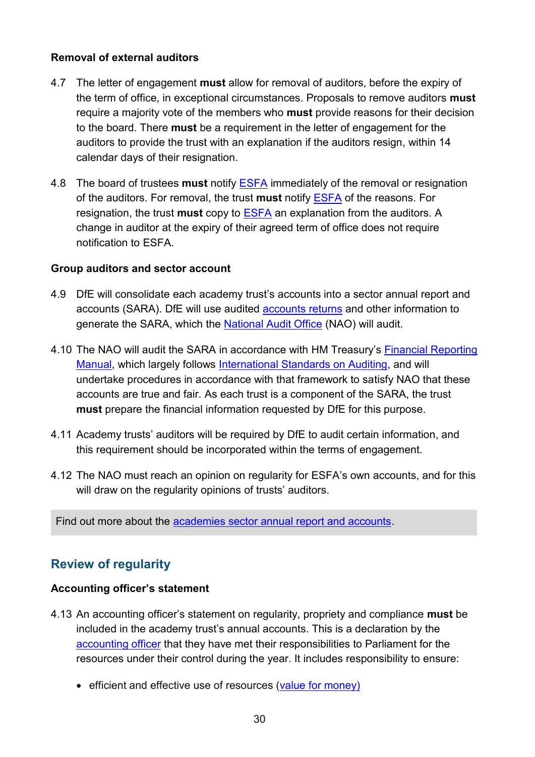#### Removal of external auditors

4.7 The letter of engagement **must** allow for removal of auditors, before the expiry of the term of office, in exceptional circumstances. Proposals to remove auditors **must** require a majority vote of the members who **must** provide reasons for their decision to the board. There **must** be a requirement in the letter of engagement for the auditors to provide the trust with an explanation if the auditors resign, within 14 calendar days of their resignation.

4.8 The board of trustees **must** notify ESFA immediately of the removal or resignation of the auditors. For removal, the trust **must** notify ESFA of the reasons. For resignation, the trust **must** copy to ESFA an explanation from the auditors. A change in auditor at the expiry of their agreed term of office does not require notification to ESFA.

#### Group auditors and sector account

4.9 DfE will consolidate each academy trust's accounts into a sector annual report and accounts (SARA). DfE will use audited accounts returns and other information to generate the SARA, which the National Audit Office (NAO) will audit.

4.10 The NAO will audit the SARA in accordance with HM Treasury's Financial Reporting Manual, which largely follows International Standards on Auditing, and will undertake procedures in accordance with that framework to satisfy NAO that these accounts are true and fair. As each trust is a component of the SARA, the trust **must** prepare the financial information requested by DfE for this purpose.

4.11 Academy trusts' auditors will be required by DfE to audit certain information, and this requirement should be incorporated within the terms of engagement.

4.12 The NAO must reach an opinion on regularity for ESFA's own accounts, and for this will draw on the regularity opinions of trusts' auditors.

Find out more about the academies sector annual report and accounts.

## Review of regularity

#### Accounting officer's statement

4.13 An accounting officer's statement on regularity, propriety and compliance **must** be included in the academy trust's annual accounts. This is a declaration by the accounting officer that they have met their responsibilities to Parliament for the resources under their control during the year. It includes responsibility to ensure:

- efficient and effective use of resources (value for money)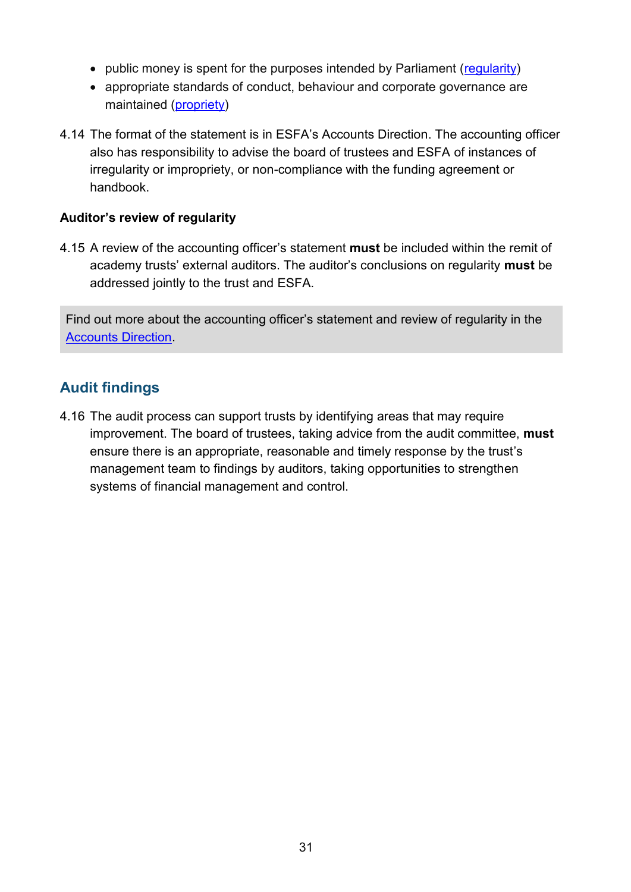- public money is spent for the purposes intended by Parliament ([regularity](#))
- appropriate standards of conduct, behaviour and corporate governance are maintained ([propriety](#))

4.14 The format of the statement is in ESFA's Accounts Direction. The accounting officer also has responsibility to advise the board of trustees and ESFA of instances of irregularity or impropriety, or non-compliance with the funding agreement or handbook.

**Auditor's review of regularity**

4.15 A review of the accounting officer's statement **must** be included within the remit of academy trusts' external auditors. The auditor's conclusions on regularity **must** be addressed jointly to the trust and ESFA.

> Find out more about the accounting officer's statement and review of regularity in the [Accounts Direction](#).

## Audit findings

4.16 The audit process can support trusts by identifying areas that may require improvement. The board of trustees, taking advice from the audit committee, **must** ensure there is an appropriate, reasonable and timely response by the trust's management team to findings by auditors, taking opportunities to strengthen systems of financial management and control.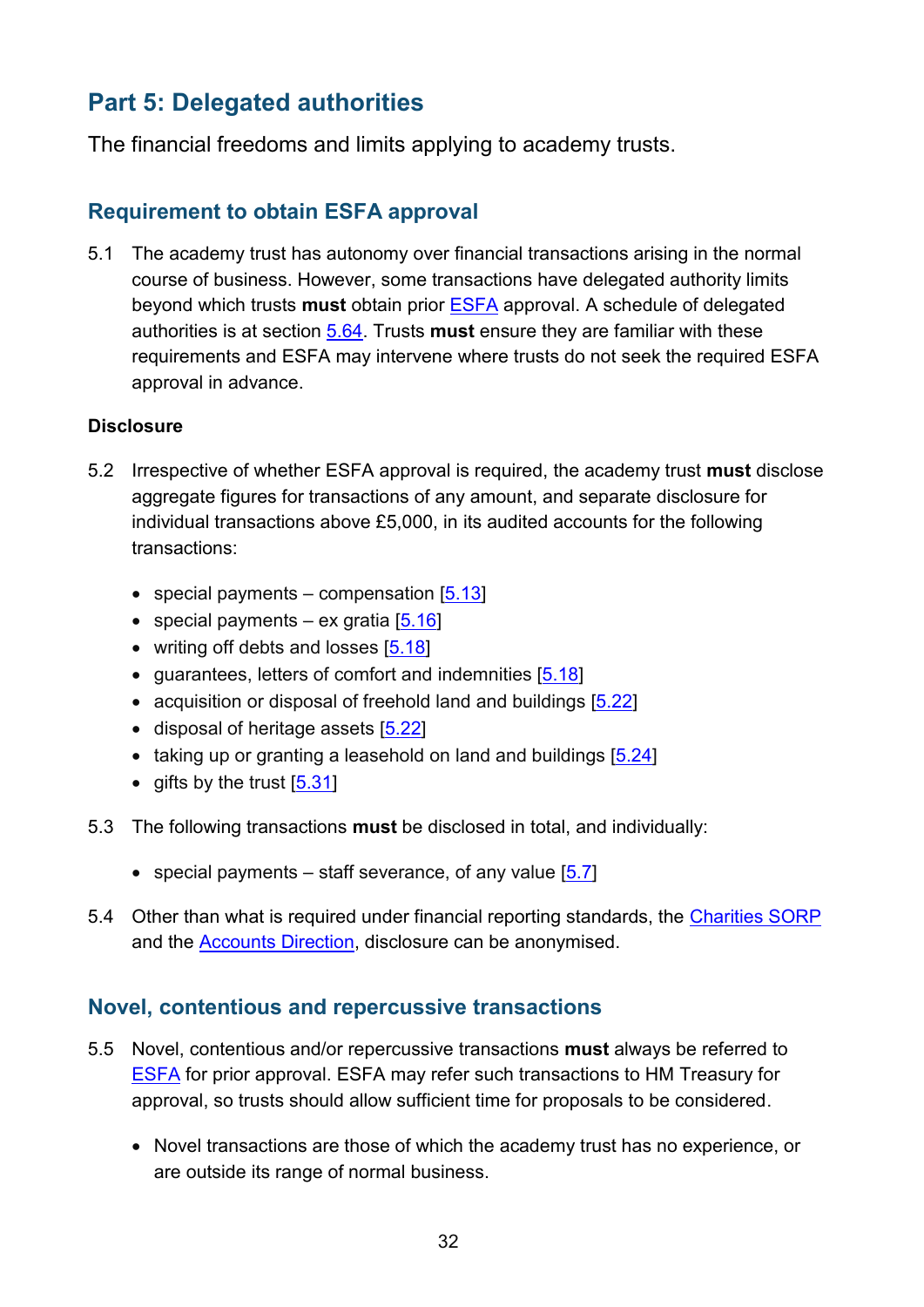## Part 5: Delegated authorities

The financial freedoms and limits applying to academy trusts.

### Requirement to obtain ESFA approval

5.1 The academy trust has autonomy over financial transactions arising in the normal course of business. However, some transactions have delegated authority limits beyond which trusts **must** obtain prior ESFA approval. A schedule of delegated authorities is at section 5.64. Trusts **must** ensure they are familiar with these requirements and ESFA may intervene where trusts do not seek the required ESFA approval in advance.

#### Disclosure

5.2 Irrespective of whether ESFA approval is required, the academy trust **must** disclose aggregate figures for transactions of any amount, and separate disclosure for individual transactions above £5,000, in its audited accounts for the following transactions:

- special payments – compensation [5.13]
- special payments – ex gratia [5.16]
- writing off debts and losses [5.18]
- guarantees, letters of comfort and indemnities [5.18]
- acquisition or disposal of freehold land and buildings [5.22]
- disposal of heritage assets [5.22]
- taking up or granting a leasehold on land and buildings [5.24]
- gifts by the trust [5.31]

5.3 The following transactions **must** be disclosed in total, and individually:

- special payments – staff severance, of any value [5.7]

5.4 Other than what is required under financial reporting standards, the Charities SORP and the Accounts Direction, disclosure can be anonymised.

### Novel, contentious and repercussive transactions

5.5 Novel, contentious and/or repercussive transactions **must** always be referred to ESFA for prior approval. ESFA may refer such transactions to HM Treasury for approval, so trusts should allow sufficient time for proposals to be considered.

- Novel transactions are those of which the academy trust has no experience, or are outside its range of normal business.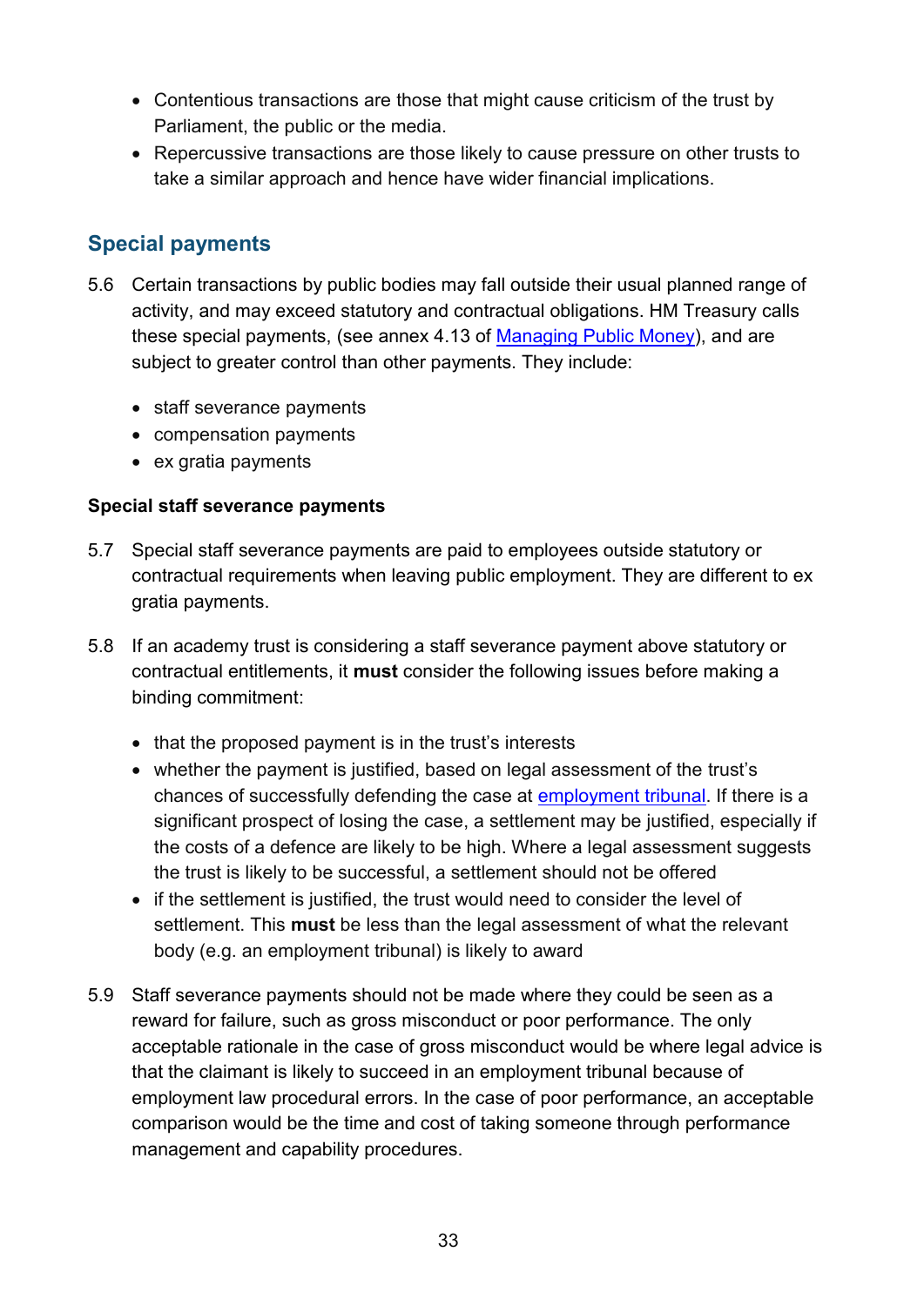- Contentious transactions are those that might cause criticism of the trust by Parliament, the public or the media.
- Repercussive transactions are those likely to cause pressure on other trusts to take a similar approach and hence have wider financial implications.

## Special payments

5.6 Certain transactions by public bodies may fall outside their usual planned range of activity, and may exceed statutory and contractual obligations. HM Treasury calls these special payments, (see annex 4.13 of Managing Public Money), and are subject to greater control than other payments. They include:

- staff severance payments
- compensation payments
- ex gratia payments

**Special staff severance payments**

5.7 Special staff severance payments are paid to employees outside statutory or contractual requirements when leaving public employment. They are different to ex gratia payments.

5.8 If an academy trust is considering a staff severance payment above statutory or contractual entitlements, it **must** consider the following issues before making a binding commitment:

- that the proposed payment is in the trust's interests
- whether the payment is justified, based on legal assessment of the trust's chances of successfully defending the case at employment tribunal. If there is a significant prospect of losing the case, a settlement may be justified, especially if the costs of a defence are likely to be high. Where a legal assessment suggests the trust is likely to be successful, a settlement should not be offered
- if the settlement is justified, the trust would need to consider the level of settlement. This **must** be less than the legal assessment of what the relevant body (e.g. an employment tribunal) is likely to award

5.9 Staff severance payments should not be made where they could be seen as a reward for failure, such as gross misconduct or poor performance. The only acceptable rationale in the case of gross misconduct would be where legal advice is that the claimant is likely to succeed in an employment tribunal because of employment law procedural errors. In the case of poor performance, an acceptable comparison would be the time and cost of taking someone through performance management and capability procedures.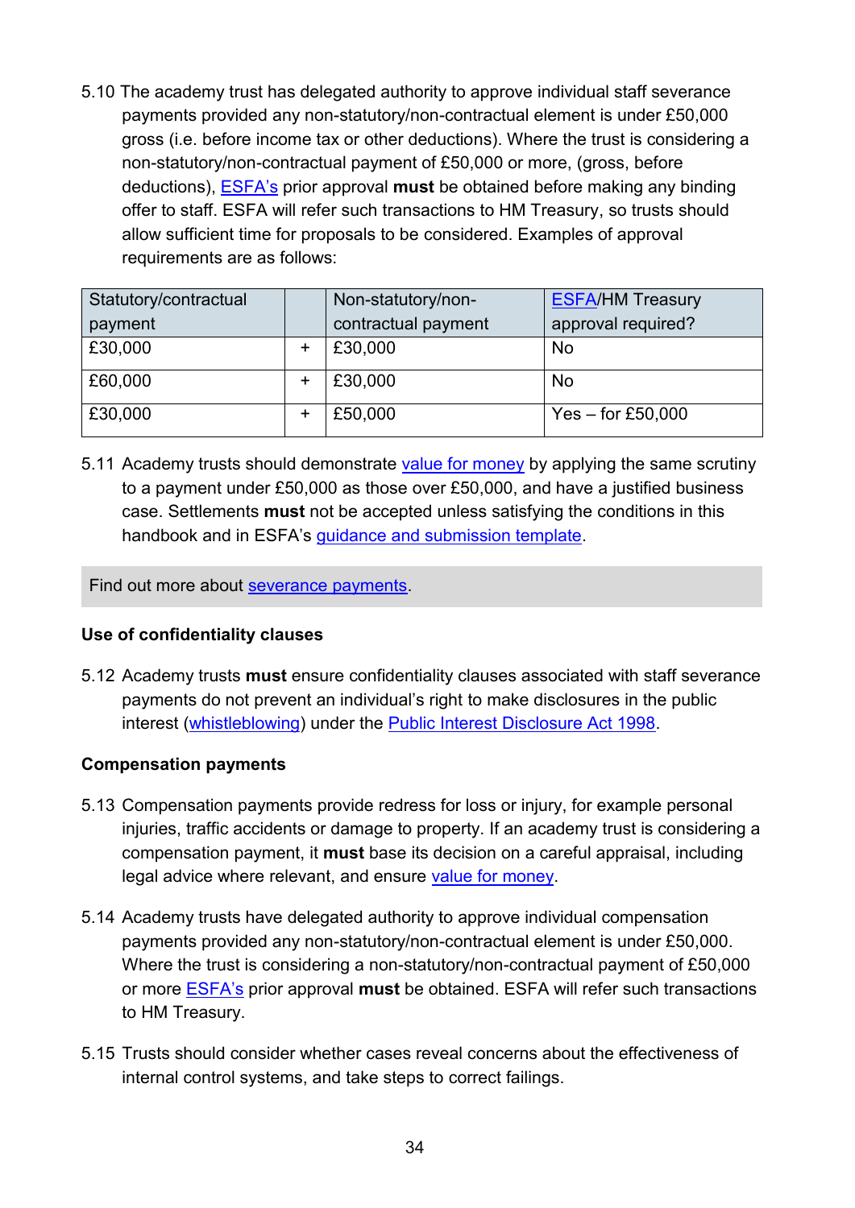5.10 The academy trust has delegated authority to approve individual staff severance payments provided any non-statutory/non-contractual element is under £50,000 gross (i.e. before income tax or other deductions). Where the trust is considering a non-statutory/non-contractual payment of £50,000 or more, (gross, before deductions), ESFA's prior approval **must** be obtained before making any binding offer to staff. ESFA will refer such transactions to HM Treasury, so trusts should allow sufficient time for proposals to be considered. Examples of approval requirements are as follows:

| Statutory/contractual payment | | Non-statutory/non-contractual payment | ESFA/HM Treasury approval required? |
|---|---|---|---|
| £30,000 | + | £30,000 | No |
| £60,000 | + | £30,000 | No |
| £30,000 | + | £50,000 | Yes – for £50,000 |

5.11 Academy trusts should demonstrate value for money by applying the same scrutiny to a payment under £50,000 as those over £50,000, and have a justified business case. Settlements **must** not be accepted unless satisfying the conditions in this handbook and in ESFA's guidance and submission template.

Find out more about severance payments.

**Use of confidentiality clauses**

5.12 Academy trusts **must** ensure confidentiality clauses associated with staff severance payments do not prevent an individual's right to make disclosures in the public interest (whistleblowing) under the Public Interest Disclosure Act 1998.

**Compensation payments**

5.13 Compensation payments provide redress for loss or injury, for example personal injuries, traffic accidents or damage to property. If an academy trust is considering a compensation payment, it **must** base its decision on a careful appraisal, including legal advice where relevant, and ensure value for money.

5.14 Academy trusts have delegated authority to approve individual compensation payments provided any non-statutory/non-contractual element is under £50,000. Where the trust is considering a non-statutory/non-contractual payment of £50,000 or more ESFA's prior approval **must** be obtained. ESFA will refer such transactions to HM Treasury.

5.15 Trusts should consider whether cases reveal concerns about the effectiveness of internal control systems, and take steps to correct failings.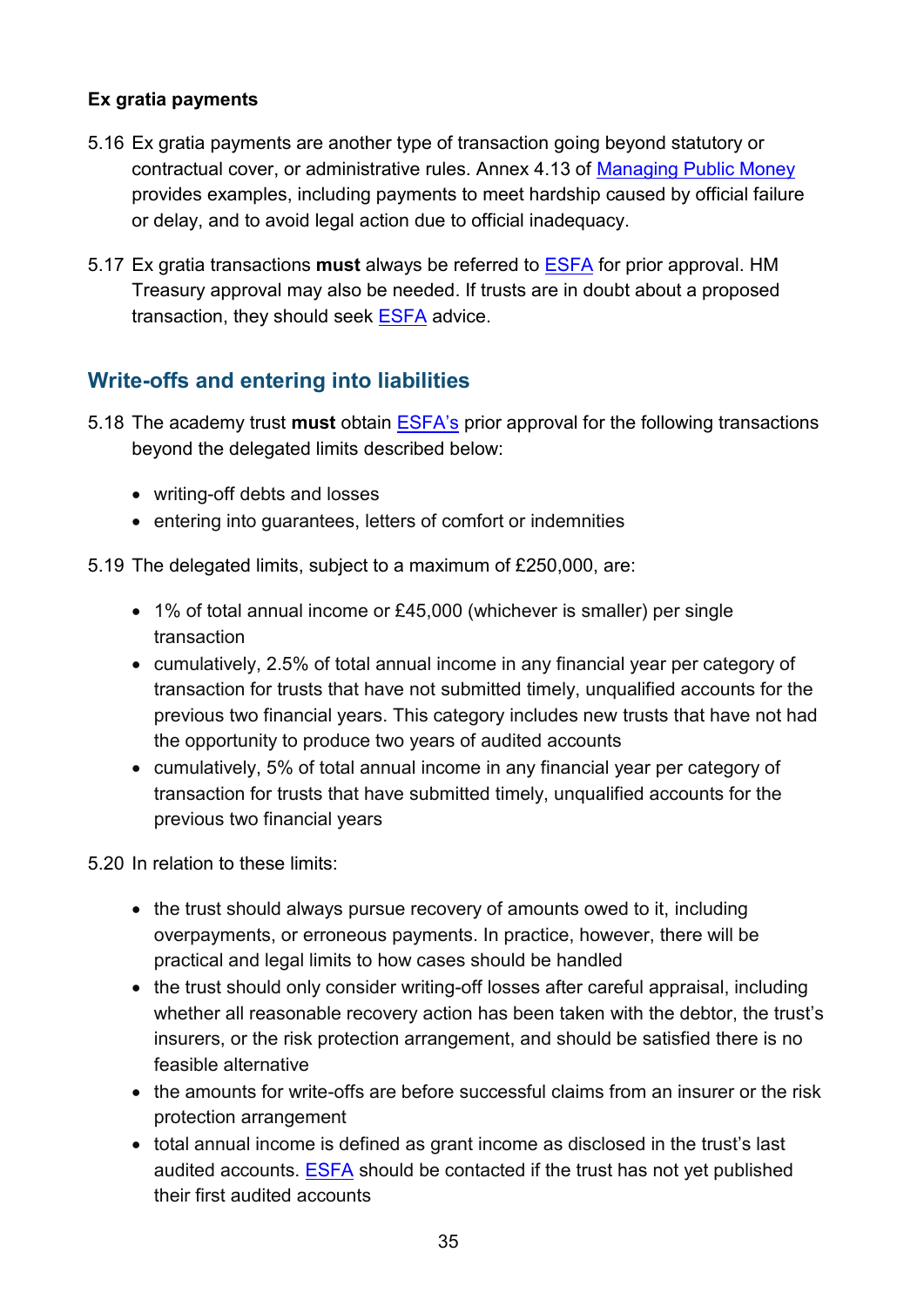**Ex gratia payments**

5.16 Ex gratia payments are another type of transaction going beyond statutory or contractual cover, or administrative rules. Annex 4.13 of [Managing Public Money](#) provides examples, including payments to meet hardship caused by official failure or delay, and to avoid legal action due to official inadequacy.

5.17 Ex gratia transactions **must** always be referred to [ESFA](#) for prior approval. HM Treasury approval may also be needed. If trusts are in doubt about a proposed transaction, they should seek [ESFA](#) advice.

## Write-offs and entering into liabilities

5.18 The academy trust **must** obtain [ESFA's](#) prior approval for the following transactions beyond the delegated limits described below:

- writing-off debts and losses
- entering into guarantees, letters of comfort or indemnities

5.19 The delegated limits, subject to a maximum of £250,000, are:

- 1% of total annual income or £45,000 (whichever is smaller) per single transaction
- cumulatively, 2.5% of total annual income in any financial year per category of transaction for trusts that have not submitted timely, unqualified accounts for the previous two financial years. This category includes new trusts that have not had the opportunity to produce two years of audited accounts
- cumulatively, 5% of total annual income in any financial year per category of transaction for trusts that have submitted timely, unqualified accounts for the previous two financial years

5.20 In relation to these limits:

- the trust should always pursue recovery of amounts owed to it, including overpayments, or erroneous payments. In practice, however, there will be practical and legal limits to how cases should be handled
- the trust should only consider writing-off losses after careful appraisal, including whether all reasonable recovery action has been taken with the debtor, the trust's insurers, or the risk protection arrangement, and should be satisfied there is no feasible alternative
- the amounts for write-offs are before successful claims from an insurer or the risk protection arrangement
- total annual income is defined as grant income as disclosed in the trust's last audited accounts. [ESFA](#) should be contacted if the trust has not yet published their first audited accounts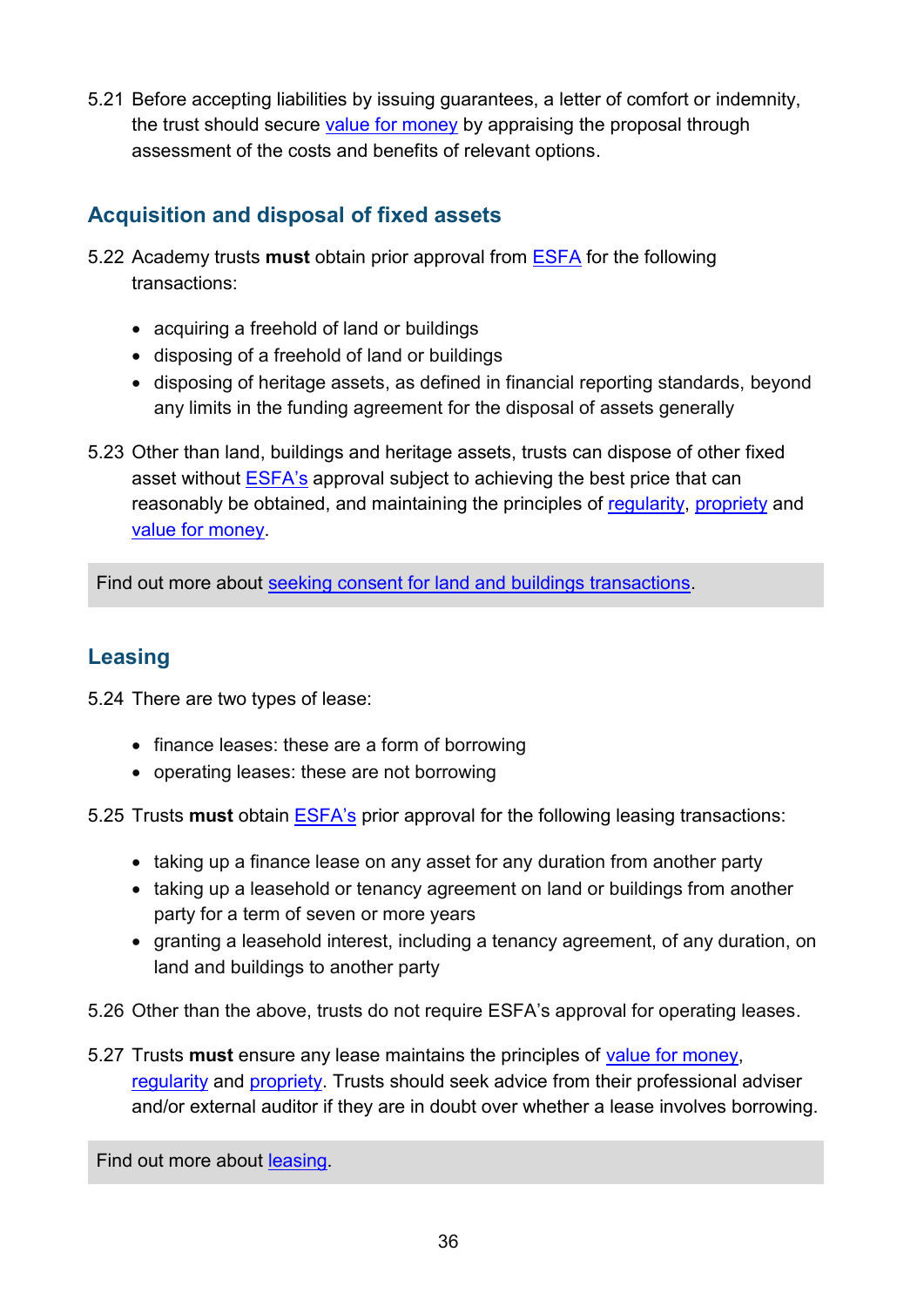5.21 Before accepting liabilities by issuing guarantees, a letter of comfort or indemnity, the trust should secure value for money by appraising the proposal through assessment of the costs and benefits of relevant options.

## Acquisition and disposal of fixed assets

5.22 Academy trusts **must** obtain prior approval from ESFA for the following transactions:

- acquiring a freehold of land or buildings
- disposing of a freehold of land or buildings
- disposing of heritage assets, as defined in financial reporting standards, beyond any limits in the funding agreement for the disposal of assets generally

5.23 Other than land, buildings and heritage assets, trusts can dispose of other fixed asset without ESFA's approval subject to achieving the best price that can reasonably be obtained, and maintaining the principles of regularity, propriety and value for money.

Find out more about seeking consent for land and buildings transactions.

## Leasing

5.24 There are two types of lease:

- finance leases: these are a form of borrowing
- operating leases: these are not borrowing

5.25 Trusts **must** obtain ESFA's prior approval for the following leasing transactions:

- taking up a finance lease on any asset for any duration from another party
- taking up a leasehold or tenancy agreement on land or buildings from another party for a term of seven or more years
- granting a leasehold interest, including a tenancy agreement, of any duration, on land and buildings to another party

5.26 Other than the above, trusts do not require ESFA's approval for operating leases.

5.27 Trusts **must** ensure any lease maintains the principles of value for money, regularity and propriety. Trusts should seek advice from their professional adviser and/or external auditor if they are in doubt over whether a lease involves borrowing.

Find out more about leasing.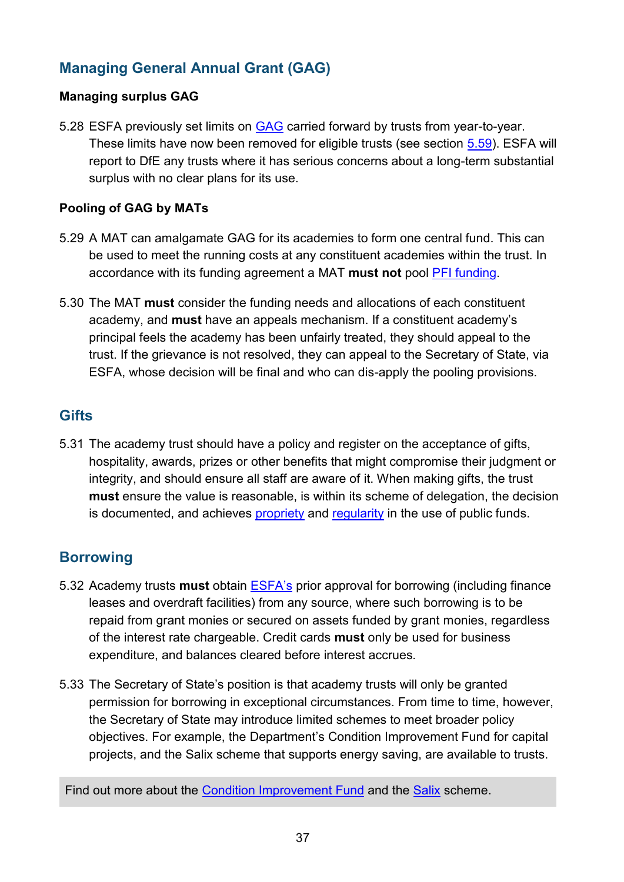## Managing General Annual Grant (GAG)

### Managing surplus GAG

5.28 ESFA previously set limits on GAG carried forward by trusts from year-to-year. These limits have now been removed for eligible trusts (see section 5.59). ESFA will report to DfE any trusts where it has serious concerns about a long-term substantial surplus with no clear plans for its use.

### Pooling of GAG by MATs

5.29 A MAT can amalgamate GAG for its academies to form one central fund. This can be used to meet the running costs at any constituent academies within the trust. In accordance with its funding agreement a MAT **must not** pool PFI funding.

5.30 The MAT **must** consider the funding needs and allocations of each constituent academy, and **must** have an appeals mechanism. If a constituent academy's principal feels the academy has been unfairly treated, they should appeal to the trust. If the grievance is not resolved, they can appeal to the Secretary of State, via ESFA, whose decision will be final and who can dis-apply the pooling provisions.

## Gifts

5.31 The academy trust should have a policy and register on the acceptance of gifts, hospitality, awards, prizes or other benefits that might compromise their judgment or integrity, and should ensure all staff are aware of it. When making gifts, the trust **must** ensure the value is reasonable, is within its scheme of delegation, the decision is documented, and achieves propriety and regularity in the use of public funds.

## Borrowing

5.32 Academy trusts **must** obtain ESFA's prior approval for borrowing (including finance leases and overdraft facilities) from any source, where such borrowing is to be repaid from grant monies or secured on assets funded by grant monies, regardless of the interest rate chargeable. Credit cards **must** only be used for business expenditure, and balances cleared before interest accrues.

5.33 The Secretary of State's position is that academy trusts will only be granted permission for borrowing in exceptional circumstances. From time to time, however, the Secretary of State may introduce limited schemes to meet broader policy objectives. For example, the Department's Condition Improvement Fund for capital projects, and the Salix scheme that supports energy saving, are available to trusts.

Find out more about the Condition Improvement Fund and the Salix scheme.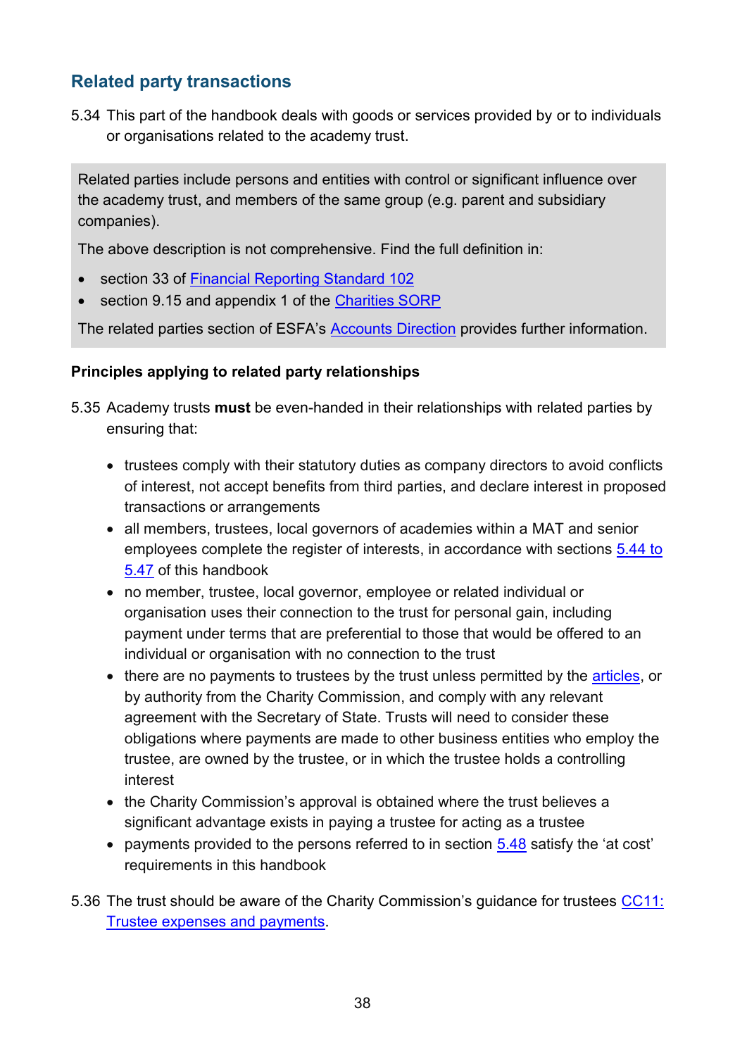## Related party transactions

5.34 This part of the handbook deals with goods or services provided by or to individuals or organisations related to the academy trust.

> Related parties include persons and entities with control or significant influence over the academy trust, and members of the same group (e.g. parent and subsidiary companies).
>
> The above description is not comprehensive. Find the full definition in:
>
> - section 33 of Financial Reporting Standard 102
> - section 9.15 and appendix 1 of the Charities SORP
>
> The related parties section of ESFA's Accounts Direction provides further information.

### Principles applying to related party relationships

5.35 Academy trusts **must** be even-handed in their relationships with related parties by ensuring that:

- trustees comply with their statutory duties as company directors to avoid conflicts of interest, not accept benefits from third parties, and declare interest in proposed transactions or arrangements
- all members, trustees, local governors of academies within a MAT and senior employees complete the register of interests, in accordance with sections 5.44 to 5.47 of this handbook
- no member, trustee, local governor, employee or related individual or organisation uses their connection to the trust for personal gain, including payment under terms that are preferential to those that would be offered to an individual or organisation with no connection to the trust
- there are no payments to trustees by the trust unless permitted by the articles, or by authority from the Charity Commission, and comply with any relevant agreement with the Secretary of State. Trusts will need to consider these obligations where payments are made to other business entities who employ the trustee, are owned by the trustee, or in which the trustee holds a controlling interest
- the Charity Commission's approval is obtained where the trust believes a significant advantage exists in paying a trustee for acting as a trustee
- payments provided to the persons referred to in section 5.48 satisfy the 'at cost' requirements in this handbook

5.36 The trust should be aware of the Charity Commission's guidance for trustees CC11: Trustee expenses and payments.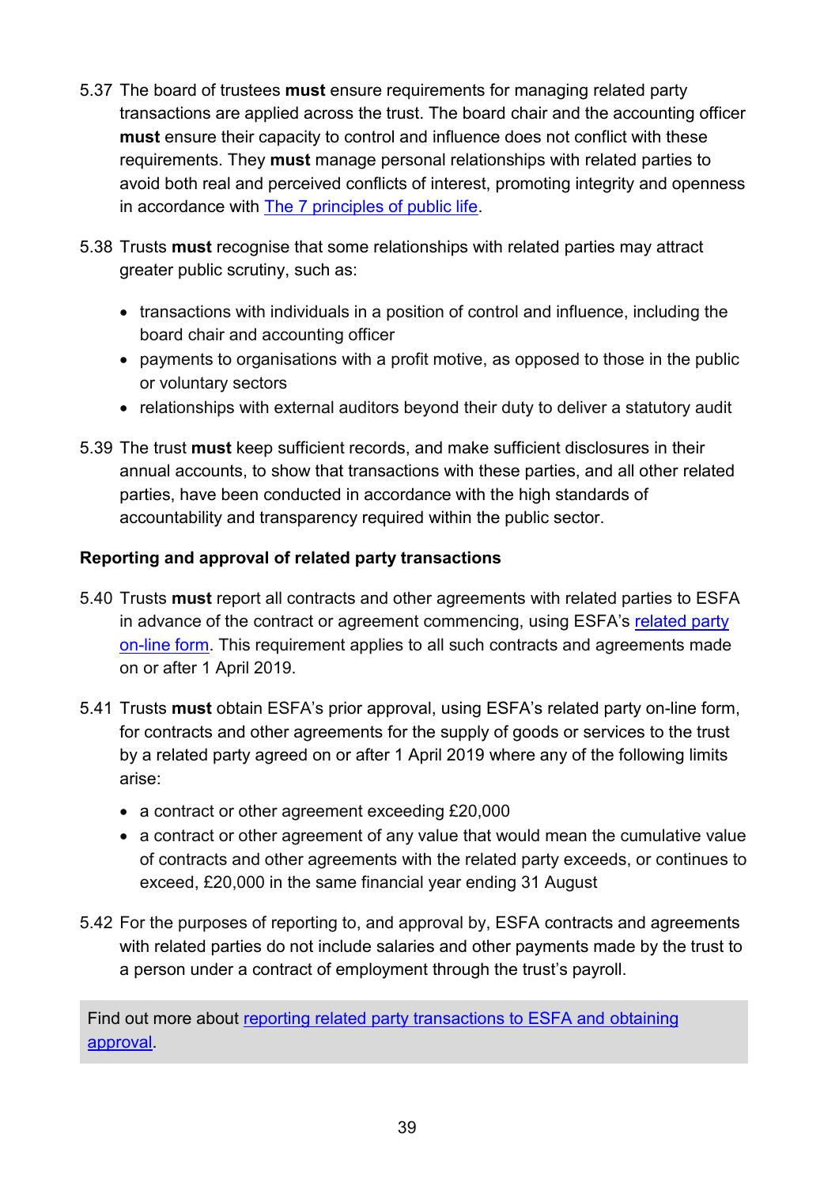5.37 The board of trustees **must** ensure requirements for managing related party transactions are applied across the trust. The board chair and the accounting officer **must** ensure their capacity to control and influence does not conflict with these requirements. They **must** manage personal relationships with related parties to avoid both real and perceived conflicts of interest, promoting integrity and openness in accordance with [The 7 principles of public life](#).

5.38 Trusts **must** recognise that some relationships with related parties may attract greater public scrutiny, such as:

- transactions with individuals in a position of control and influence, including the board chair and accounting officer
- payments to organisations with a profit motive, as opposed to those in the public or voluntary sectors
- relationships with external auditors beyond their duty to deliver a statutory audit

5.39 The trust **must** keep sufficient records, and make sufficient disclosures in their annual accounts, to show that transactions with these parties, and all other related parties, have been conducted in accordance with the high standards of accountability and transparency required within the public sector.

**Reporting and approval of related party transactions**

5.40 Trusts **must** report all contracts and other agreements with related parties to ESFA in advance of the contract or agreement commencing, using ESFA's [related party on-line form](#). This requirement applies to all such contracts and agreements made on or after 1 April 2019.

5.41 Trusts **must** obtain ESFA's prior approval, using ESFA's related party on-line form, for contracts and other agreements for the supply of goods or services to the trust by a related party agreed on or after 1 April 2019 where any of the following limits arise:

- a contract or other agreement exceeding £20,000
- a contract or other agreement of any value that would mean the cumulative value of contracts and other agreements with the related party exceeds, or continues to exceed, £20,000 in the same financial year ending 31 August

5.42 For the purposes of reporting to, and approval by, ESFA contracts and agreements with related parties do not include salaries and other payments made by the trust to a person under a contract of employment through the trust's payroll.

Find out more about [reporting related party transactions to ESFA and obtaining approval](#).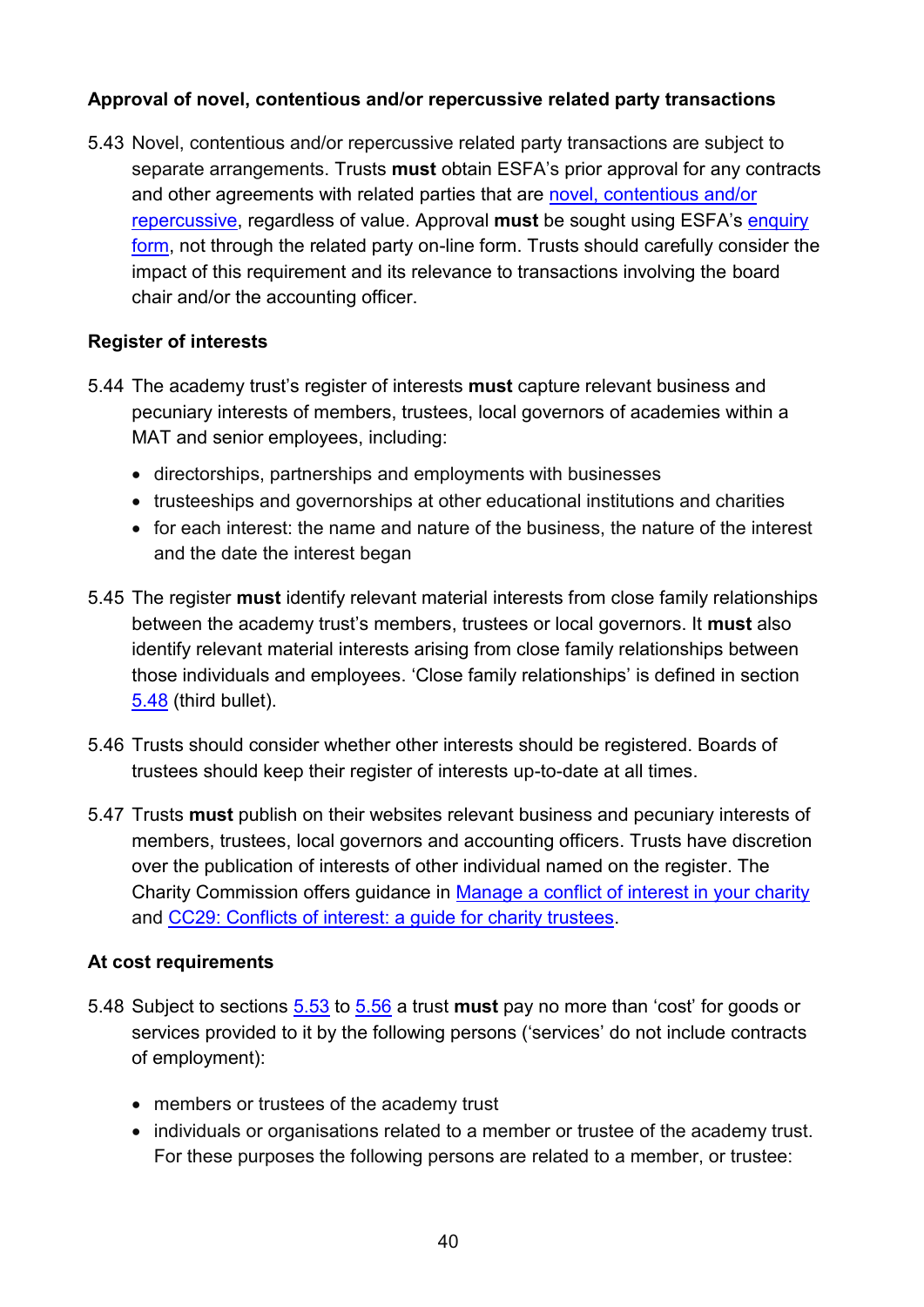### Approval of novel, contentious and/or repercussive related party transactions

5.43 Novel, contentious and/or repercussive related party transactions are subject to separate arrangements. Trusts **must** obtain ESFA's prior approval for any contracts and other agreements with related parties that are novel, contentious and/or repercussive, regardless of value. Approval **must** be sought using ESFA's enquiry form, not through the related party on-line form. Trusts should carefully consider the impact of this requirement and its relevance to transactions involving the board chair and/or the accounting officer.

### Register of interests

5.44 The academy trust's register of interests **must** capture relevant business and pecuniary interests of members, trustees, local governors of academies within a MAT and senior employees, including:

- directorships, partnerships and employments with businesses
- trusteeships and governorships at other educational institutions and charities
- for each interest: the name and nature of the business, the nature of the interest and the date the interest began

5.45 The register **must** identify relevant material interests from close family relationships between the academy trust's members, trustees or local governors. It **must** also identify relevant material interests arising from close family relationships between those individuals and employees. 'Close family relationships' is defined in section 5.48 (third bullet).

5.46 Trusts should consider whether other interests should be registered. Boards of trustees should keep their register of interests up-to-date at all times.

5.47 Trusts **must** publish on their websites relevant business and pecuniary interests of members, trustees, local governors and accounting officers. Trusts have discretion over the publication of interests of other individual named on the register. The Charity Commission offers guidance in Manage a conflict of interest in your charity and CC29: Conflicts of interest: a guide for charity trustees.

### At cost requirements

5.48 Subject to sections 5.53 to 5.56 a trust **must** pay no more than 'cost' for goods or services provided to it by the following persons ('services' do not include contracts of employment):

- members or trustees of the academy trust
- individuals or organisations related to a member or trustee of the academy trust. For these purposes the following persons are related to a member, or trustee: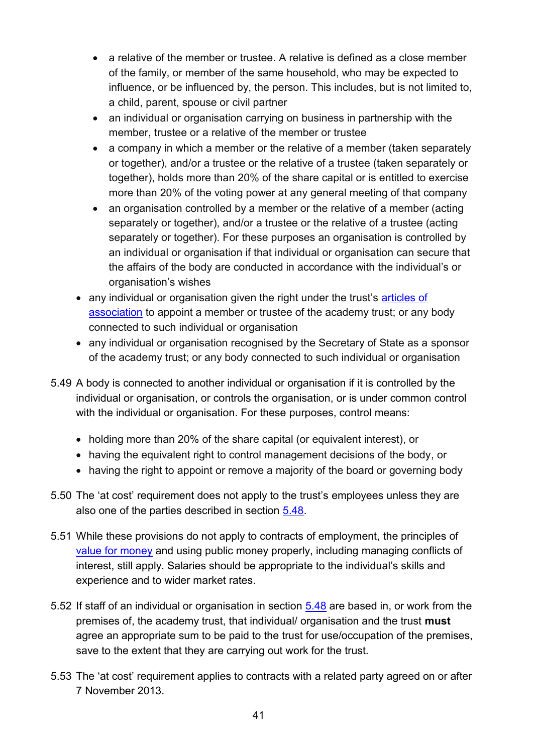- a relative of the member or trustee. A relative is defined as a close member of the family, or member of the same household, who may be expected to influence, or be influenced by, the person. This includes, but is not limited to, a child, parent, spouse or civil partner
    - an individual or organisation carrying on business in partnership with the member, trustee or a relative of the member or trustee
    - a company in which a member or the relative of a member (taken separately or together), and/or a trustee or the relative of a trustee (taken separately or together), holds more than 20% of the share capital or is entitled to exercise more than 20% of the voting power at any general meeting of that company
    - an organisation controlled by a member or the relative of a member (acting separately or together), and/or a trustee or the relative of a trustee (acting separately or together). For these purposes an organisation is controlled by an individual or organisation if that individual or organisation can secure that the affairs of the body are conducted in accordance with the individual's or organisation's wishes
- any individual or organisation given the right under the trust's articles of association to appoint a member or trustee of the academy trust; or any body connected to such individual or organisation
- any individual or organisation recognised by the Secretary of State as a sponsor of the academy trust; or any body connected to such individual or organisation

5.49 A body is connected to another individual or organisation if it is controlled by the individual or organisation, or controls the organisation, or is under common control with the individual or organisation. For these purposes, control means:

- holding more than 20% of the share capital (or equivalent interest), or
- having the equivalent right to control management decisions of the body, or
- having the right to appoint or remove a majority of the board or governing body

5.50 The 'at cost' requirement does not apply to the trust's employees unless they are also one of the parties described in section 5.48.

5.51 While these provisions do not apply to contracts of employment, the principles of value for money and using public money properly, including managing conflicts of interest, still apply. Salaries should be appropriate to the individual's skills and experience and to wider market rates.

5.52 If staff of an individual or organisation in section 5.48 are based in, or work from the premises of, the academy trust, that individual/ organisation and the trust **must** agree an appropriate sum to be paid to the trust for use/occupation of the premises, save to the extent that they are carrying out work for the trust.

5.53 The 'at cost' requirement applies to contracts with a related party agreed on or after 7 November 2013.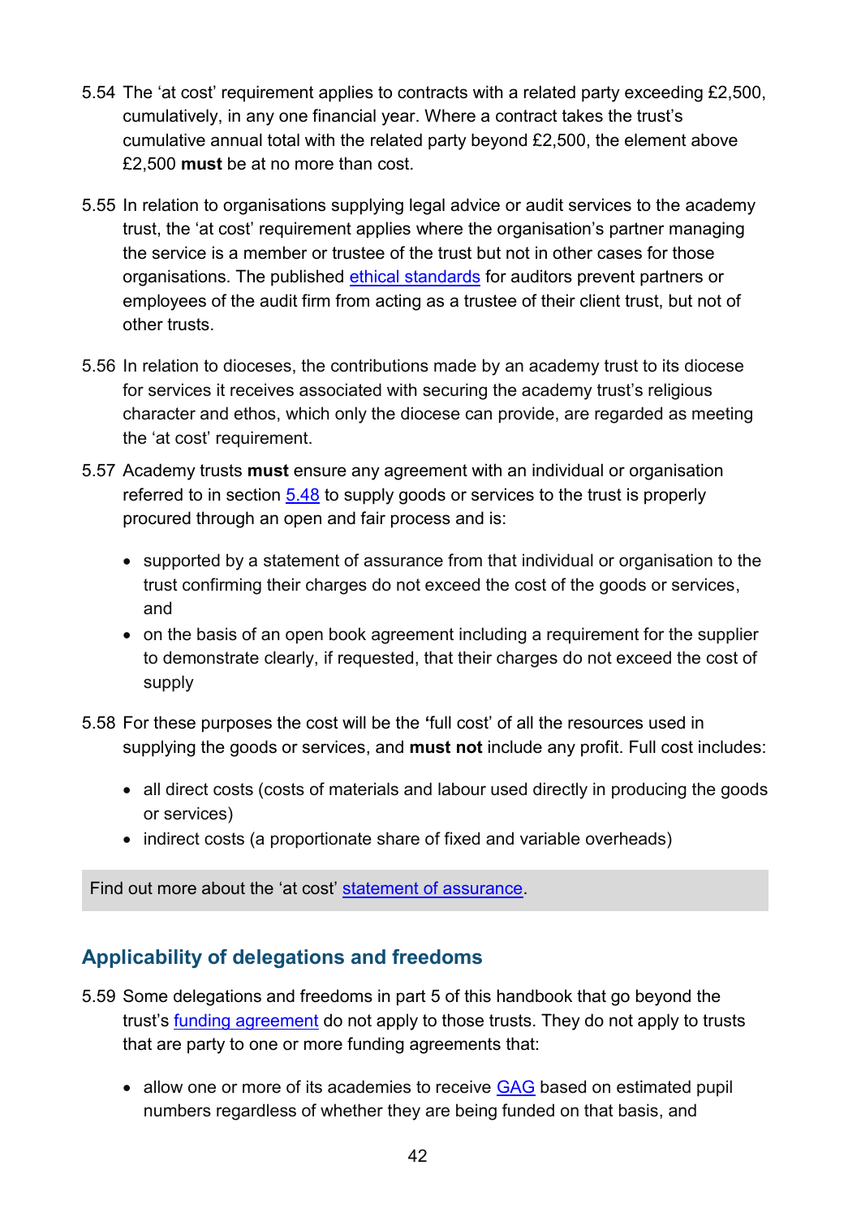5.54 The 'at cost' requirement applies to contracts with a related party exceeding £2,500, cumulatively, in any one financial year. Where a contract takes the trust's cumulative annual total with the related party beyond £2,500, the element above £2,500 **must** be at no more than cost.

5.55 In relation to organisations supplying legal advice or audit services to the academy trust, the 'at cost' requirement applies where the organisation's partner managing the service is a member or trustee of the trust but not in other cases for those organisations. The published [ethical standards]() for auditors prevent partners or employees of the audit firm from acting as a trustee of their client trust, but not of other trusts.

5.56 In relation to dioceses, the contributions made by an academy trust to its diocese for services it receives associated with securing the academy trust's religious character and ethos, which only the diocese can provide, are regarded as meeting the 'at cost' requirement.

5.57 Academy trusts **must** ensure any agreement with an individual or organisation referred to in section [5.48]() to supply goods or services to the trust is properly procured through an open and fair process and is:

- supported by a statement of assurance from that individual or organisation to the trust confirming their charges do not exceed the cost of the goods or services, and
- on the basis of an open book agreement including a requirement for the supplier to demonstrate clearly, if requested, that their charges do not exceed the cost of supply

5.58 For these purposes the cost will be the **'**full cost' of all the resources used in supplying the goods or services, and **must not** include any profit. Full cost includes:

- all direct costs (costs of materials and labour used directly in producing the goods or services)
- indirect costs (a proportionate share of fixed and variable overheads)

Find out more about the 'at cost' [statement of assurance]().

## Applicability of delegations and freedoms

5.59 Some delegations and freedoms in part 5 of this handbook that go beyond the trust's [funding agreement]() do not apply to those trusts. They do not apply to trusts that are party to one or more funding agreements that:

- allow one or more of its academies to receive [GAG]() based on estimated pupil numbers regardless of whether they are being funded on that basis, and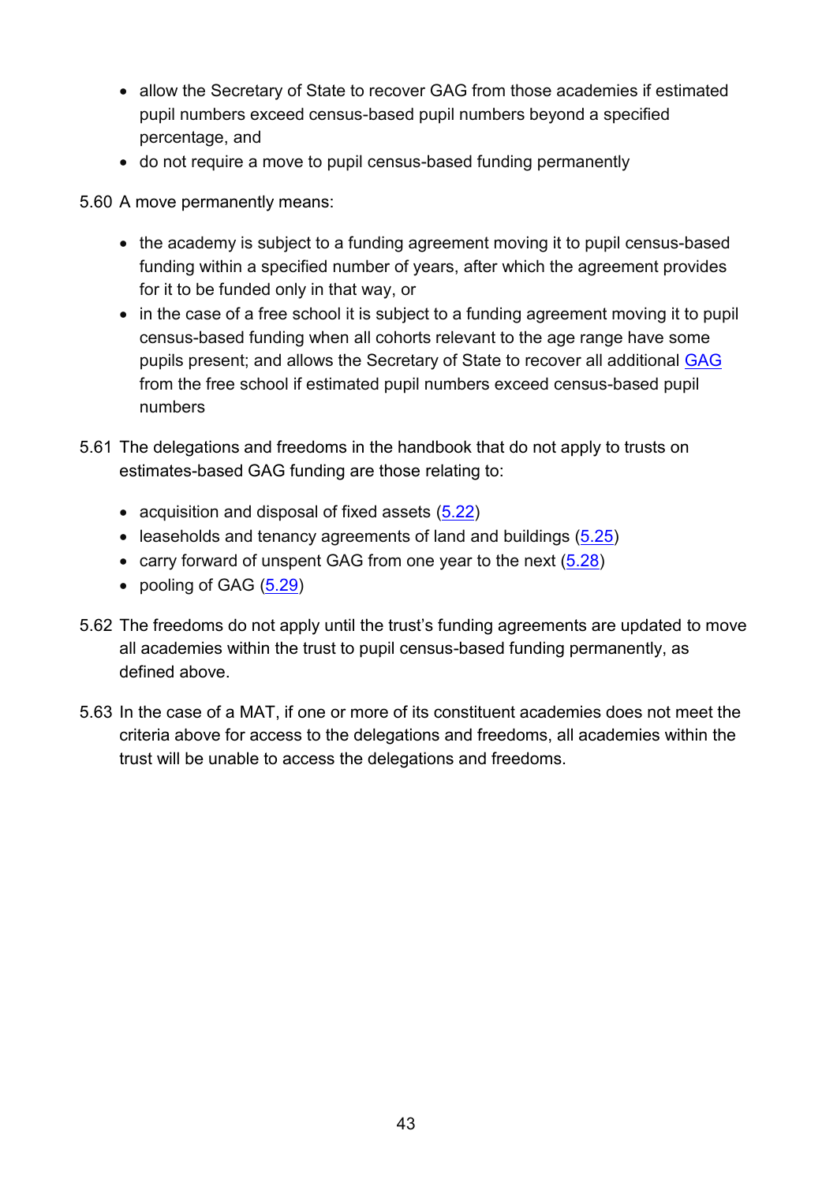- allow the Secretary of State to recover GAG from those academies if estimated pupil numbers exceed census-based pupil numbers beyond a specified percentage, and
- do not require a move to pupil census-based funding permanently

5.60 A move permanently means:

- the academy is subject to a funding agreement moving it to pupil census-based funding within a specified number of years, after which the agreement provides for it to be funded only in that way, or
- in the case of a free school it is subject to a funding agreement moving it to pupil census-based funding when all cohorts relevant to the age range have some pupils present; and allows the Secretary of State to recover all additional GAG from the free school if estimated pupil numbers exceed census-based pupil numbers

5.61 The delegations and freedoms in the handbook that do not apply to trusts on estimates-based GAG funding are those relating to:

- acquisition and disposal of fixed assets (5.22)
- leaseholds and tenancy agreements of land and buildings (5.25)
- carry forward of unspent GAG from one year to the next (5.28)
- pooling of GAG (5.29)

5.62 The freedoms do not apply until the trust's funding agreements are updated to move all academies within the trust to pupil census-based funding permanently, as defined above.

5.63 In the case of a MAT, if one or more of its constituent academies does not meet the criteria above for access to the delegations and freedoms, all academies within the trust will be unable to access the delegations and freedoms.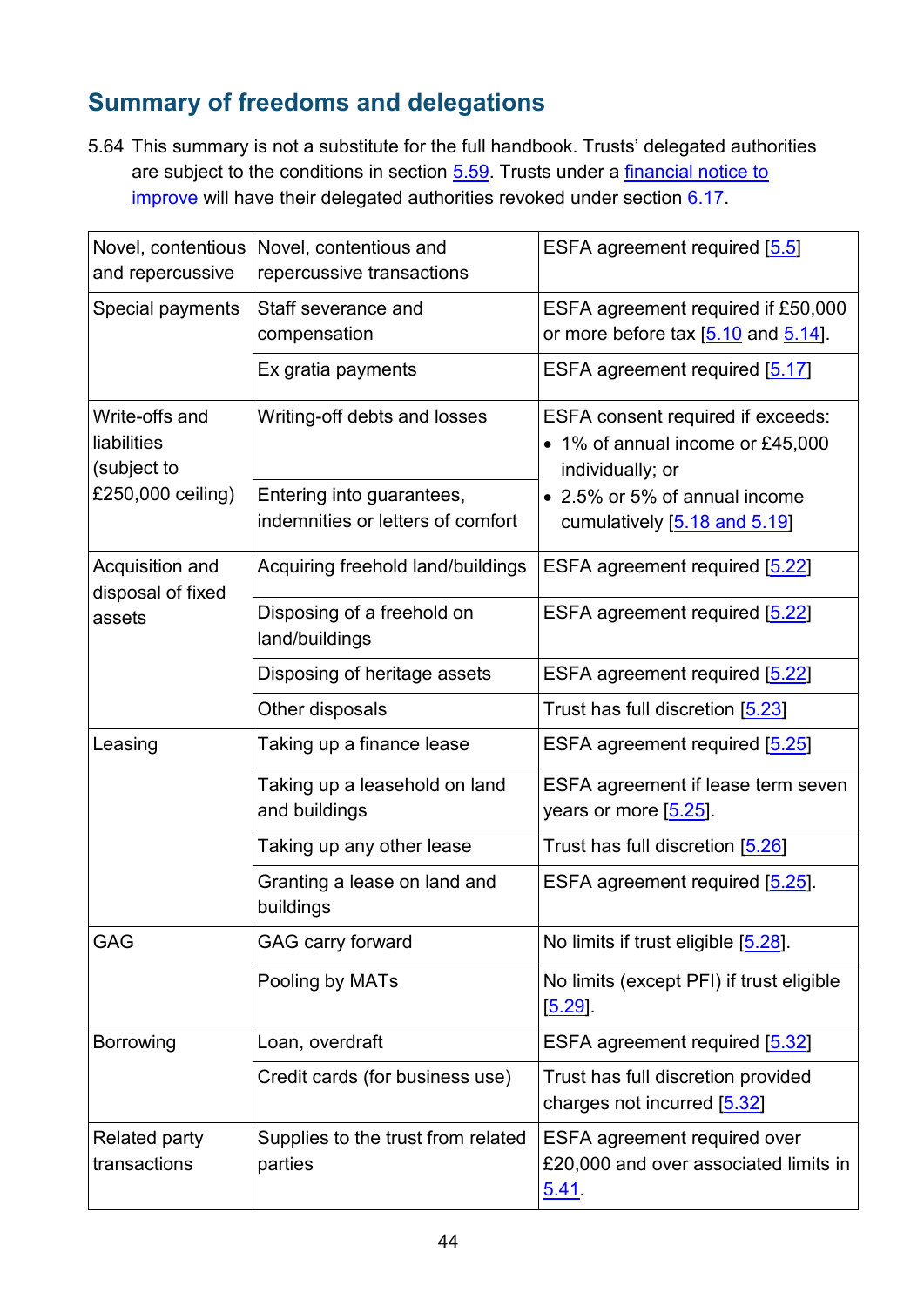## Summary of freedoms and delegations

5.64 This summary is not a substitute for the full handbook. Trusts' delegated authorities are subject to the conditions in section 5.59. Trusts under a financial notice to improve will have their delegated authorities revoked under section 6.17.

| | | |
|---|---|---|
| Novel, contentious and repercussive | Novel, contentious and repercussive transactions | ESFA agreement required [5.5] |
| Special payments | Staff severance and compensation | ESFA agreement required if £50,000 or more before tax [5.10 and 5.14]. |
| | Ex gratia payments | ESFA agreement required [5.17] |
| Write-offs and liabilities (subject to £250,000 ceiling) | Writing-off debts and losses | ESFA consent required if exceeds:<br>• 1% of annual income or £45,000 individually; or<br>• 2.5% or 5% of annual income cumulatively [5.18 and 5.19] |
| | Entering into guarantees, indemnities or letters of comfort | |
| Acquisition and disposal of fixed assets | Acquiring freehold land/buildings | ESFA agreement required [5.22] |
| | Disposing of a freehold on land/buildings | ESFA agreement required [5.22] |
| | Disposing of heritage assets | ESFA agreement required [5.22] |
| | Other disposals | Trust has full discretion [5.23] |
| Leasing | Taking up a finance lease | ESFA agreement required [5.25] |
| | Taking up a leasehold on land and buildings | ESFA agreement if lease term seven years or more [5.25]. |
| | Taking up any other lease | Trust has full discretion [5.26] |
| | Granting a lease on land and buildings | ESFA agreement required [5.25]. |
| GAG | GAG carry forward | No limits if trust eligible [5.28]. |
| | Pooling by MATs | No limits (except PFI) if trust eligible [5.29]. |
| Borrowing | Loan, overdraft | ESFA agreement required [5.32] |
| | Credit cards (for business use) | Trust has full discretion provided charges not incurred [5.32] |
| Related party transactions | Supplies to the trust from related parties | ESFA agreement required over £20,000 and over associated limits in 5.41. |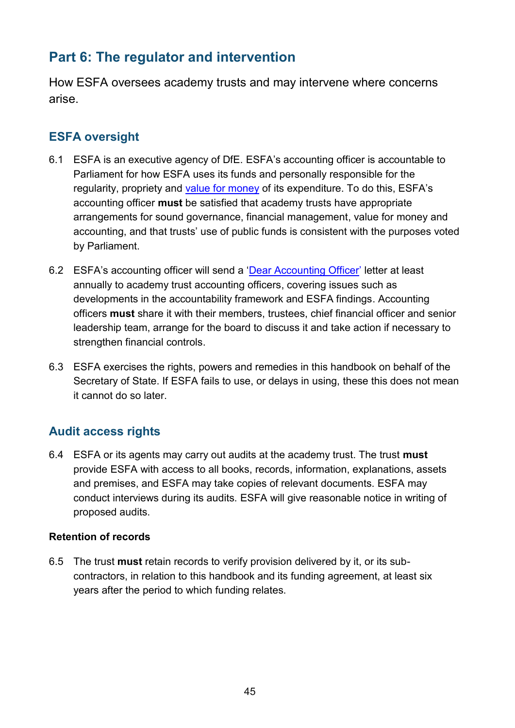## Part 6: The regulator and intervention

How ESFA oversees academy trusts and may intervene where concerns arise.

### ESFA oversight

6.1 ESFA is an executive agency of DfE. ESFA's accounting officer is accountable to Parliament for how ESFA uses its funds and personally responsible for the regularity, propriety and value for money of its expenditure. To do this, ESFA's accounting officer **must** be satisfied that academy trusts have appropriate arrangements for sound governance, financial management, value for money and accounting, and that trusts' use of public funds is consistent with the purposes voted by Parliament.

6.2 ESFA's accounting officer will send a 'Dear Accounting Officer' letter at least annually to academy trust accounting officers, covering issues such as developments in the accountability framework and ESFA findings. Accounting officers **must** share it with their members, trustees, chief financial officer and senior leadership team, arrange for the board to discuss it and take action if necessary to strengthen financial controls.

6.3 ESFA exercises the rights, powers and remedies in this handbook on behalf of the Secretary of State. If ESFA fails to use, or delays in using, these this does not mean it cannot do so later.

### Audit access rights

6.4 ESFA or its agents may carry out audits at the academy trust. The trust **must** provide ESFA with access to all books, records, information, explanations, assets and premises, and ESFA may take copies of relevant documents. ESFA may conduct interviews during its audits. ESFA will give reasonable notice in writing of proposed audits.

#### Retention of records

6.5 The trust **must** retain records to verify provision delivered by it, or its sub-contractors, in relation to this handbook and its funding agreement, at least six years after the period to which funding relates.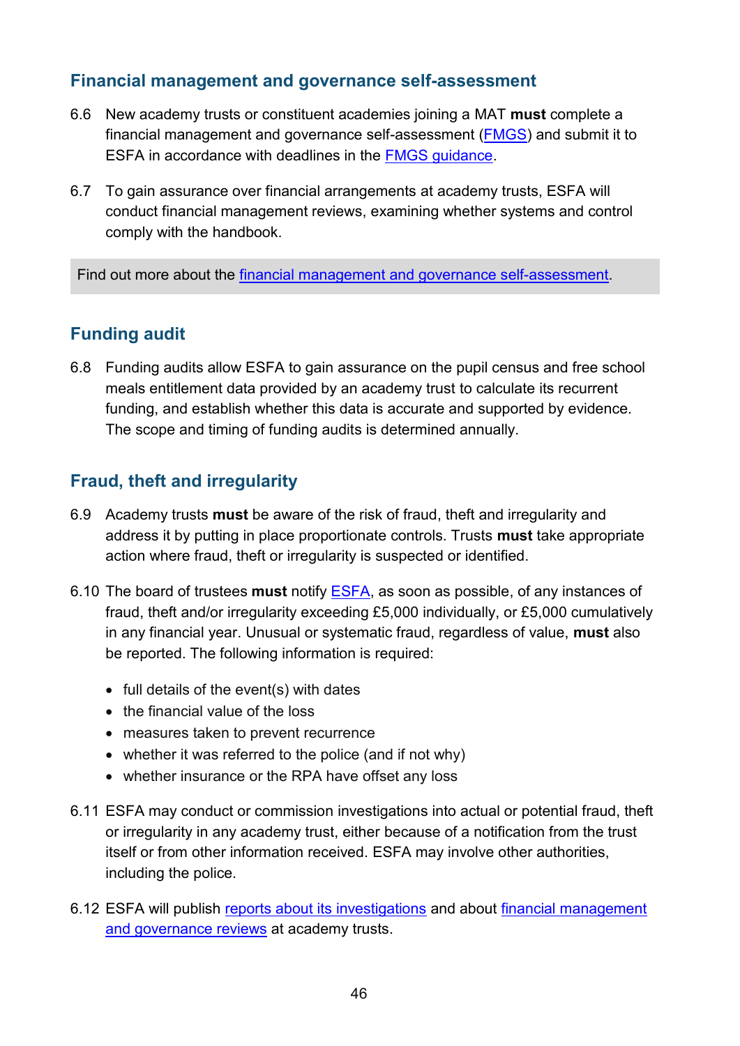## Financial management and governance self-assessment

6.6 New academy trusts or constituent academies joining a MAT **must** complete a financial management and governance self-assessment (FMGS) and submit it to ESFA in accordance with deadlines in the FMGS guidance.

6.7 To gain assurance over financial arrangements at academy trusts, ESFA will conduct financial management reviews, examining whether systems and control comply with the handbook.

Find out more about the financial management and governance self-assessment.

## Funding audit

6.8 Funding audits allow ESFA to gain assurance on the pupil census and free school meals entitlement data provided by an academy trust to calculate its recurrent funding, and establish whether this data is accurate and supported by evidence. The scope and timing of funding audits is determined annually.

## Fraud, theft and irregularity

6.9 Academy trusts **must** be aware of the risk of fraud, theft and irregularity and address it by putting in place proportionate controls. Trusts **must** take appropriate action where fraud, theft or irregularity is suspected or identified.

6.10 The board of trustees **must** notify ESFA, as soon as possible, of any instances of fraud, theft and/or irregularity exceeding £5,000 individually, or £5,000 cumulatively in any financial year. Unusual or systematic fraud, regardless of value, **must** also be reported. The following information is required:

- full details of the event(s) with dates
- the financial value of the loss
- measures taken to prevent recurrence
- whether it was referred to the police (and if not why)
- whether insurance or the RPA have offset any loss

6.11 ESFA may conduct or commission investigations into actual or potential fraud, theft or irregularity in any academy trust, either because of a notification from the trust itself or from other information received. ESFA may involve other authorities, including the police.

6.12 ESFA will publish reports about its investigations and about financial management and governance reviews at academy trusts.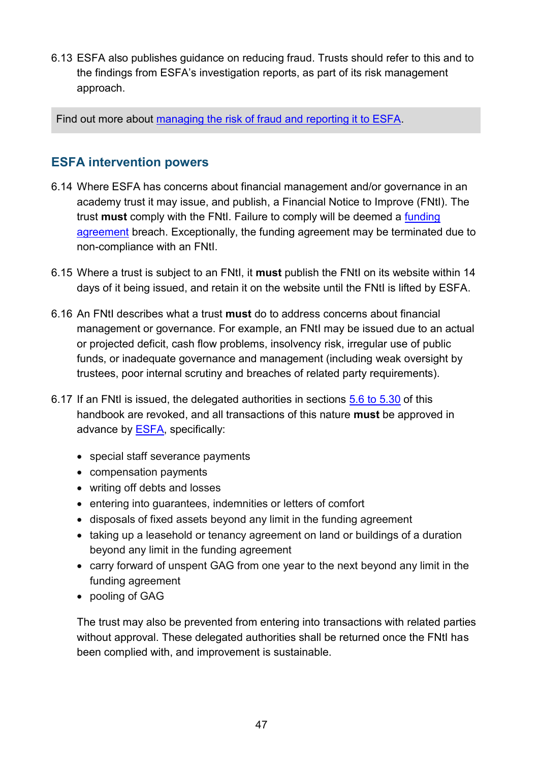6.13 ESFA also publishes guidance on reducing fraud. Trusts should refer to this and to the findings from ESFA's investigation reports, as part of its risk management approach.

> Find out more about managing the risk of fraud and reporting it to ESFA.

## ESFA intervention powers

6.14 Where ESFA has concerns about financial management and/or governance in an academy trust it may issue, and publish, a Financial Notice to Improve (FNtI). The trust **must** comply with the FNtI. Failure to comply will be deemed a funding agreement breach. Exceptionally, the funding agreement may be terminated due to non-compliance with an FNtI.

6.15 Where a trust is subject to an FNtI, it **must** publish the FNtI on its website within 14 days of it being issued, and retain it on the website until the FNtI is lifted by ESFA.

6.16 An FNtI describes what a trust **must** do to address concerns about financial management or governance. For example, an FNtI may be issued due to an actual or projected deficit, cash flow problems, insolvency risk, irregular use of public funds, or inadequate governance and management (including weak oversight by trustees, poor internal scrutiny and breaches of related party requirements).

6.17 If an FNtI is issued, the delegated authorities in sections 5.6 to 5.30 of this handbook are revoked, and all transactions of this nature **must** be approved in advance by ESFA, specifically:

- special staff severance payments
- compensation payments
- writing off debts and losses
- entering into guarantees, indemnities or letters of comfort
- disposals of fixed assets beyond any limit in the funding agreement
- taking up a leasehold or tenancy agreement on land or buildings of a duration beyond any limit in the funding agreement
- carry forward of unspent GAG from one year to the next beyond any limit in the funding agreement
- pooling of GAG

The trust may also be prevented from entering into transactions with related parties without approval. These delegated authorities shall be returned once the FNtI has been complied with, and improvement is sustainable.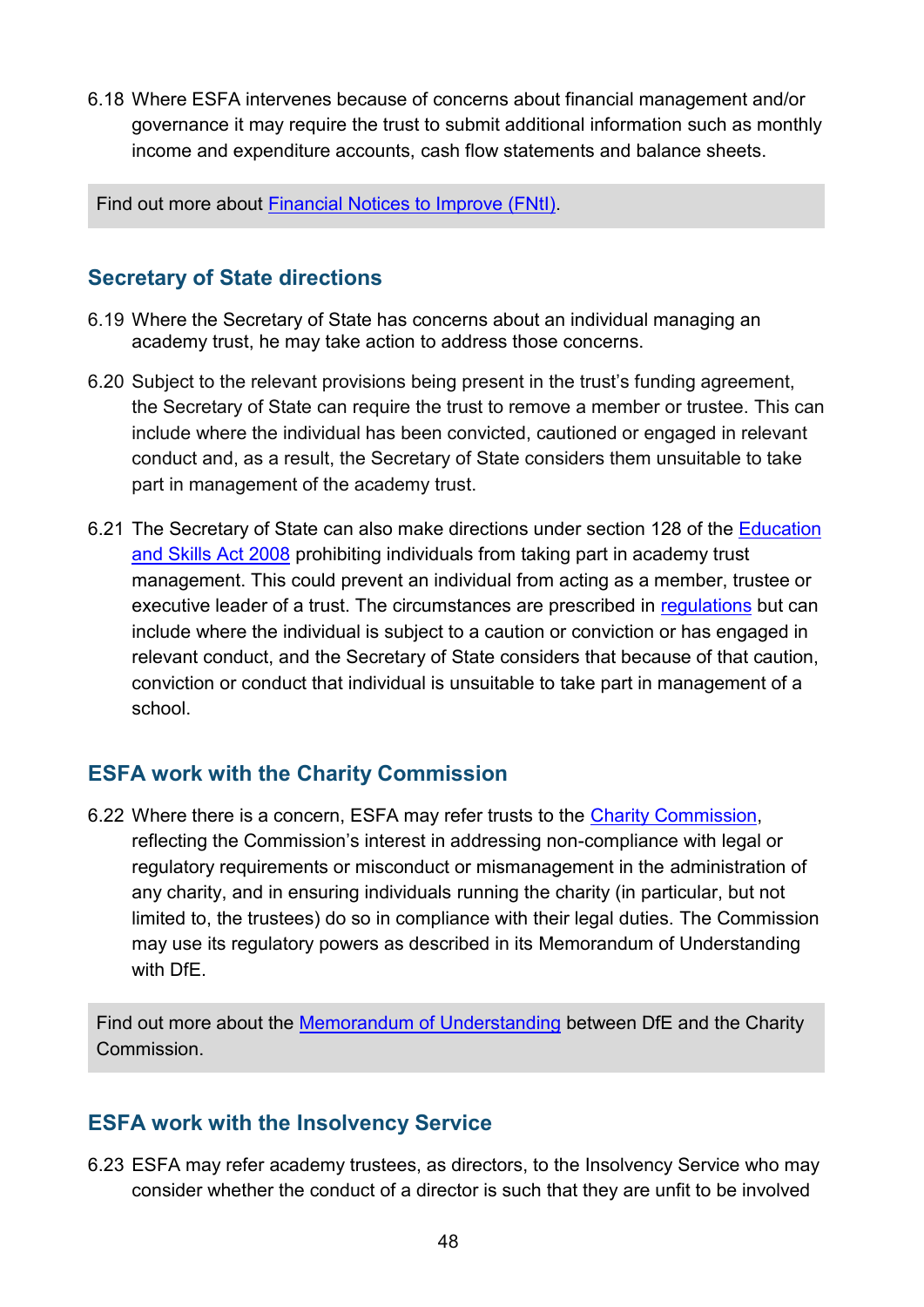6.18 Where ESFA intervenes because of concerns about financial management and/or governance it may require the trust to submit additional information such as monthly income and expenditure accounts, cash flow statements and balance sheets.

Find out more about [Financial Notices to Improve (FNtI)].

## Secretary of State directions

6.19 Where the Secretary of State has concerns about an individual managing an academy trust, he may take action to address those concerns.

6.20 Subject to the relevant provisions being present in the trust's funding agreement, the Secretary of State can require the trust to remove a member or trustee. This can include where the individual has been convicted, cautioned or engaged in relevant conduct and, as a result, the Secretary of State considers them unsuitable to take part in management of the academy trust.

6.21 The Secretary of State can also make directions under section 128 of the [Education and Skills Act 2008] prohibiting individuals from taking part in academy trust management. This could prevent an individual from acting as a member, trustee or executive leader of a trust. The circumstances are prescribed in [regulations] but can include where the individual is subject to a caution or conviction or has engaged in relevant conduct, and the Secretary of State considers that because of that caution, conviction or conduct that individual is unsuitable to take part in management of a school.

## ESFA work with the Charity Commission

6.22 Where there is a concern, ESFA may refer trusts to the [Charity Commission], reflecting the Commission's interest in addressing non-compliance with legal or regulatory requirements or misconduct or mismanagement in the administration of any charity, and in ensuring individuals running the charity (in particular, but not limited to, the trustees) do so in compliance with their legal duties. The Commission may use its regulatory powers as described in its Memorandum of Understanding with DfE.

Find out more about the [Memorandum of Understanding] between DfE and the Charity Commission.

## ESFA work with the Insolvency Service

6.23 ESFA may refer academy trustees, as directors, to the Insolvency Service who may consider whether the conduct of a director is such that they are unfit to be involved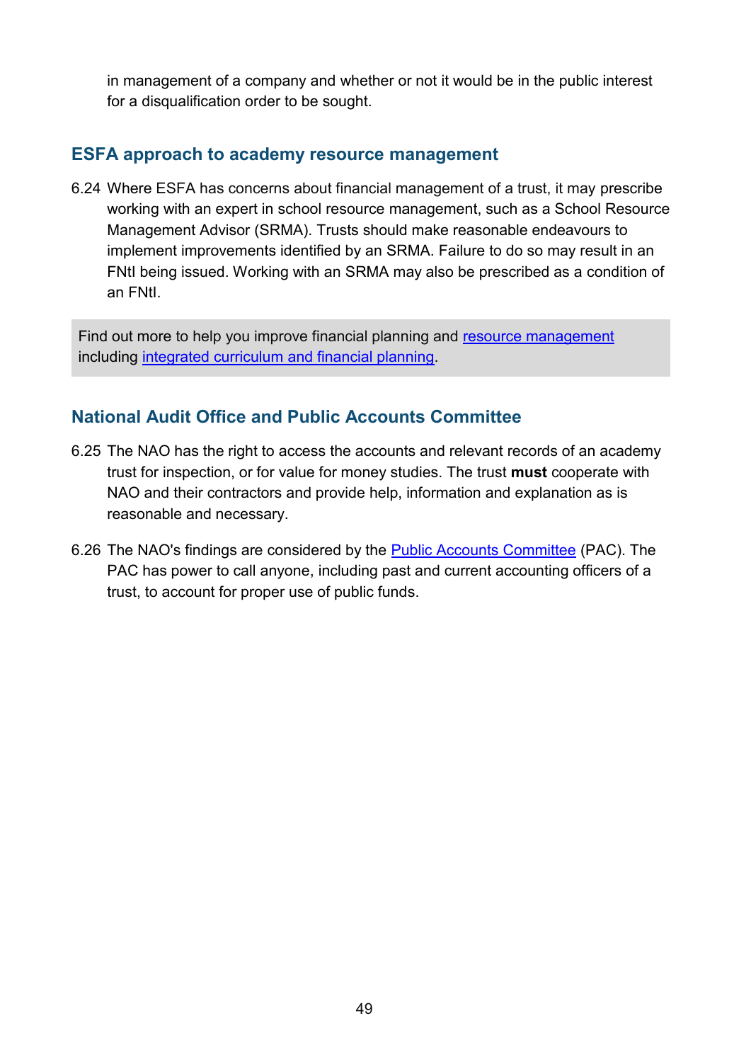in management of a company and whether or not it would be in the public interest for a disqualification order to be sought.

## ESFA approach to academy resource management

6.24 Where ESFA has concerns about financial management of a trust, it may prescribe working with an expert in school resource management, such as a School Resource Management Advisor (SRMA). Trusts should make reasonable endeavours to implement improvements identified by an SRMA. Failure to do so may result in an FNtI being issued. Working with an SRMA may also be prescribed as a condition of an FNtI.

> Find out more to help you improve financial planning and resource management including integrated curriculum and financial planning.

## National Audit Office and Public Accounts Committee

6.25 The NAO has the right to access the accounts and relevant records of an academy trust for inspection, or for value for money studies. The trust **must** cooperate with NAO and their contractors and provide help, information and explanation as is reasonable and necessary.

6.26 The NAO's findings are considered by the Public Accounts Committee (PAC). The PAC has power to call anyone, including past and current accounting officers of a trust, to account for proper use of public funds.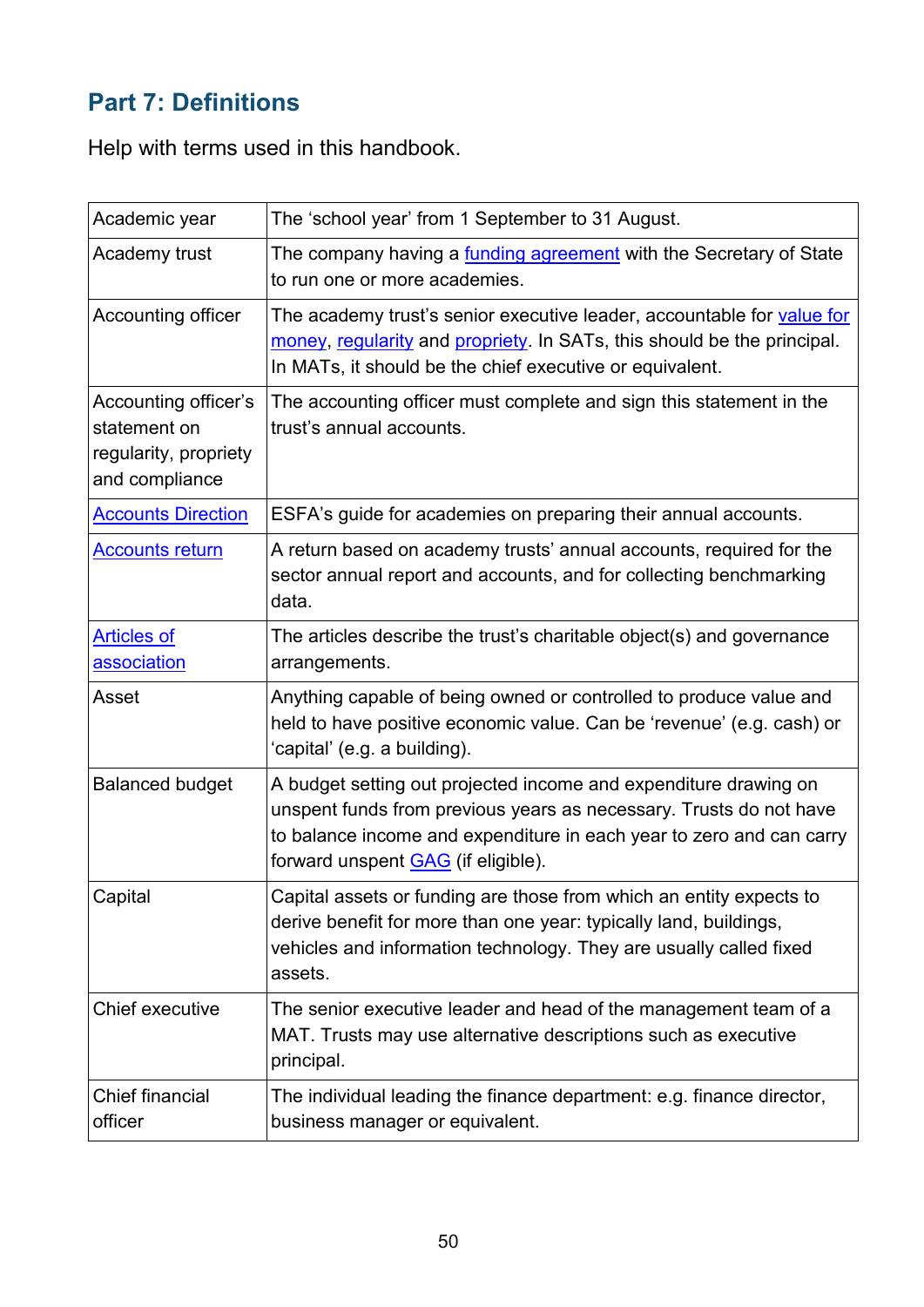## Part 7: Definitions

Help with terms used in this handbook.

| Term | Definition |
|---|---|
| Academic year | The 'school year' from 1 September to 31 August. |
| Academy trust | The company having a funding agreement with the Secretary of State to run one or more academies. |
| Accounting officer | The academy trust's senior executive leader, accountable for value for money, regularity and propriety. In SATs, this should be the principal. In MATs, it should be the chief executive or equivalent. |
| Accounting officer's statement on regularity, propriety and compliance | The accounting officer must complete and sign this statement in the trust's annual accounts. |
| Accounts Direction | ESFA's guide for academies on preparing their annual accounts. |
| Accounts return | A return based on academy trusts' annual accounts, required for the sector annual report and accounts, and for collecting benchmarking data. |
| Articles of association | The articles describe the trust's charitable object(s) and governance arrangements. |
| Asset | Anything capable of being owned or controlled to produce value and held to have positive economic value. Can be 'revenue' (e.g. cash) or 'capital' (e.g. a building). |
| Balanced budget | A budget setting out projected income and expenditure drawing on unspent funds from previous years as necessary. Trusts do not have to balance income and expenditure in each year to zero and can carry forward unspent GAG (if eligible). |
| Capital | Capital assets or funding are those from which an entity expects to derive benefit for more than one year: typically land, buildings, vehicles and information technology. They are usually called fixed assets. |
| Chief executive | The senior executive leader and head of the management team of a MAT. Trusts may use alternative descriptions such as executive principal. |
| Chief financial officer | The individual leading the finance department: e.g. finance director, business manager or equivalent. |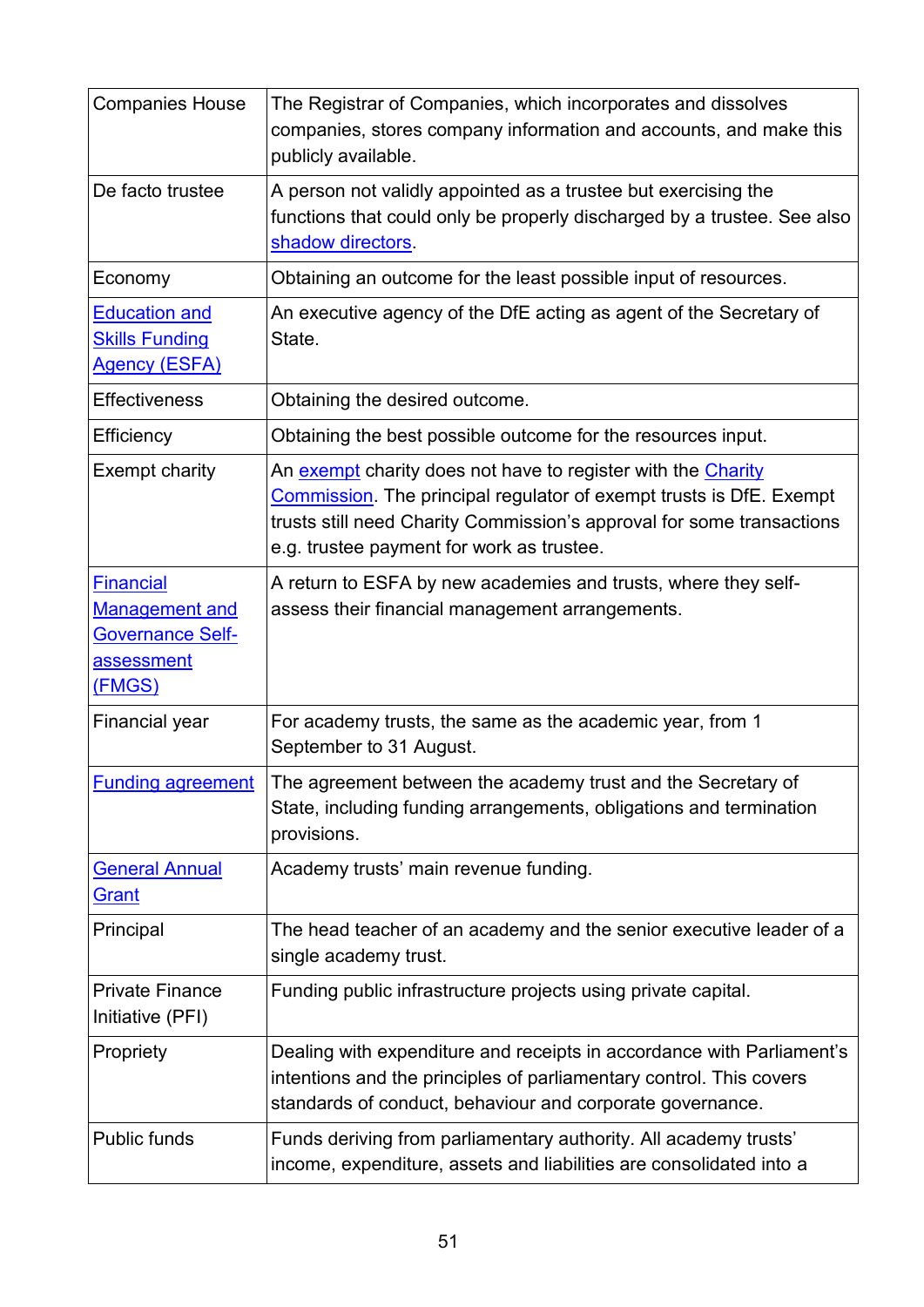| Companies House | The Registrar of Companies, which incorporates and dissolves companies, stores company information and accounts, and make this publicly available. |
|---|---|
| De facto trustee | A person not validly appointed as a trustee but exercising the functions that could only be properly discharged by a trustee. See also [shadow directors](). |
| Economy | Obtaining an outcome for the least possible input of resources. |
| [Education and Skills Funding Agency (ESFA)]() | An executive agency of the DfE acting as agent of the Secretary of State. |
| Effectiveness | Obtaining the desired outcome. |
| Efficiency | Obtaining the best possible outcome for the resources input. |
| Exempt charity | An [exempt]() charity does not have to register with the [Charity Commission](). The principal regulator of exempt trusts is DfE. Exempt trusts still need Charity Commission's approval for some transactions e.g. trustee payment for work as trustee. |
| [Financial Management and Governance Self-assessment (FMGS)]() | A return to ESFA by new academies and trusts, where they self-assess their financial management arrangements. |
| Financial year | For academy trusts, the same as the academic year, from 1 September to 31 August. |
| [Funding agreement]() | The agreement between the academy trust and the Secretary of State, including funding arrangements, obligations and termination provisions. |
| [General Annual Grant]() | Academy trusts' main revenue funding. |
| Principal | The head teacher of an academy and the senior executive leader of a single academy trust. |
| Private Finance Initiative (PFI) | Funding public infrastructure projects using private capital. |
| Propriety | Dealing with expenditure and receipts in accordance with Parliament's intentions and the principles of parliamentary control. This covers standards of conduct, behaviour and corporate governance. |
| Public funds | Funds deriving from parliamentary authority. All academy trusts' income, expenditure, assets and liabilities are consolidated into a |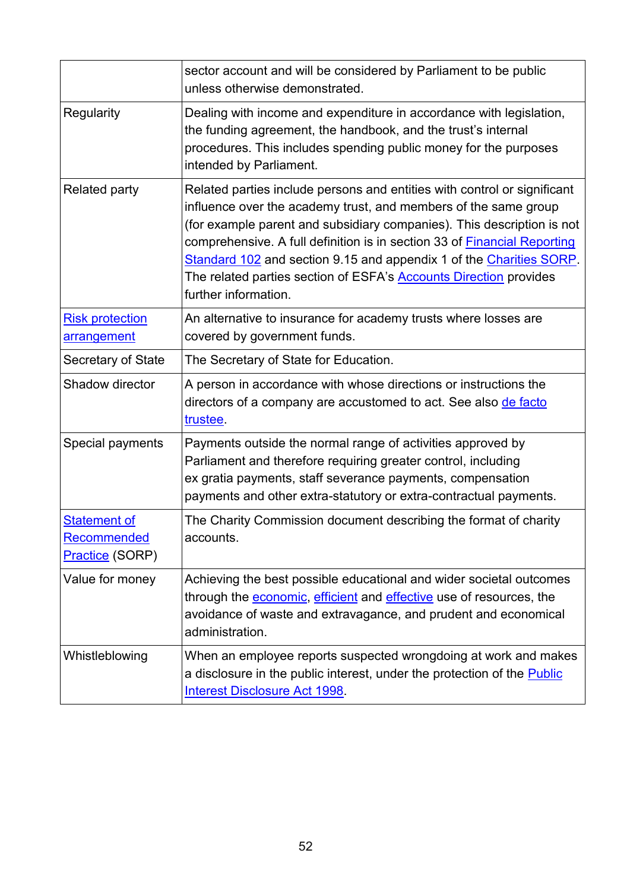| | |
|---|---|
| | sector account and will be considered by Parliament to be public unless otherwise demonstrated. |
| Regularity | Dealing with income and expenditure in accordance with legislation, the funding agreement, the handbook, and the trust's internal procedures. This includes spending public money for the purposes intended by Parliament. |
| Related party | Related parties include persons and entities with control or significant influence over the academy trust, and members of the same group (for example parent and subsidiary companies). This description is not comprehensive. A full definition is in section 33 of Financial Reporting Standard 102 and section 9.15 and appendix 1 of the Charities SORP. The related parties section of ESFA's Accounts Direction provides further information. |
| Risk protection arrangement | An alternative to insurance for academy trusts where losses are covered by government funds. |
| Secretary of State | The Secretary of State for Education. |
| Shadow director | A person in accordance with whose directions or instructions the directors of a company are accustomed to act. See also de facto trustee. |
| Special payments | Payments outside the normal range of activities approved by Parliament and therefore requiring greater control, including ex gratia payments, staff severance payments, compensation payments and other extra-statutory or extra-contractual payments. |
| Statement of Recommended Practice (SORP) | The Charity Commission document describing the format of charity accounts. |
| Value for money | Achieving the best possible educational and wider societal outcomes through the economic, efficient and effective use of resources, the avoidance of waste and extravagance, and prudent and economical administration. |
| Whistleblowing | When an employee reports suspected wrongdoing at work and makes a disclosure in the public interest, under the protection of the Public Interest Disclosure Act 1998. |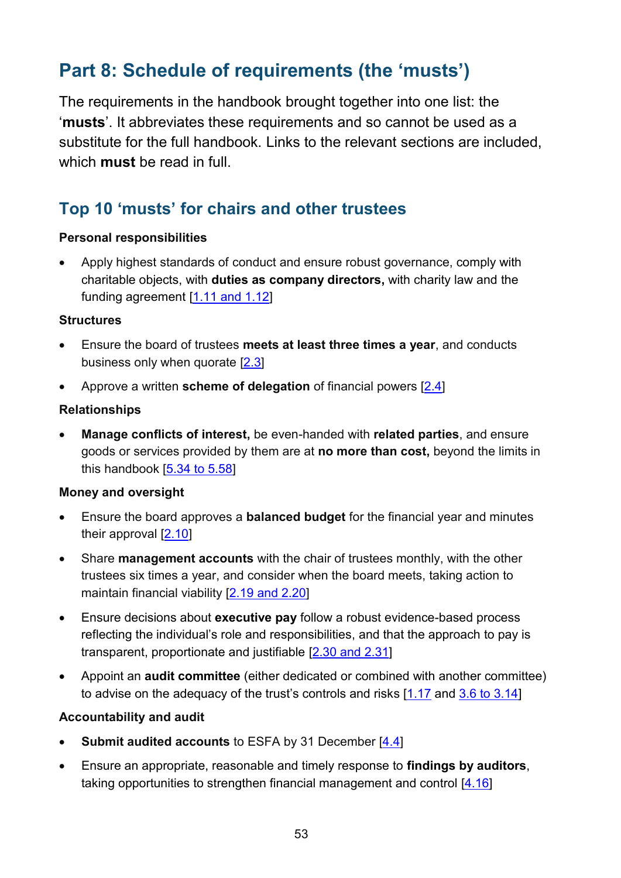## Part 8: Schedule of requirements (the 'musts')

The requirements in the handbook brought together into one list: the '**musts**'. It abbreviates these requirements and so cannot be used as a substitute for the full handbook. Links to the relevant sections are included, which **must** be read in full.

### Top 10 'musts' for chairs and other trustees

**Personal responsibilities**

- Apply highest standards of conduct and ensure robust governance, comply with charitable objects, with **duties as company directors,** with charity law and the funding agreement [1.11 and 1.12]

**Structures**

- Ensure the board of trustees **meets at least three times a year**, and conducts business only when quorate [2.3]
- Approve a written **scheme of delegation** of financial powers [2.4]

**Relationships**

- **Manage conflicts of interest,** be even-handed with **related parties**, and ensure goods or services provided by them are at **no more than cost,** beyond the limits in this handbook [5.34 to 5.58]

**Money and oversight**

- Ensure the board approves a **balanced budget** for the financial year and minutes their approval [2.10]
- Share **management accounts** with the chair of trustees monthly, with the other trustees six times a year, and consider when the board meets, taking action to maintain financial viability [2.19 and 2.20]
- Ensure decisions about **executive pay** follow a robust evidence-based process reflecting the individual's role and responsibilities, and that the approach to pay is transparent, proportionate and justifiable [2.30 and 2.31]
- Appoint an **audit committee** (either dedicated or combined with another committee) to advise on the adequacy of the trust's controls and risks [1.17 and 3.6 to 3.14]

**Accountability and audit**

- **Submit audited accounts** to ESFA by 31 December [4.4]
- Ensure an appropriate, reasonable and timely response to **findings by auditors**, taking opportunities to strengthen financial management and control [4.16]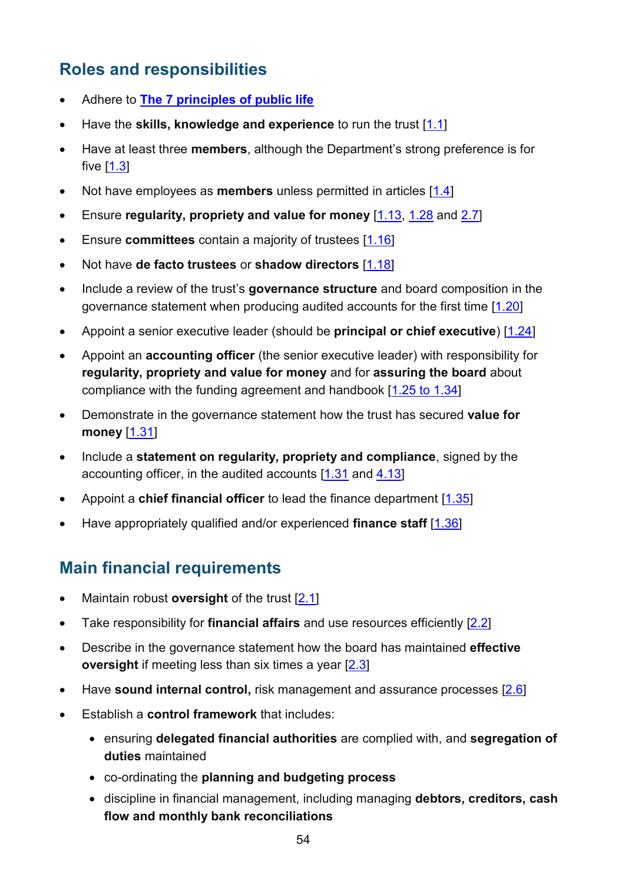## Roles and responsibilities

- Adhere to **The 7 principles of public life**
- Have the **skills, knowledge and experience** to run the trust [1.1]
- Have at least three **members**, although the Department's strong preference is for five [1.3]
- Not have employees as **members** unless permitted in articles [1.4]
- Ensure **regularity, propriety and value for money** [1.13, 1.28 and 2.7]
- Ensure **committees** contain a majority of trustees [1.16]
- Not have **de facto trustees** or **shadow directors** [1.18]
- Include a review of the trust's **governance structure** and board composition in the governance statement when producing audited accounts for the first time [1.20]
- Appoint a senior executive leader (should be **principal or chief executive**) [1.24]
- Appoint an **accounting officer** (the senior executive leader) with responsibility for **regularity, propriety and value for money** and for **assuring the board** about compliance with the funding agreement and handbook [1.25 to 1.34]
- Demonstrate in the governance statement how the trust has secured **value for money** [1.31]
- Include a **statement on regularity, propriety and compliance**, signed by the accounting officer, in the audited accounts [1.31 and 4.13]
- Appoint a **chief financial officer** to lead the finance department [1.35]
- Have appropriately qualified and/or experienced **finance staff** [1.36]

## Main financial requirements

- Maintain robust **oversight** of the trust [2.1]
- Take responsibility for **financial affairs** and use resources efficiently [2.2]
- Describe in the governance statement how the board has maintained **effective oversight** if meeting less than six times a year [2.3]
- Have **sound internal control,** risk management and assurance processes [2.6]
- Establish a **control framework** that includes:
  - ensuring **delegated financial authorities** are complied with, and **segregation of duties** maintained
  - co-ordinating the **planning and budgeting process**
  - discipline in financial management, including managing **debtors, creditors, cash flow and monthly bank reconciliations**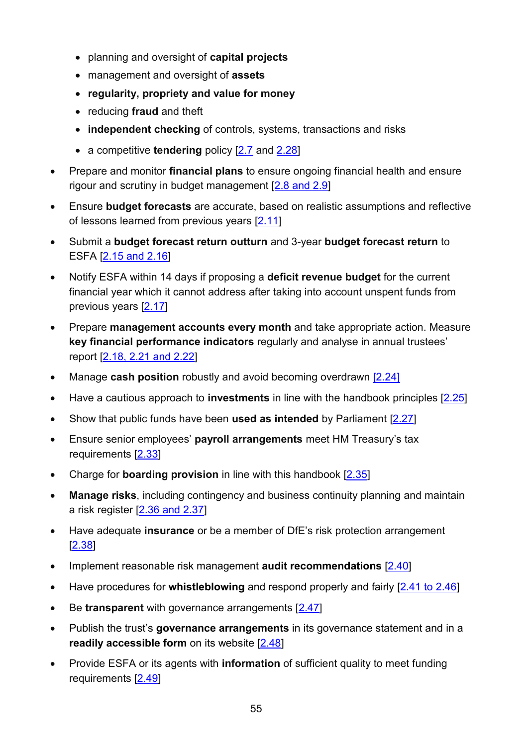- planning and oversight of **capital projects**
  - management and oversight of **assets**
  - **regularity, propriety and value for money**
  - reducing **fraud** and theft
  - **independent checking** of controls, systems, transactions and risks
  - a competitive **tendering** policy [2.7 and 2.28]
- Prepare and monitor **financial plans** to ensure ongoing financial health and ensure rigour and scrutiny in budget management [2.8 and 2.9]
- Ensure **budget forecasts** are accurate, based on realistic assumptions and reflective of lessons learned from previous years [2.11]
- Submit a **budget forecast return outturn** and 3-year **budget forecast return** to ESFA [2.15 and 2.16]
- Notify ESFA within 14 days if proposing a **deficit revenue budget** for the current financial year which it cannot address after taking into account unspent funds from previous years [2.17]
- Prepare **management accounts every month** and take appropriate action. Measure **key financial performance indicators** regularly and analyse in annual trustees' report [2.18, 2.21 and 2.22]
- Manage **cash position** robustly and avoid becoming overdrawn [2.24]
- Have a cautious approach to **investments** in line with the handbook principles [2.25]
- Show that public funds have been **used as intended** by Parliament [2.27]
- Ensure senior employees' **payroll arrangements** meet HM Treasury's tax requirements [2.33]
- Charge for **boarding provision** in line with this handbook [2.35]
- **Manage risks**, including contingency and business continuity planning and maintain a risk register [2.36 and 2.37]
- Have adequate **insurance** or be a member of DfE's risk protection arrangement [2.38]
- Implement reasonable risk management **audit recommendations** [2.40]
- Have procedures for **whistleblowing** and respond properly and fairly [2.41 to 2.46]
- Be **transparent** with governance arrangements [2.47]
- Publish the trust's **governance arrangements** in its governance statement and in a **readily accessible form** on its website [2.48]
- Provide ESFA or its agents with **information** of sufficient quality to meet funding requirements [2.49]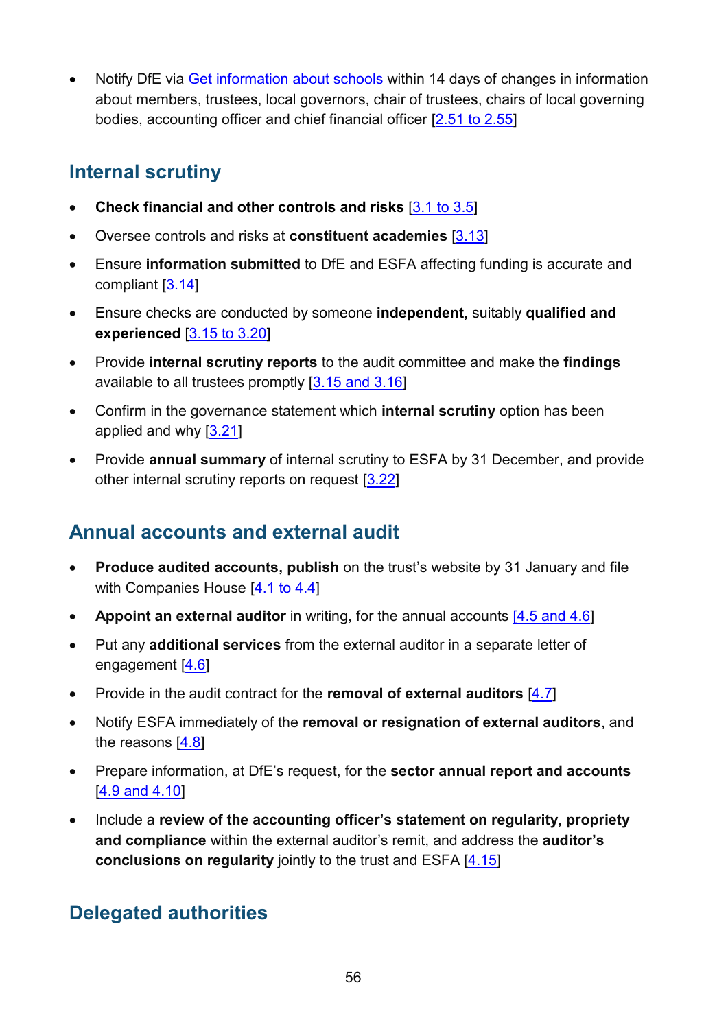- Notify DfE via Get information about schools within 14 days of changes in information about members, trustees, local governors, chair of trustees, chairs of local governing bodies, accounting officer and chief financial officer [2.51 to 2.55]

## Internal scrutiny

- **Check financial and other controls and risks** [3.1 to 3.5]
- Oversee controls and risks at **constituent academies** [3.13]
- Ensure **information submitted** to DfE and ESFA affecting funding is accurate and compliant [3.14]
- Ensure checks are conducted by someone **independent,** suitably **qualified and experienced** [3.15 to 3.20]
- Provide **internal scrutiny reports** to the audit committee and make the **findings** available to all trustees promptly [3.15 and 3.16]
- Confirm in the governance statement which **internal scrutiny** option has been applied and why [3.21]
- Provide **annual summary** of internal scrutiny to ESFA by 31 December, and provide other internal scrutiny reports on request [3.22]

## Annual accounts and external audit

- **Produce audited accounts, publish** on the trust's website by 31 January and file with Companies House [4.1 to 4.4]
- **Appoint an external auditor** in writing, for the annual accounts [4.5 and 4.6]
- Put any **additional services** from the external auditor in a separate letter of engagement [4.6]
- Provide in the audit contract for the **removal of external auditors** [4.7]
- Notify ESFA immediately of the **removal or resignation of external auditors**, and the reasons [4.8]
- Prepare information, at DfE's request, for the **sector annual report and accounts** [4.9 and 4.10]
- Include a **review of the accounting officer's statement on regularity, propriety and compliance** within the external auditor's remit, and address the **auditor's conclusions on regularity** jointly to the trust and ESFA [4.15]

## Delegated authorities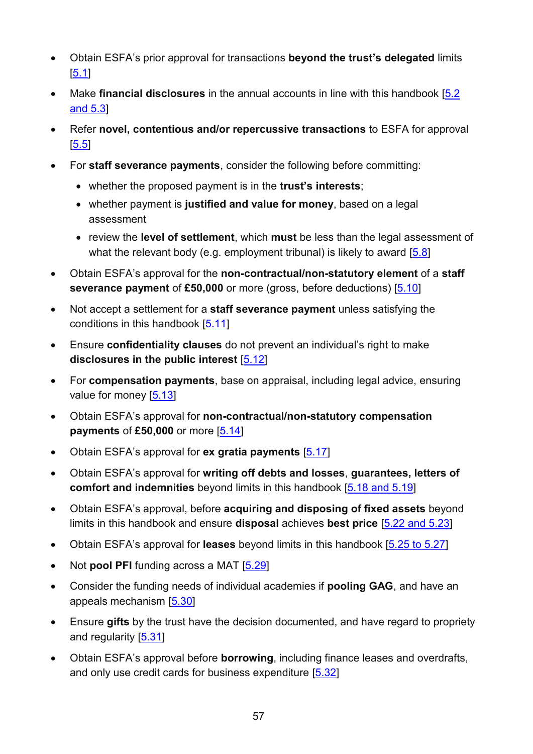- Obtain ESFA's prior approval for transactions **beyond the trust's delegated** limits [5.1]
- Make **financial disclosures** in the annual accounts in line with this handbook [5.2 and 5.3]
- Refer **novel, contentious and/or repercussive transactions** to ESFA for approval [5.5]
- For **staff severance payments**, consider the following before committing:
  - whether the proposed payment is in the **trust's interests**;
  - whether payment is **justified and value for money**, based on a legal assessment
  - review the **level of settlement**, which **must** be less than the legal assessment of what the relevant body (e.g. employment tribunal) is likely to award [5.8]
- Obtain ESFA's approval for the **non-contractual/non-statutory element** of a **staff severance payment** of **£50,000** or more (gross, before deductions) [5.10]
- Not accept a settlement for a **staff severance payment** unless satisfying the conditions in this handbook [5.11]
- Ensure **confidentiality clauses** do not prevent an individual's right to make **disclosures in the public interest** [5.12]
- For **compensation payments**, base on appraisal, including legal advice, ensuring value for money [5.13]
- Obtain ESFA's approval for **non-contractual/non-statutory compensation payments** of **£50,000** or more [5.14]
- Obtain ESFA's approval for **ex gratia payments** [5.17]
- Obtain ESFA's approval for **writing off debts and losses**, **guarantees, letters of comfort and indemnities** beyond limits in this handbook [5.18 and 5.19]
- Obtain ESFA's approval, before **acquiring and disposing of fixed assets** beyond limits in this handbook and ensure **disposal** achieves **best price** [5.22 and 5.23]
- Obtain ESFA's approval for **leases** beyond limits in this handbook [5.25 to 5.27]
- Not **pool PFI** funding across a MAT [5.29]
- Consider the funding needs of individual academies if **pooling GAG**, and have an appeals mechanism [5.30]
- Ensure **gifts** by the trust have the decision documented, and have regard to propriety and regularity [5.31]
- Obtain ESFA's approval before **borrowing**, including finance leases and overdrafts, and only use credit cards for business expenditure [5.32]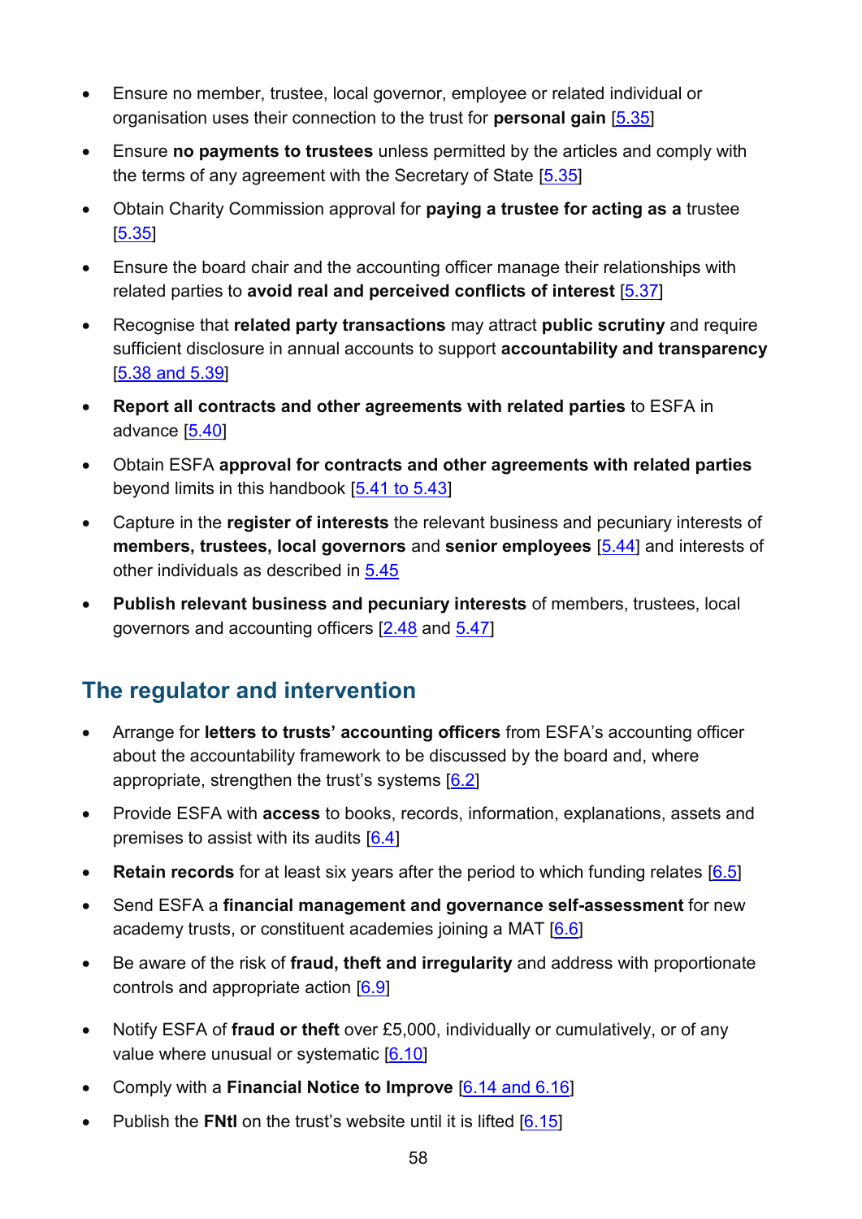- Ensure no member, trustee, local governor, employee or related individual or organisation uses their connection to the trust for **personal gain** [5.35]
- Ensure **no payments to trustees** unless permitted by the articles and comply with the terms of any agreement with the Secretary of State [5.35]
- Obtain Charity Commission approval for **paying a trustee for acting as a** trustee [5.35]
- Ensure the board chair and the accounting officer manage their relationships with related parties to **avoid real and perceived conflicts of interest** [5.37]
- Recognise that **related party transactions** may attract **public scrutiny** and require sufficient disclosure in annual accounts to support **accountability and transparency** [5.38 and 5.39]
- **Report all contracts and other agreements with related parties** to ESFA in advance [5.40]
- Obtain ESFA **approval for contracts and other agreements with related parties** beyond limits in this handbook [5.41 to 5.43]
- Capture in the **register of interests** the relevant business and pecuniary interests of **members, trustees, local governors** and **senior employees** [5.44] and interests of other individuals as described in 5.45
- **Publish relevant business and pecuniary interests** of members, trustees, local governors and accounting officers [2.48 and 5.47]

## The regulator and intervention

- Arrange for **letters to trusts' accounting officers** from ESFA's accounting officer about the accountability framework to be discussed by the board and, where appropriate, strengthen the trust's systems [6.2]
- Provide ESFA with **access** to books, records, information, explanations, assets and premises to assist with its audits [6.4]
- **Retain records** for at least six years after the period to which funding relates [6.5]
- Send ESFA a **financial management and governance self-assessment** for new academy trusts, or constituent academies joining a MAT [6.6]
- Be aware of the risk of **fraud, theft and irregularity** and address with proportionate controls and appropriate action [6.9]
- Notify ESFA of **fraud or theft** over £5,000, individually or cumulatively, or of any value where unusual or systematic [6.10]
- Comply with a **Financial Notice to Improve** [6.14 and 6.16]
- Publish the **FNtI** on the trust's website until it is lifted [6.15]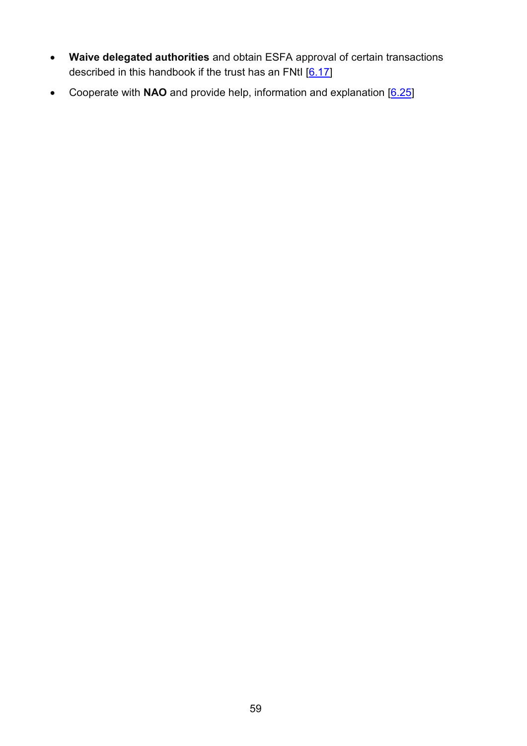- **Waive delegated authorities** and obtain ESFA approval of certain transactions described in this handbook if the trust has an FNtI [6.17]
- Cooperate with **NAO** and provide help, information and explanation [6.25]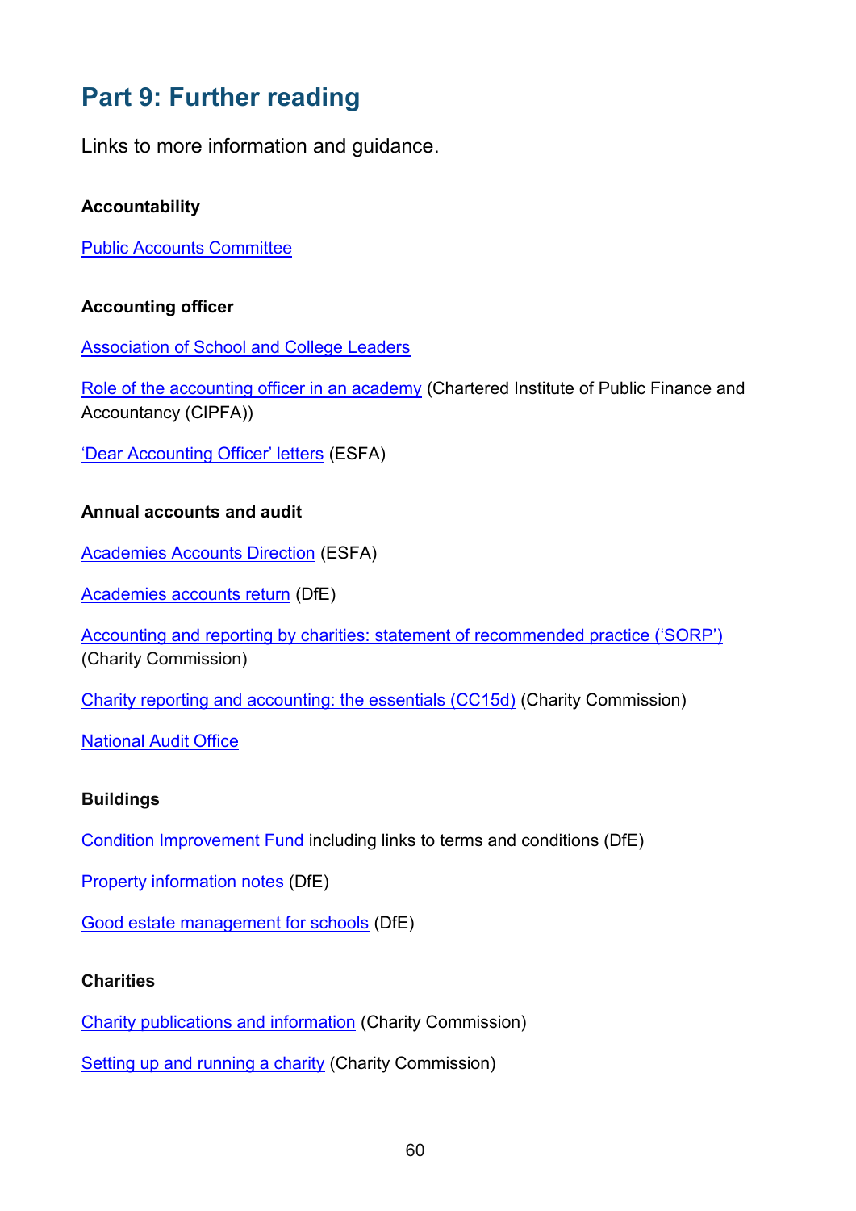## Part 9: Further reading

Links to more information and guidance.

**Accountability**

Public Accounts Committee

**Accounting officer**

Association of School and College Leaders

Role of the accounting officer in an academy (Chartered Institute of Public Finance and Accountancy (CIPFA))

'Dear Accounting Officer' letters (ESFA)

**Annual accounts and audit**

Academies Accounts Direction (ESFA)

Academies accounts return (DfE)

Accounting and reporting by charities: statement of recommended practice ('SORP') (Charity Commission)

Charity reporting and accounting: the essentials (CC15d) (Charity Commission)

National Audit Office

**Buildings**

Condition Improvement Fund including links to terms and conditions (DfE)

Property information notes (DfE)

Good estate management for schools (DfE)

**Charities**

Charity publications and information (Charity Commission)

Setting up and running a charity (Charity Commission)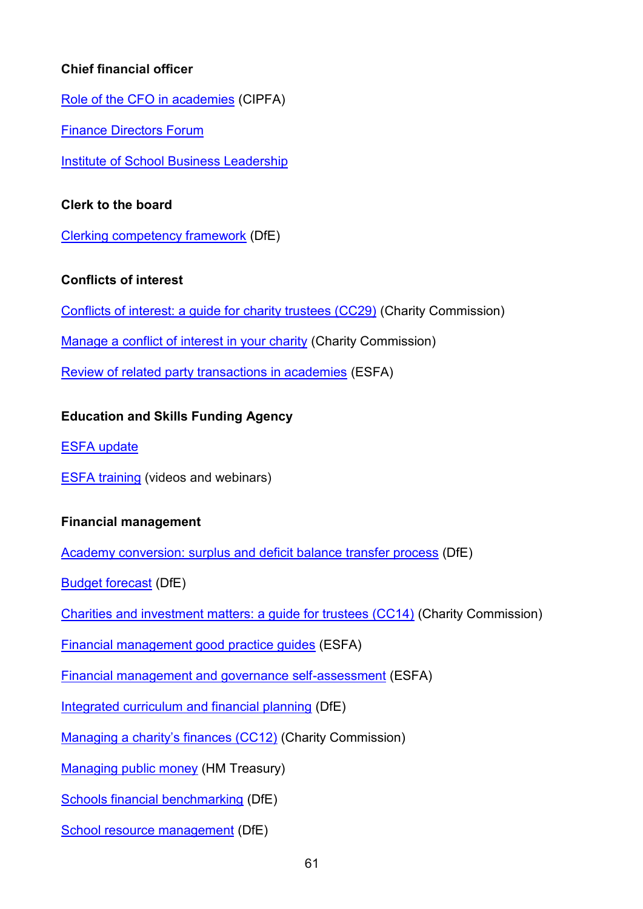**Chief financial officer**

Role of the CFO in academies (CIPFA)

Finance Directors Forum

Institute of School Business Leadership

**Clerk to the board**

Clerking competency framework (DfE)

**Conflicts of interest**

Conflicts of interest: a guide for charity trustees (CC29) (Charity Commission)

Manage a conflict of interest in your charity (Charity Commission)

Review of related party transactions in academies (ESFA)

**Education and Skills Funding Agency**

ESFA update

ESFA training (videos and webinars)

**Financial management**

Academy conversion: surplus and deficit balance transfer process (DfE)

Budget forecast (DfE)

Charities and investment matters: a guide for trustees (CC14) (Charity Commission)

Financial management good practice guides (ESFA)

Financial management and governance self-assessment (ESFA)

Integrated curriculum and financial planning (DfE)

Managing a charity's finances (CC12) (Charity Commission)

Managing public money (HM Treasury)

Schools financial benchmarking (DfE)

School resource management (DfE)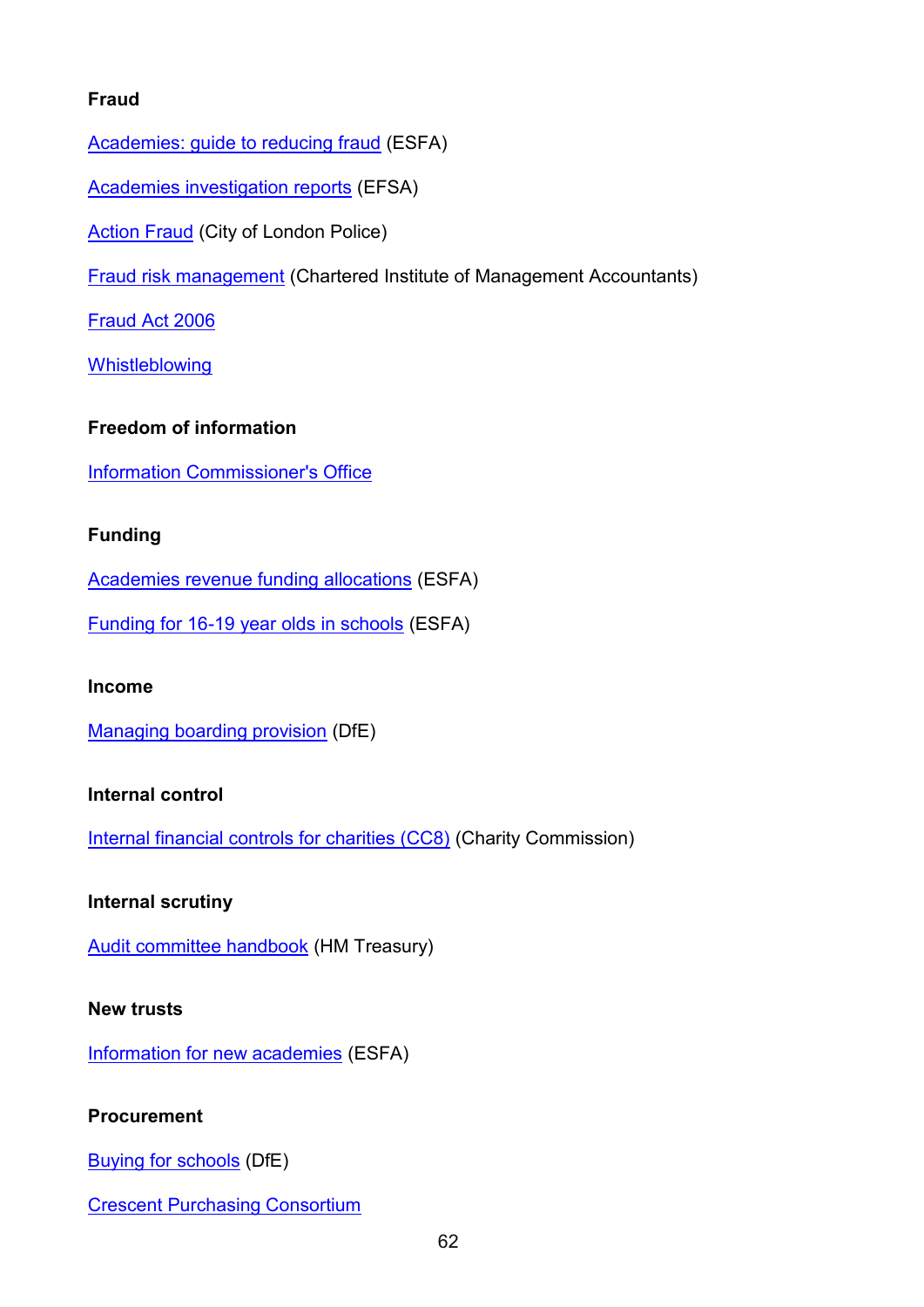**Fraud**

Academies: guide to reducing fraud (ESFA)

Academies investigation reports (EFSA)

Action Fraud (City of London Police)

Fraud risk management (Chartered Institute of Management Accountants)

Fraud Act 2006

Whistleblowing

**Freedom of information**

Information Commissioner's Office

**Funding**

Academies revenue funding allocations (ESFA)

Funding for 16-19 year olds in schools (ESFA)

**Income**

Managing boarding provision (DfE)

**Internal control**

Internal financial controls for charities (CC8) (Charity Commission)

**Internal scrutiny**

Audit committee handbook (HM Treasury)

**New trusts**

Information for new academies (ESFA)

**Procurement**

Buying for schools (DfE)

Crescent Purchasing Consortium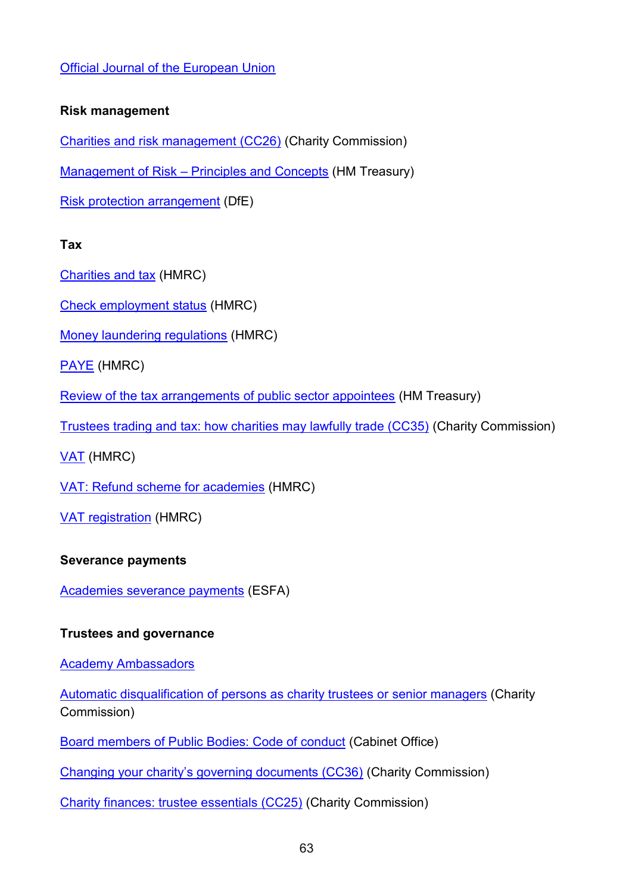Official Journal of the European Union

**Risk management**

Charities and risk management (CC26) (Charity Commission)

Management of Risk – Principles and Concepts (HM Treasury)

Risk protection arrangement (DfE)

**Tax**

Charities and tax (HMRC)

Check employment status (HMRC)

Money laundering regulations (HMRC)

PAYE (HMRC)

Review of the tax arrangements of public sector appointees (HM Treasury)

Trustees trading and tax: how charities may lawfully trade (CC35) (Charity Commission)

VAT (HMRC)

VAT: Refund scheme for academies (HMRC)

VAT registration (HMRC)

**Severance payments**

Academies severance payments (ESFA)

**Trustees and governance**

Academy Ambassadors

Automatic disqualification of persons as charity trustees or senior managers (Charity Commission)

Board members of Public Bodies: Code of conduct (Cabinet Office)

Changing your charity's governing documents (CC36) (Charity Commission)

Charity finances: trustee essentials (CC25) (Charity Commission)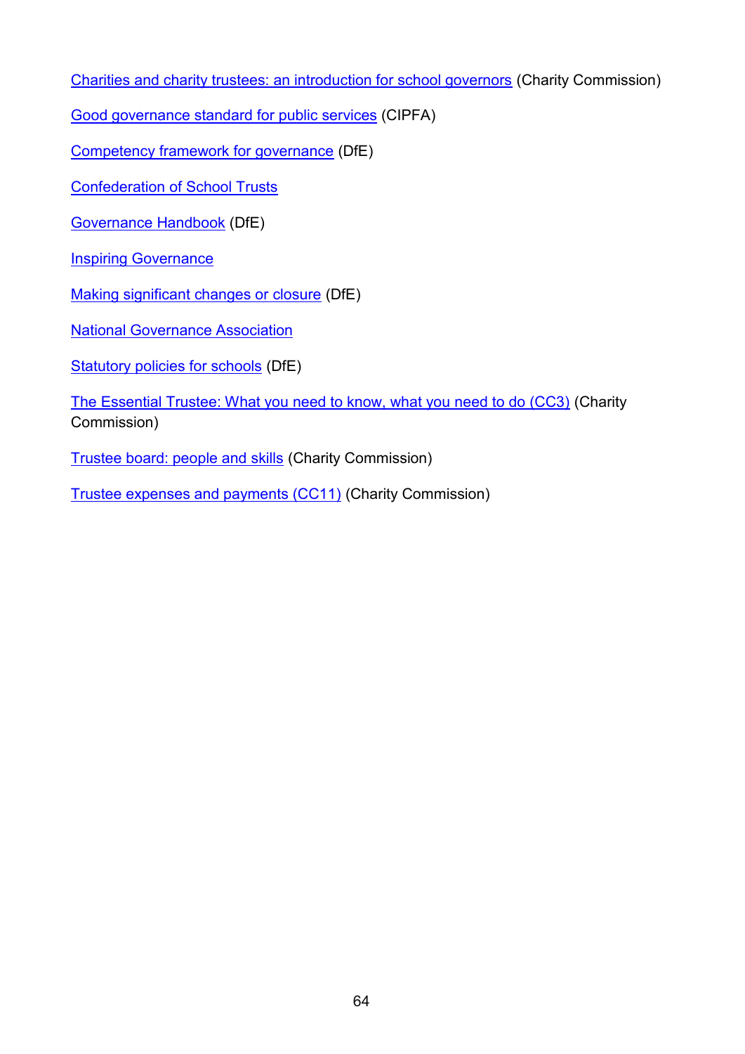Charities and charity trustees: an introduction for school governors (Charity Commission)

Good governance standard for public services (CIPFA)

Competency framework for governance (DfE)

Confederation of School Trusts

Governance Handbook (DfE)

Inspiring Governance

Making significant changes or closure (DfE)

National Governance Association

Statutory policies for schools (DfE)

The Essential Trustee: What you need to know, what you need to do (CC3) (Charity Commission)

Trustee board: people and skills (Charity Commission)

Trustee expenses and payments (CC11) (Charity Commission)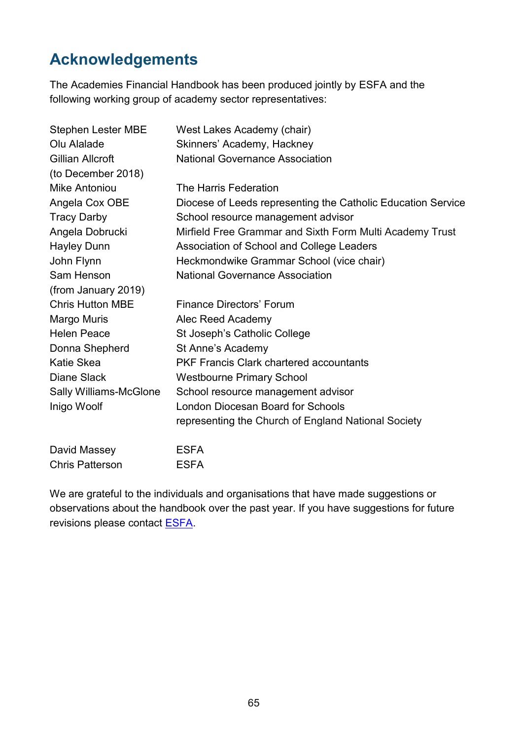## Acknowledgements

The Academies Financial Handbook has been produced jointly by ESFA and the following working group of academy sector representatives:

| | |
|---|---|
| Stephen Lester MBE | West Lakes Academy (chair) |
| Olu Alalade | Skinners' Academy, Hackney |
| Gillian Allcroft (to December 2018) | National Governance Association |
| Mike Antoniou | The Harris Federation |
| Angela Cox OBE | Diocese of Leeds representing the Catholic Education Service |
| Tracy Darby | School resource management advisor |
| Angela Dobrucki | Mirfield Free Grammar and Sixth Form Multi Academy Trust |
| Hayley Dunn | Association of School and College Leaders |
| John Flynn | Heckmondwike Grammar School (vice chair) |
| Sam Henson (from January 2019) | National Governance Association |
| Chris Hutton MBE | Finance Directors' Forum |
| Margo Muris | Alec Reed Academy |
| Helen Peace | St Joseph's Catholic College |
| Donna Shepherd | St Anne's Academy |
| Katie Skea | PKF Francis Clark chartered accountants |
| Diane Slack | Westbourne Primary School |
| Sally Williams-McGlone | School resource management advisor |
| Inigo Woolf | London Diocesan Board for Schools representing the Church of England National Society |
| | |
| David Massey | ESFA |
| Chris Patterson | ESFA |

We are grateful to the individuals and organisations that have made suggestions or observations about the handbook over the past year. If you have suggestions for future revisions please contact ESFA.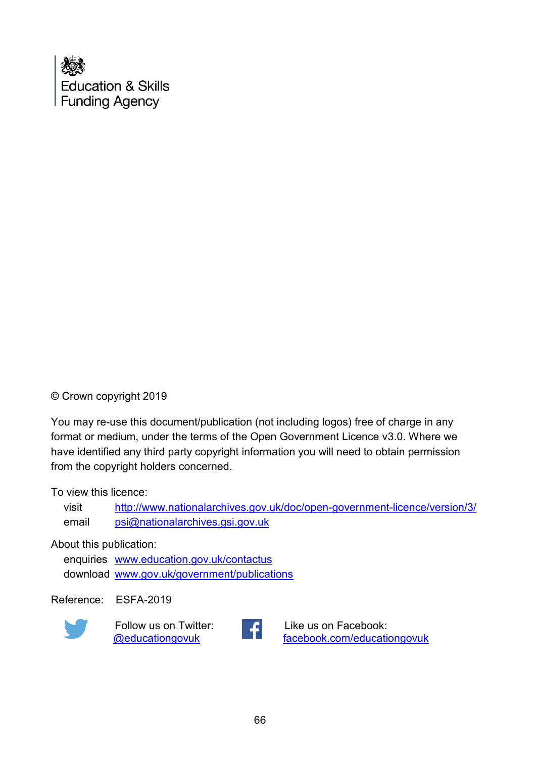Education & Skills
Funding Agency

© Crown copyright 2019

You may re-use this document/publication (not including logos) free of charge in any format or medium, under the terms of the Open Government Licence v3.0. Where we have identified any third party copyright information you will need to obtain permission from the copyright holders concerned.

To view this licence:

visit http://www.nationalarchives.gov.uk/doc/open-government-licence/version/3/
email psi@nationalarchives.gsi.gov.uk

About this publication:

enquiries www.education.gov.uk/contactus
download www.gov.uk/government/publications

Reference: ESFA-2019

Follow us on Twitter:
@educationgovuk

Like us on Facebook:
facebook.com/educationgovuk